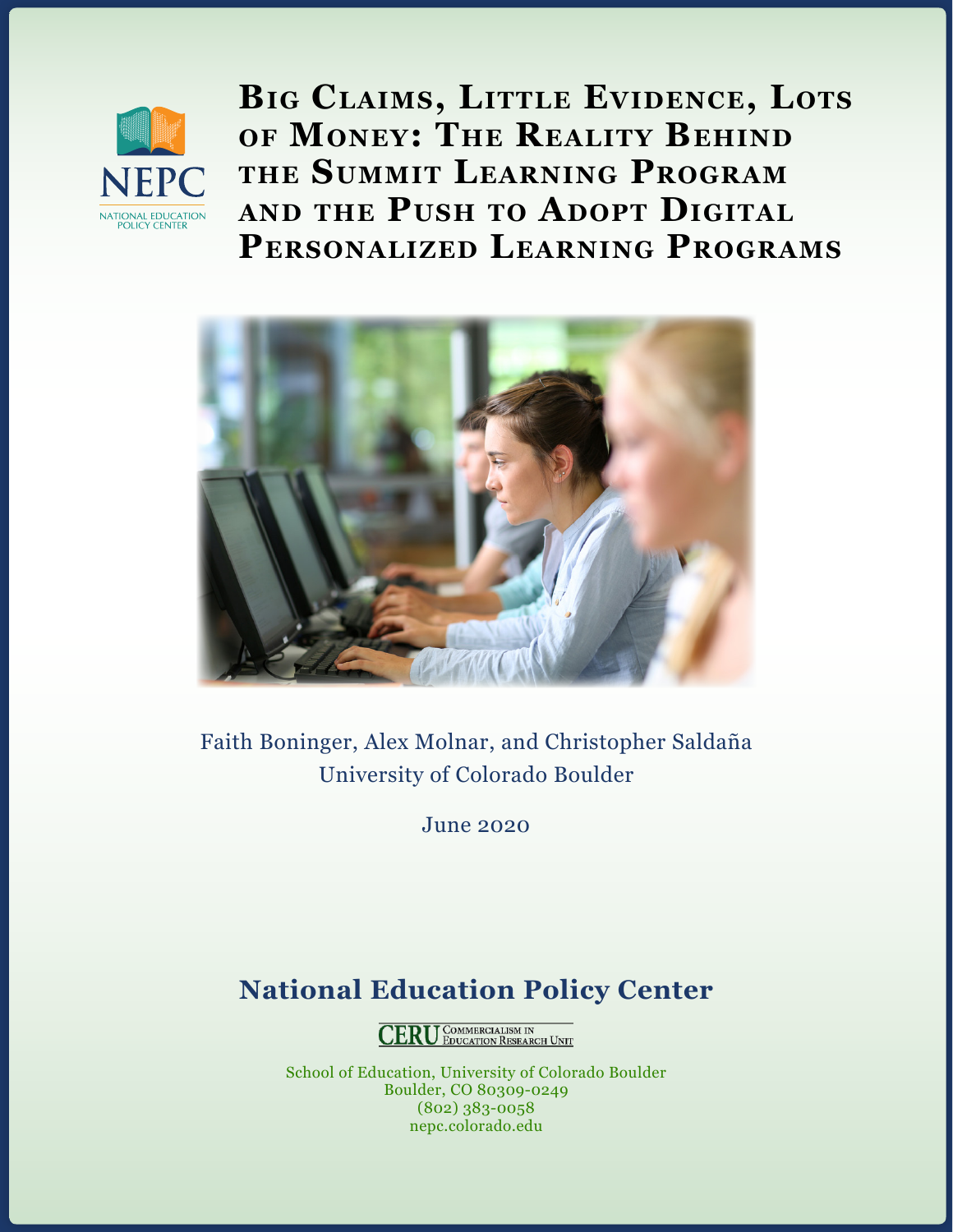NEPC

NATIONAL EDUCATION POLICY CENTER

# Big Claims, Little Evidence, Lots of Money: The Reality Behind the Summit Learning Program and the Push to Adopt Digital Personalized Learning Programs

Faith Boninger, Alex Molnar, and Christopher Saldaña
University of Colorado Boulder

June 2020

## National Education Policy Center

CERU Commercialism in Education Research Unit

School of Education, University of Colorado Boulder
Boulder, CO 80309-0249
(802) 383-0058
nepc.colorado.edu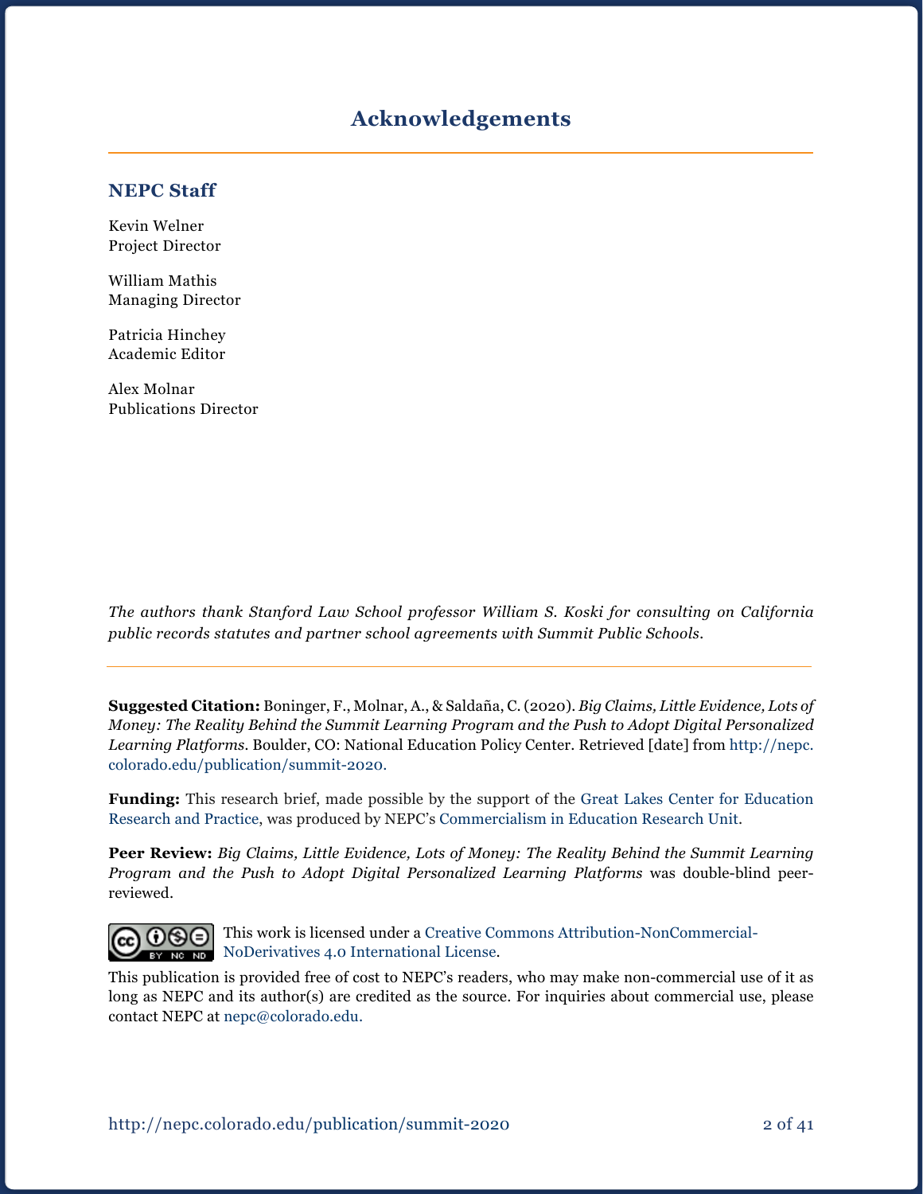# Acknowledgements

## NEPC Staff

Kevin Welner
Project Director

William Mathis
Managing Director

Patricia Hinchey
Academic Editor

Alex Molnar
Publications Director

*The authors thank Stanford Law School professor William S. Koski for consulting on California public records statutes and partner school agreements with Summit Public Schools.*

---

**Suggested Citation:** Boninger, F., Molnar, A., & Saldaña, C. (2020). *Big Claims, Little Evidence, Lots of Money: The Reality Behind the Summit Learning Program and the Push to Adopt Digital Personalized Learning Platforms*. Boulder, CO: National Education Policy Center. Retrieved [date] from http://nepc.colorado.edu/publication/summit-2020.

**Funding:** This research brief, made possible by the support of the Great Lakes Center for Education Research and Practice, was produced by NEPC's Commercialism in Education Research Unit.

**Peer Review:** *Big Claims, Little Evidence, Lots of Money: The Reality Behind the Summit Learning Program and the Push to Adopt Digital Personalized Learning Platforms* was double-blind peer-reviewed.

This work is licensed under a Creative Commons Attribution-NonCommercial-NoDerivatives 4.0 International License.

This publication is provided free of cost to NEPC's readers, who may make non-commercial use of it as long as NEPC and its author(s) are credited as the source. For inquiries about commercial use, please contact NEPC at nepc@colorado.edu.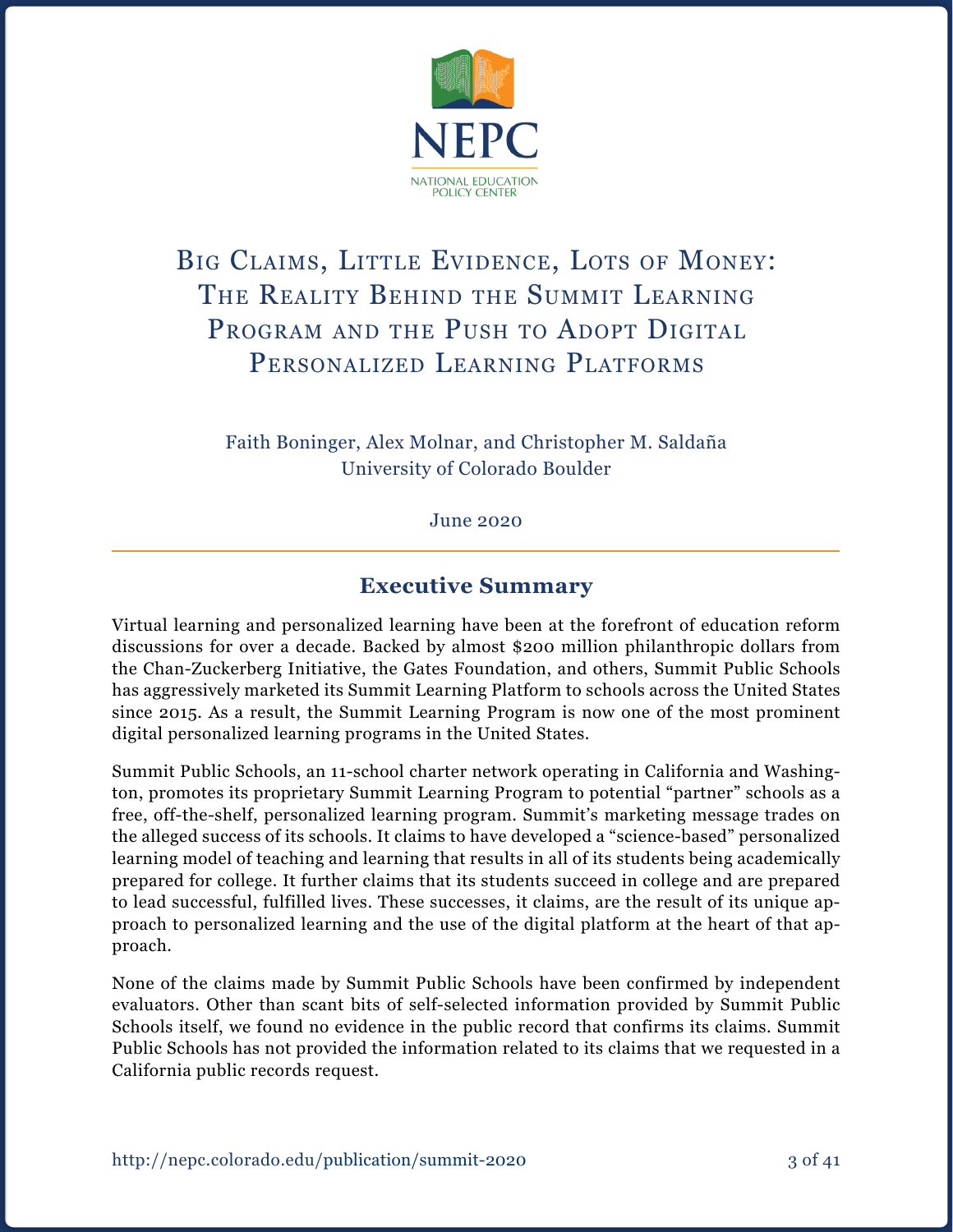NEPC

NATIONAL EDUCATION POLICY CENTER

# Big Claims, Little Evidence, Lots of Money: The Reality Behind the Summit Learning Program and the Push to Adopt Digital Personalized Learning Platforms

Faith Boninger, Alex Molnar, and Christopher M. Saldaña
University of Colorado Boulder

June 2020

## Executive Summary

Virtual learning and personalized learning have been at the forefront of education reform discussions for over a decade. Backed by almost $200 million philanthropic dollars from the Chan-Zuckerberg Initiative, the Gates Foundation, and others, Summit Public Schools has aggressively marketed its Summit Learning Platform to schools across the United States since 2015. As a result, the Summit Learning Program is now one of the most prominent digital personalized learning programs in the United States.

Summit Public Schools, an 11-school charter network operating in California and Washington, promotes its proprietary Summit Learning Program to potential "partner" schools as a free, off-the-shelf, personalized learning program. Summit's marketing message trades on the alleged success of its schools. It claims to have developed a "science-based" personalized learning model of teaching and learning that results in all of its students being academically prepared for college. It further claims that its students succeed in college and are prepared to lead successful, fulfilled lives. These successes, it claims, are the result of its unique approach to personalized learning and the use of the digital platform at the heart of that approach.

None of the claims made by Summit Public Schools have been confirmed by independent evaluators. Other than scant bits of self-selected information provided by Summit Public Schools itself, we found no evidence in the public record that confirms its claims. Summit Public Schools has not provided the information related to its claims that we requested in a California public records request.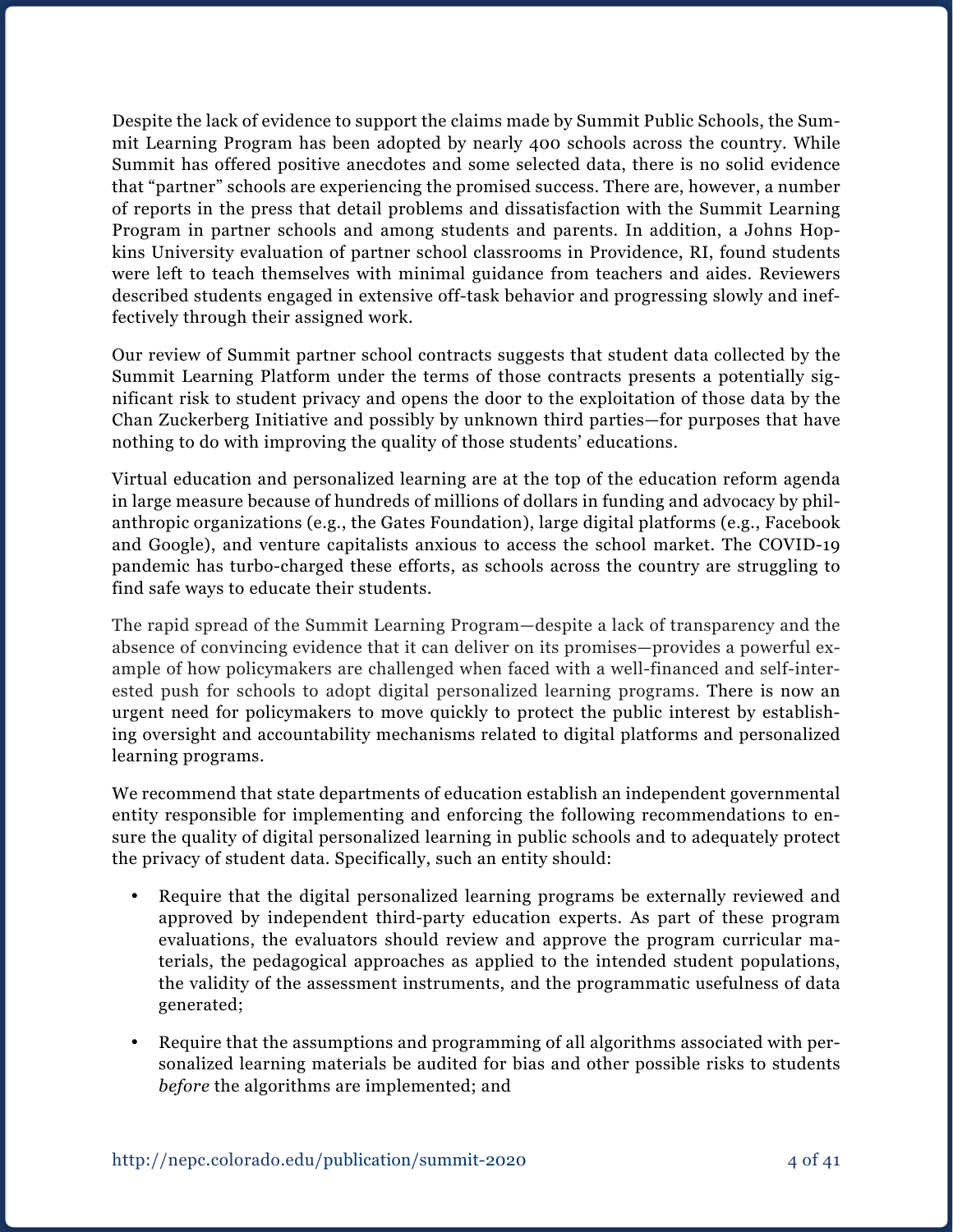Despite the lack of evidence to support the claims made by Summit Public Schools, the Summit Learning Program has been adopted by nearly 400 schools across the country. While Summit has offered positive anecdotes and some selected data, there is no solid evidence that "partner" schools are experiencing the promised success. There are, however, a number of reports in the press that detail problems and dissatisfaction with the Summit Learning Program in partner schools and among students and parents. In addition, a Johns Hopkins University evaluation of partner school classrooms in Providence, RI, found students were left to teach themselves with minimal guidance from teachers and aides. Reviewers described students engaged in extensive off-task behavior and progressing slowly and ineffectively through their assigned work.

Our review of Summit partner school contracts suggests that student data collected by the Summit Learning Platform under the terms of those contracts presents a potentially significant risk to student privacy and opens the door to the exploitation of those data by the Chan Zuckerberg Initiative and possibly by unknown third parties—for purposes that have nothing to do with improving the quality of those students' educations.

Virtual education and personalized learning are at the top of the education reform agenda in large measure because of hundreds of millions of dollars in funding and advocacy by philanthropic organizations (e.g., the Gates Foundation), large digital platforms (e.g., Facebook and Google), and venture capitalists anxious to access the school market. The COVID-19 pandemic has turbo-charged these efforts, as schools across the country are struggling to find safe ways to educate their students.

The rapid spread of the Summit Learning Program—despite a lack of transparency and the absence of convincing evidence that it can deliver on its promises—provides a powerful example of how policymakers are challenged when faced with a well-financed and self-interested push for schools to adopt digital personalized learning programs. There is now an urgent need for policymakers to move quickly to protect the public interest by establishing oversight and accountability mechanisms related to digital platforms and personalized learning programs.

We recommend that state departments of education establish an independent governmental entity responsible for implementing and enforcing the following recommendations to ensure the quality of digital personalized learning in public schools and to adequately protect the privacy of student data. Specifically, such an entity should:

- Require that the digital personalized learning programs be externally reviewed and approved by independent third-party education experts. As part of these program evaluations, the evaluators should review and approve the program curricular materials, the pedagogical approaches as applied to the intended student populations, the validity of the assessment instruments, and the programmatic usefulness of data generated;
- Require that the assumptions and programming of all algorithms associated with personalized learning materials be audited for bias and other possible risks to students *before* the algorithms are implemented; and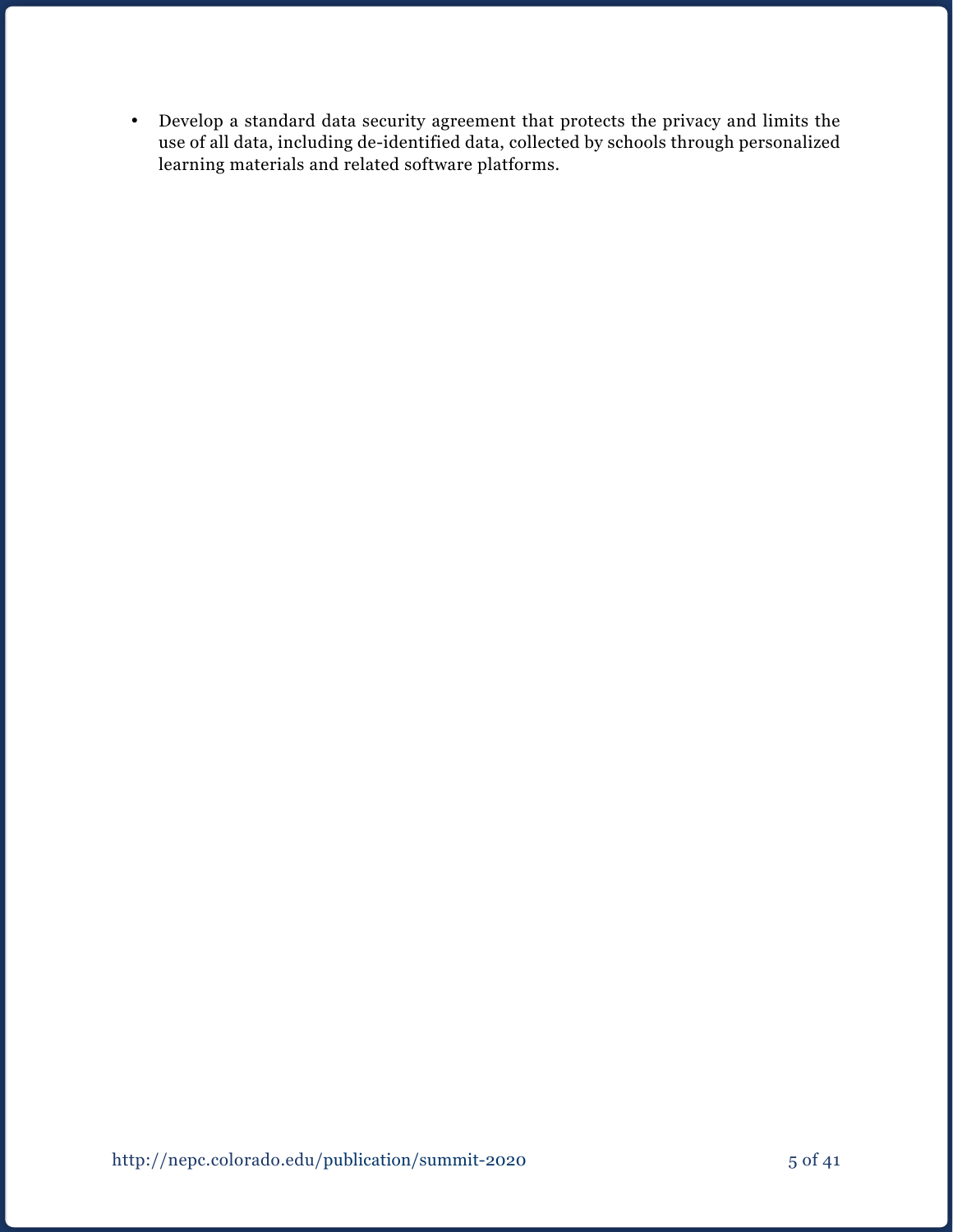- Develop a standard data security agreement that protects the privacy and limits the use of all data, including de-identified data, collected by schools through personalized learning materials and related software platforms.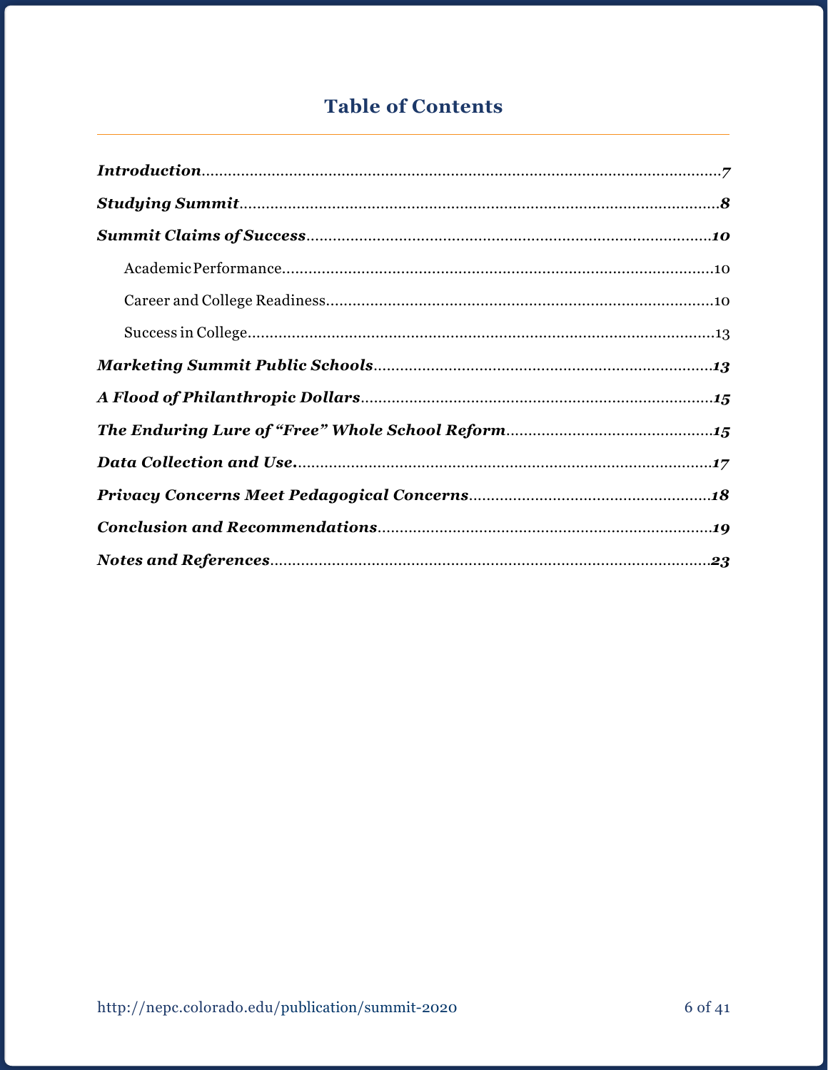# Table of Contents

***Introduction***......7

***Studying Summit***......8

***Summit Claims of Success***......10

- Academic Performance......10
- Career and College Readiness......10
- Success in College......13

***Marketing Summit Public Schools***......13

***A Flood of Philanthropic Dollars***......15

***The Enduring Lure of "Free" Whole School Reform***......15

***Data Collection and Use.***......17

***Privacy Concerns Meet Pedagogical Concerns***......18

***Conclusion and Recommendations***......19

***Notes and References***......23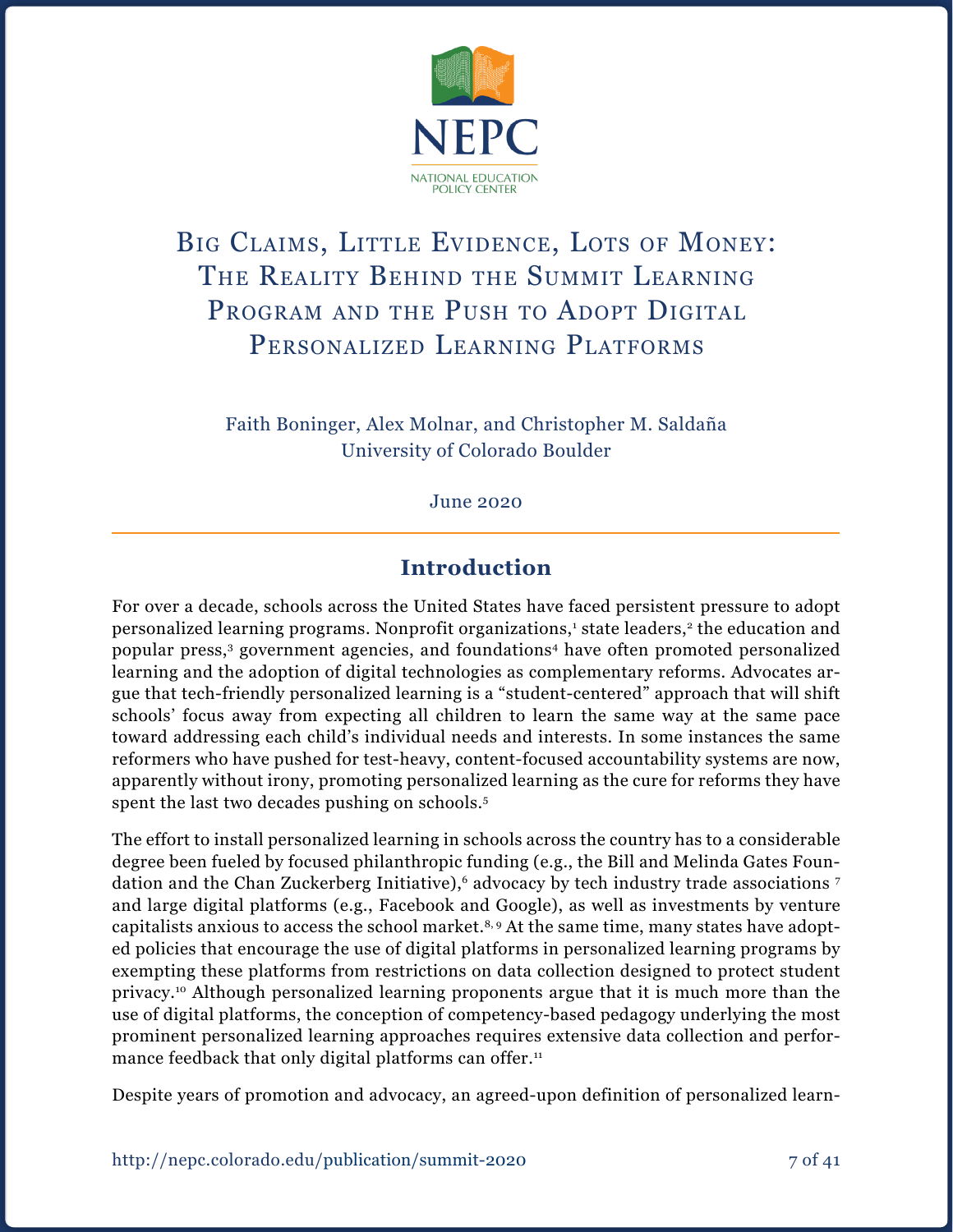NEPC

NATIONAL EDUCATION POLICY CENTER

# Big Claims, Little Evidence, Lots of Money: The Reality Behind the Summit Learning Program and the Push to Adopt Digital Personalized Learning Platforms

Faith Boninger, Alex Molnar, and Christopher M. Saldaña
University of Colorado Boulder

June 2020

## Introduction

For over a decade, schools across the United States have faced persistent pressure to adopt personalized learning programs. Nonprofit organizations,[1] state leaders,[2] the education and popular press,[3] government agencies, and foundations[4] have often promoted personalized learning and the adoption of digital technologies as complementary reforms. Advocates argue that tech-friendly personalized learning is a "student-centered" approach that will shift schools' focus away from expecting all children to learn the same way at the same pace toward addressing each child's individual needs and interests. In some instances the same reformers who have pushed for test-heavy, content-focused accountability systems are now, apparently without irony, promoting personalized learning as the cure for reforms they have spent the last two decades pushing on schools.[5]

The effort to install personalized learning in schools across the country has to a considerable degree been fueled by focused philanthropic funding (e.g., the Bill and Melinda Gates Foundation and the Chan Zuckerberg Initiative),[6] advocacy by tech industry trade associations [7] and large digital platforms (e.g., Facebook and Google), as well as investments by venture capitalists anxious to access the school market.[8, 9] At the same time, many states have adopted policies that encourage the use of digital platforms in personalized learning programs by exempting these platforms from restrictions on data collection designed to protect student privacy.[10] Although personalized learning proponents argue that it is much more than the use of digital platforms, the conception of competency-based pedagogy underlying the most prominent personalized learning approaches requires extensive data collection and performance feedback that only digital platforms can offer.[11]

Despite years of promotion and advocacy, an agreed-upon definition of personalized learn-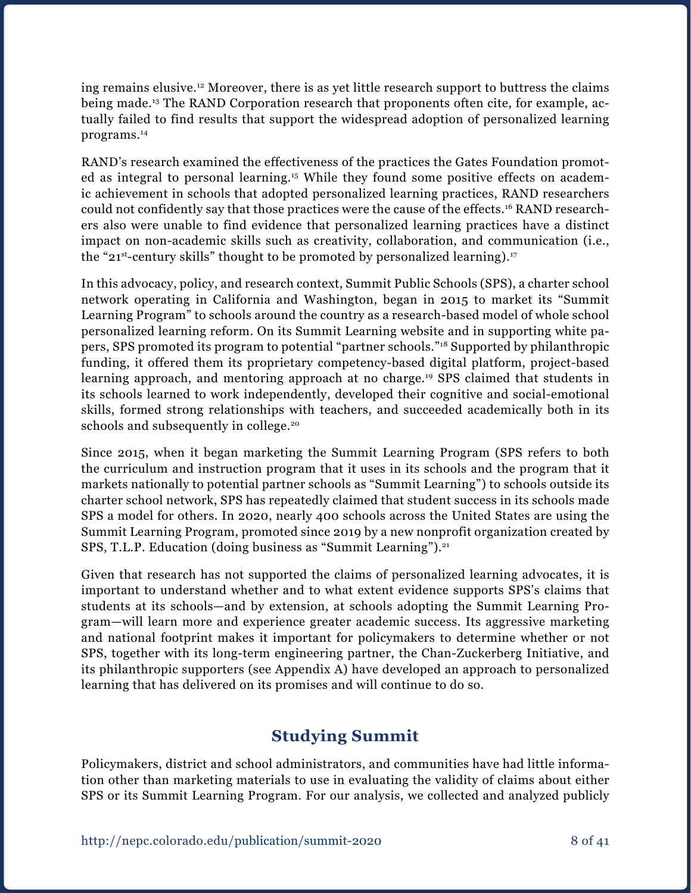ing remains elusive.[12] Moreover, there is as yet little research support to buttress the claims being made.[13] The RAND Corporation research that proponents often cite, for example, actually failed to find results that support the widespread adoption of personalized learning programs.[14]

RAND's research examined the effectiveness of the practices the Gates Foundation promoted as integral to personal learning.[15] While they found some positive effects on academic achievement in schools that adopted personalized learning practices, RAND researchers could not confidently say that those practices were the cause of the effects.[16] RAND researchers also were unable to find evidence that personalized learning practices have a distinct impact on non-academic skills such as creativity, collaboration, and communication (i.e., the "21st-century skills" thought to be promoted by personalized learning).[17]

In this advocacy, policy, and research context, Summit Public Schools (SPS), a charter school network operating in California and Washington, began in 2015 to market its "Summit Learning Program" to schools around the country as a research-based model of whole school personalized learning reform. On its Summit Learning website and in supporting white papers, SPS promoted its program to potential "partner schools."[18] Supported by philanthropic funding, it offered them its proprietary competency-based digital platform, project-based learning approach, and mentoring approach at no charge.[19] SPS claimed that students in its schools learned to work independently, developed their cognitive and social-emotional skills, formed strong relationships with teachers, and succeeded academically both in its schools and subsequently in college.[20]

Since 2015, when it began marketing the Summit Learning Program (SPS refers to both the curriculum and instruction program that it uses in its schools and the program that it markets nationally to potential partner schools as "Summit Learning") to schools outside its charter school network, SPS has repeatedly claimed that student success in its schools made SPS a model for others. In 2020, nearly 400 schools across the United States are using the Summit Learning Program, promoted since 2019 by a new nonprofit organization created by SPS, T.L.P. Education (doing business as "Summit Learning").[21]

Given that research has not supported the claims of personalized learning advocates, it is important to understand whether and to what extent evidence supports SPS's claims that students at its schools—and by extension, at schools adopting the Summit Learning Program—will learn more and experience greater academic success. Its aggressive marketing and national footprint makes it important for policymakers to determine whether or not SPS, together with its long-term engineering partner, the Chan-Zuckerberg Initiative, and its philanthropic supporters (see Appendix A) have developed an approach to personalized learning that has delivered on its promises and will continue to do so.

## Studying Summit

Policymakers, district and school administrators, and communities have had little information other than marketing materials to use in evaluating the validity of claims about either SPS or its Summit Learning Program. For our analysis, we collected and analyzed publicly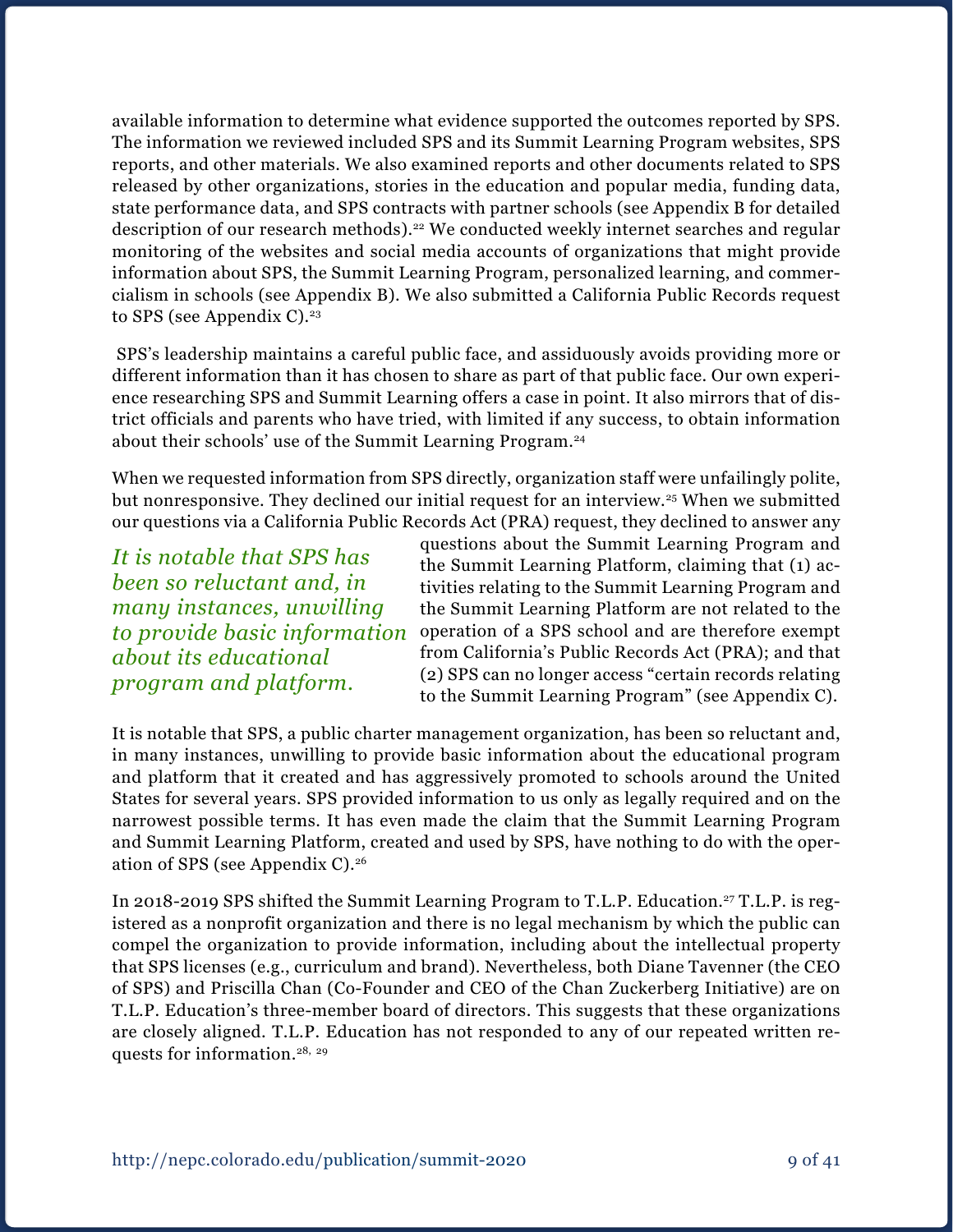available information to determine what evidence supported the outcomes reported by SPS. The information we reviewed included SPS and its Summit Learning Program websites, SPS reports, and other materials. We also examined reports and other documents related to SPS released by other organizations, stories in the education and popular media, funding data, state performance data, and SPS contracts with partner schools (see Appendix B for detailed description of our research methods).[22] We conducted weekly internet searches and regular monitoring of the websites and social media accounts of organizations that might provide information about SPS, the Summit Learning Program, personalized learning, and commercialism in schools (see Appendix B). We also submitted a California Public Records request to SPS (see Appendix C).[23]

SPS's leadership maintains a careful public face, and assiduously avoids providing more or different information than it has chosen to share as part of that public face. Our own experience researching SPS and Summit Learning offers a case in point. It also mirrors that of district officials and parents who have tried, with limited if any success, to obtain information about their schools' use of the Summit Learning Program.[24]

When we requested information from SPS directly, organization staff were unfailingly polite, but nonresponsive. They declined our initial request for an interview.[25] When we submitted our questions via a California Public Records Act (PRA) request, they declined to answer any questions about the Summit Learning Program and the Summit Learning Platform, claiming that (1) activities relating to the Summit Learning Program and the Summit Learning Platform are not related to the operation of a SPS school and are therefore exempt from California's Public Records Act (PRA); and that (2) SPS can no longer access "certain records relating to the Summit Learning Program" (see Appendix C).

*It is notable that SPS has been so reluctant and, in many instances, unwilling to provide basic information about its educational program and platform.*

It is notable that SPS, a public charter management organization, has been so reluctant and, in many instances, unwilling to provide basic information about the educational program and platform that it created and has aggressively promoted to schools around the United States for several years. SPS provided information to us only as legally required and on the narrowest possible terms. It has even made the claim that the Summit Learning Program and Summit Learning Platform, created and used by SPS, have nothing to do with the operation of SPS (see Appendix C).[26]

In 2018-2019 SPS shifted the Summit Learning Program to T.L.P. Education.[27] T.L.P. is registered as a nonprofit organization and there is no legal mechanism by which the public can compel the organization to provide information, including about the intellectual property that SPS licenses (e.g., curriculum and brand). Nevertheless, both Diane Tavenner (the CEO of SPS) and Priscilla Chan (Co-Founder and CEO of the Chan Zuckerberg Initiative) are on T.L.P. Education's three-member board of directors. This suggests that these organizations are closely aligned. T.L.P. Education has not responded to any of our repeated written requests for information.[28, 29]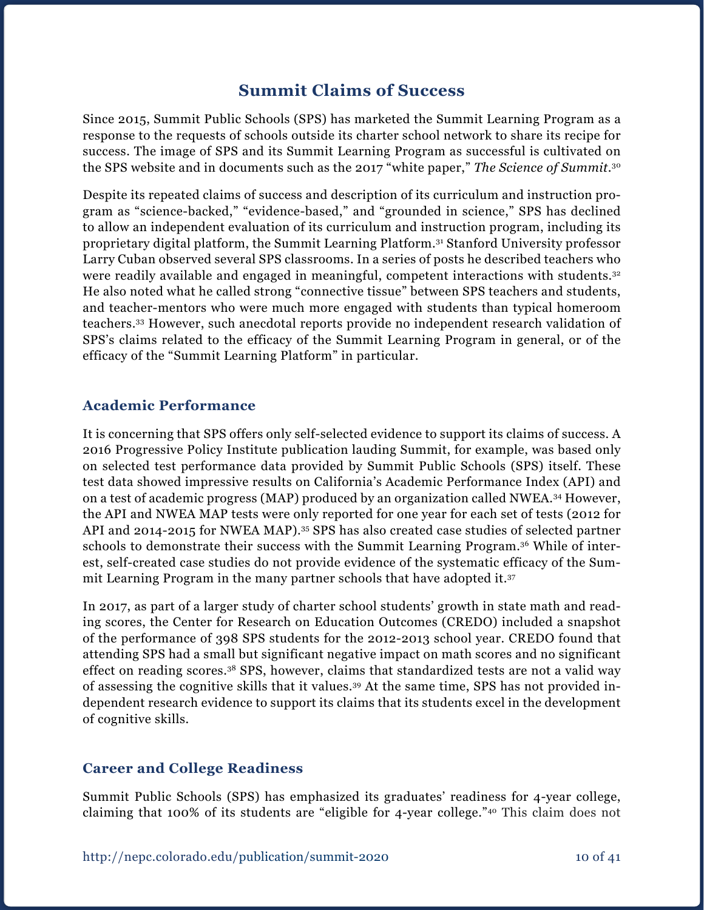## Summit Claims of Success

Since 2015, Summit Public Schools (SPS) has marketed the Summit Learning Program as a response to the requests of schools outside its charter school network to share its recipe for success. The image of SPS and its Summit Learning Program as successful is cultivated on the SPS website and in documents such as the 2017 "white paper," *The Science of Summit*.[30]

Despite its repeated claims of success and description of its curriculum and instruction program as "science-backed," "evidence-based," and "grounded in science," SPS has declined to allow an independent evaluation of its curriculum and instruction program, including its proprietary digital platform, the Summit Learning Platform.[31] Stanford University professor Larry Cuban observed several SPS classrooms. In a series of posts he described teachers who were readily available and engaged in meaningful, competent interactions with students.[32] He also noted what he called strong "connective tissue" between SPS teachers and students, and teacher-mentors who were much more engaged with students than typical homeroom teachers.[33] However, such anecdotal reports provide no independent research validation of SPS's claims related to the efficacy of the Summit Learning Program in general, or of the efficacy of the "Summit Learning Platform" in particular.

### Academic Performance

It is concerning that SPS offers only self-selected evidence to support its claims of success. A 2016 Progressive Policy Institute publication lauding Summit, for example, was based only on selected test performance data provided by Summit Public Schools (SPS) itself. These test data showed impressive results on California's Academic Performance Index (API) and on a test of academic progress (MAP) produced by an organization called NWEA.[34] However, the API and NWEA MAP tests were only reported for one year for each set of tests (2012 for API and 2014-2015 for NWEA MAP).[35] SPS has also created case studies of selected partner schools to demonstrate their success with the Summit Learning Program.[36] While of interest, self-created case studies do not provide evidence of the systematic efficacy of the Summit Learning Program in the many partner schools that have adopted it.[37]

In 2017, as part of a larger study of charter school students' growth in state math and reading scores, the Center for Research on Education Outcomes (CREDO) included a snapshot of the performance of 398 SPS students for the 2012-2013 school year. CREDO found that attending SPS had a small but significant negative impact on math scores and no significant effect on reading scores.[38] SPS, however, claims that standardized tests are not a valid way of assessing the cognitive skills that it values.[39] At the same time, SPS has not provided independent research evidence to support its claims that its students excel in the development of cognitive skills.

### Career and College Readiness

Summit Public Schools (SPS) has emphasized its graduates' readiness for 4-year college, claiming that 100% of its students are "eligible for 4-year college."[40] This claim does not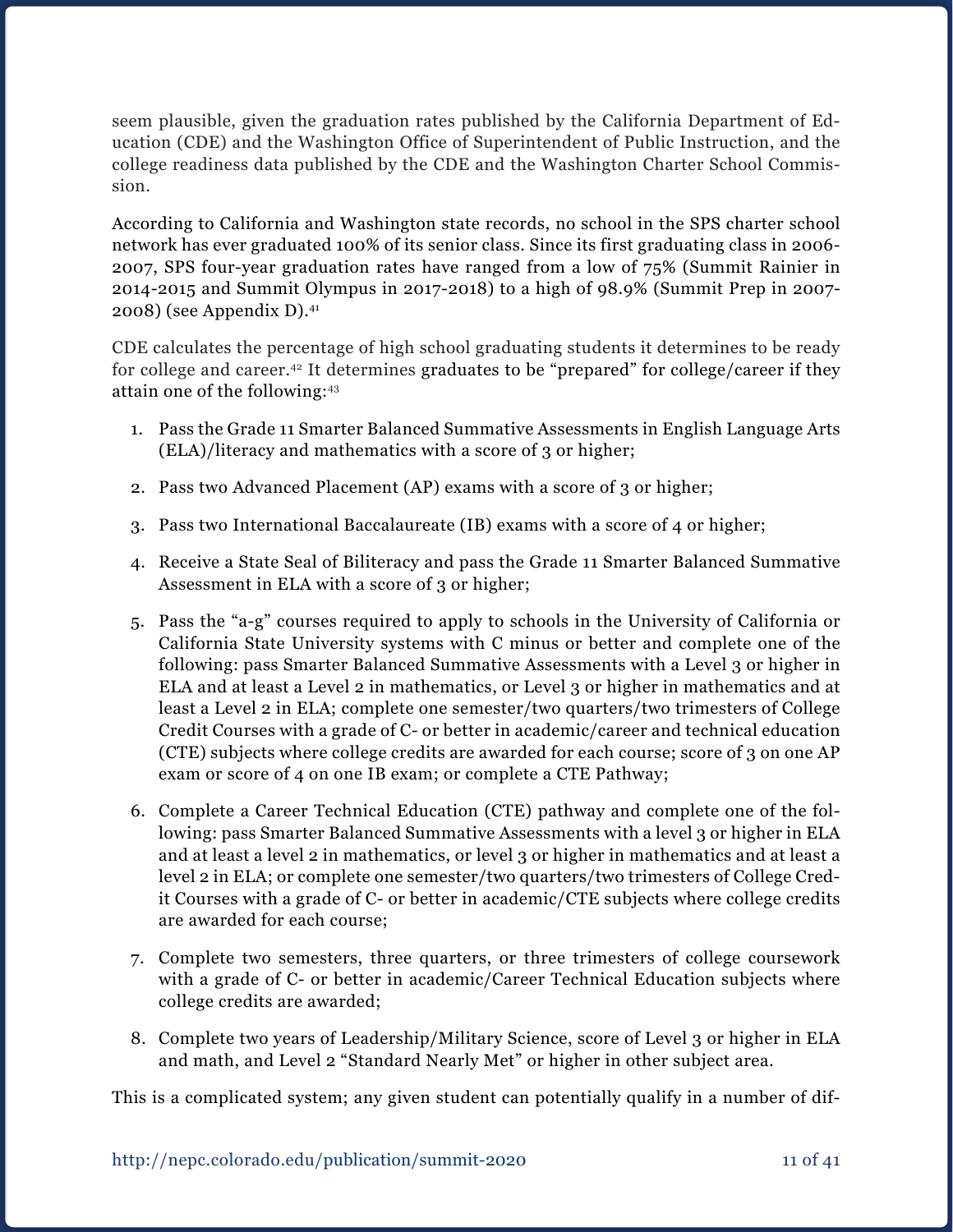seem plausible, given the graduation rates published by the California Department of Education (CDE) and the Washington Office of Superintendent of Public Instruction, and the college readiness data published by the CDE and the Washington Charter School Commission.

According to California and Washington state records, no school in the SPS charter school network has ever graduated 100% of its senior class. Since its first graduating class in 2006-2007, SPS four-year graduation rates have ranged from a low of 75% (Summit Rainier in 2014-2015 and Summit Olympus in 2017-2018) to a high of 98.9% (Summit Prep in 2007-2008) (see Appendix D).[41]

CDE calculates the percentage of high school graduating students it determines to be ready for college and career.[42] It determines graduates to be "prepared" for college/career if they attain one of the following:[43]

1. Pass the Grade 11 Smarter Balanced Summative Assessments in English Language Arts (ELA)/literacy and mathematics with a score of 3 or higher;
2. Pass two Advanced Placement (AP) exams with a score of 3 or higher;
3. Pass two International Baccalaureate (IB) exams with a score of 4 or higher;
4. Receive a State Seal of Biliteracy and pass the Grade 11 Smarter Balanced Summative Assessment in ELA with a score of 3 or higher;
5. Pass the "a-g" courses required to apply to schools in the University of California or California State University systems with C minus or better and complete one of the following: pass Smarter Balanced Summative Assessments with a Level 3 or higher in ELA and at least a Level 2 in mathematics, or Level 3 or higher in mathematics and at least a Level 2 in ELA; complete one semester/two quarters/two trimesters of College Credit Courses with a grade of C- or better in academic/career and technical education (CTE) subjects where college credits are awarded for each course; score of 3 on one AP exam or score of 4 on one IB exam; or complete a CTE Pathway;
6. Complete a Career Technical Education (CTE) pathway and complete one of the following: pass Smarter Balanced Summative Assessments with a level 3 or higher in ELA and at least a level 2 in mathematics, or level 3 or higher in mathematics and at least a level 2 in ELA; or complete one semester/two quarters/two trimesters of College Credit Courses with a grade of C- or better in academic/CTE subjects where college credits are awarded for each course;
7. Complete two semesters, three quarters, or three trimesters of college coursework with a grade of C- or better in academic/Career Technical Education subjects where college credits are awarded;
8. Complete two years of Leadership/Military Science, score of Level 3 or higher in ELA and math, and Level 2 "Standard Nearly Met" or higher in other subject area.

This is a complicated system; any given student can potentially qualify in a number of dif-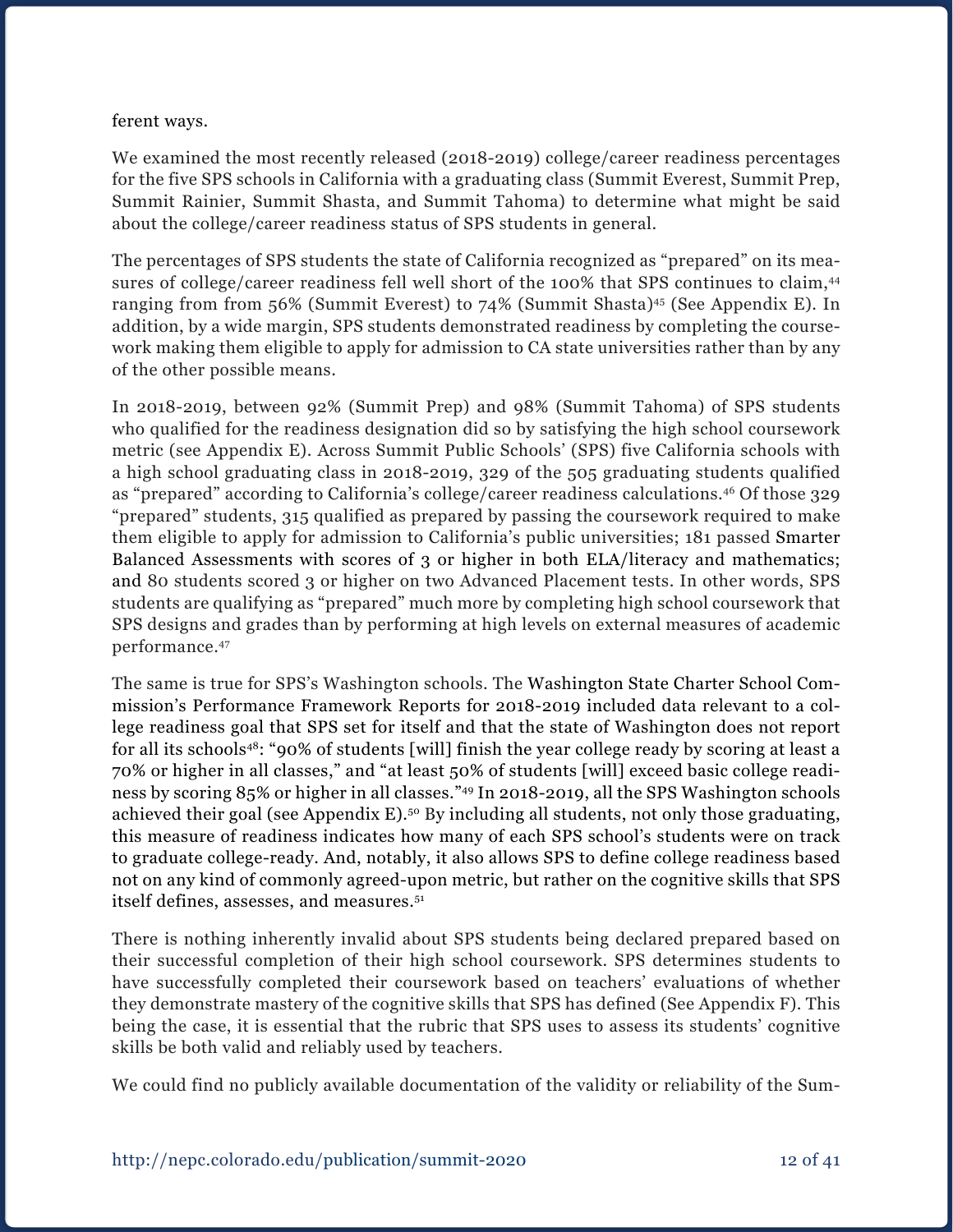ferent ways.

We examined the most recently released (2018-2019) college/career readiness percentages for the five SPS schools in California with a graduating class (Summit Everest, Summit Prep, Summit Rainier, Summit Shasta, and Summit Tahoma) to determine what might be said about the college/career readiness status of SPS students in general.

The percentages of SPS students the state of California recognized as "prepared" on its measures of college/career readiness fell well short of the 100% that SPS continues to claim,[44] ranging from from 56% (Summit Everest) to 74% (Summit Shasta)[45] (See Appendix E). In addition, by a wide margin, SPS students demonstrated readiness by completing the coursework making them eligible to apply for admission to CA state universities rather than by any of the other possible means.

In 2018-2019, between 92% (Summit Prep) and 98% (Summit Tahoma) of SPS students who qualified for the readiness designation did so by satisfying the high school coursework metric (see Appendix E). Across Summit Public Schools' (SPS) five California schools with a high school graduating class in 2018-2019, 329 of the 505 graduating students qualified as "prepared" according to California's college/career readiness calculations.[46] Of those 329 "prepared" students, 315 qualified as prepared by passing the coursework required to make them eligible to apply for admission to California's public universities; 181 passed Smarter Balanced Assessments with scores of 3 or higher in both ELA/literacy and mathematics; and 80 students scored 3 or higher on two Advanced Placement tests. In other words, SPS students are qualifying as "prepared" much more by completing high school coursework that SPS designs and grades than by performing at high levels on external measures of academic performance.[47]

The same is true for SPS's Washington schools. The Washington State Charter School Commission's Performance Framework Reports for 2018-2019 included data relevant to a college readiness goal that SPS set for itself and that the state of Washington does not report for all its schools[48]: "90% of students [will] finish the year college ready by scoring at least a 70% or higher in all classes," and "at least 50% of students [will] exceed basic college readiness by scoring 85% or higher in all classes."[49] In 2018-2019, all the SPS Washington schools achieved their goal (see Appendix E).[50] By including all students, not only those graduating, this measure of readiness indicates how many of each SPS school's students were on track to graduate college-ready. And, notably, it also allows SPS to define college readiness based not on any kind of commonly agreed-upon metric, but rather on the cognitive skills that SPS itself defines, assesses, and measures.[51]

There is nothing inherently invalid about SPS students being declared prepared based on their successful completion of their high school coursework. SPS determines students to have successfully completed their coursework based on teachers' evaluations of whether they demonstrate mastery of the cognitive skills that SPS has defined (See Appendix F). This being the case, it is essential that the rubric that SPS uses to assess its students' cognitive skills be both valid and reliably used by teachers.

We could find no publicly available documentation of the validity or reliability of the Sum-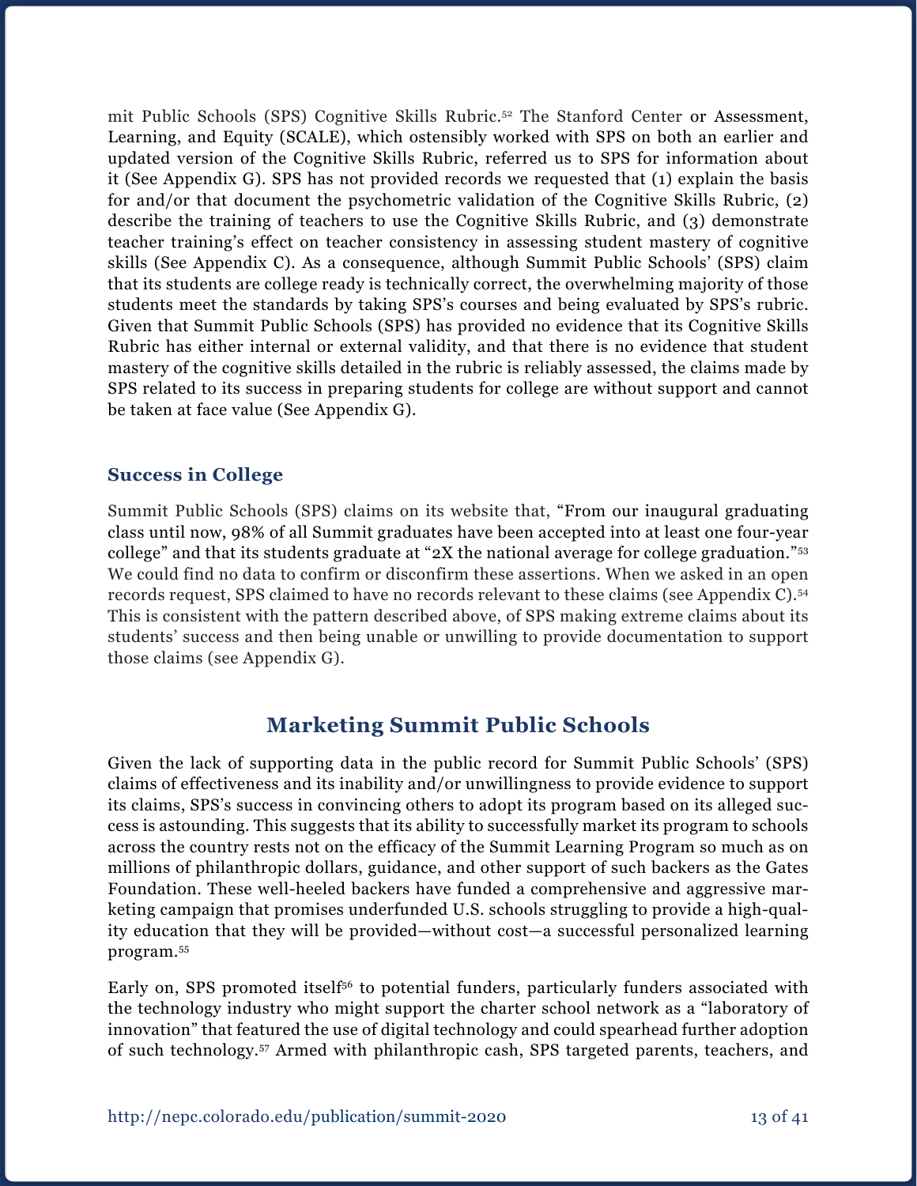mit Public Schools (SPS) Cognitive Skills Rubric.[52] The Stanford Center or Assessment, Learning, and Equity (SCALE), which ostensibly worked with SPS on both an earlier and updated version of the Cognitive Skills Rubric, referred us to SPS for information about it (See Appendix G). SPS has not provided records we requested that (1) explain the basis for and/or that document the psychometric validation of the Cognitive Skills Rubric, (2) describe the training of teachers to use the Cognitive Skills Rubric, and (3) demonstrate teacher training's effect on teacher consistency in assessing student mastery of cognitive skills (See Appendix C). As a consequence, although Summit Public Schools' (SPS) claim that its students are college ready is technically correct, the overwhelming majority of those students meet the standards by taking SPS's courses and being evaluated by SPS's rubric. Given that Summit Public Schools (SPS) has provided no evidence that its Cognitive Skills Rubric has either internal or external validity, and that there is no evidence that student mastery of the cognitive skills detailed in the rubric is reliably assessed, the claims made by SPS related to its success in preparing students for college are without support and cannot be taken at face value (See Appendix G).

### Success in College

Summit Public Schools (SPS) claims on its website that, "From our inaugural graduating class until now, 98% of all Summit graduates have been accepted into at least one four-year college" and that its students graduate at "2X the national average for college graduation."[53] We could find no data to confirm or disconfirm these assertions. When we asked in an open records request, SPS claimed to have no records relevant to these claims (see Appendix C).[54] This is consistent with the pattern described above, of SPS making extreme claims about its students' success and then being unable or unwilling to provide documentation to support those claims (see Appendix G).

## Marketing Summit Public Schools

Given the lack of supporting data in the public record for Summit Public Schools' (SPS) claims of effectiveness and its inability and/or unwillingness to provide evidence to support its claims, SPS's success in convincing others to adopt its program based on its alleged success is astounding. This suggests that its ability to successfully market its program to schools across the country rests not on the efficacy of the Summit Learning Program so much as on millions of philanthropic dollars, guidance, and other support of such backers as the Gates Foundation. These well-heeled backers have funded a comprehensive and aggressive marketing campaign that promises underfunded U.S. schools struggling to provide a high-quality education that they will be provided—without cost—a successful personalized learning program.[55]

Early on, SPS promoted itself[56] to potential funders, particularly funders associated with the technology industry who might support the charter school network as a "laboratory of innovation" that featured the use of digital technology and could spearhead further adoption of such technology.[57] Armed with philanthropic cash, SPS targeted parents, teachers, and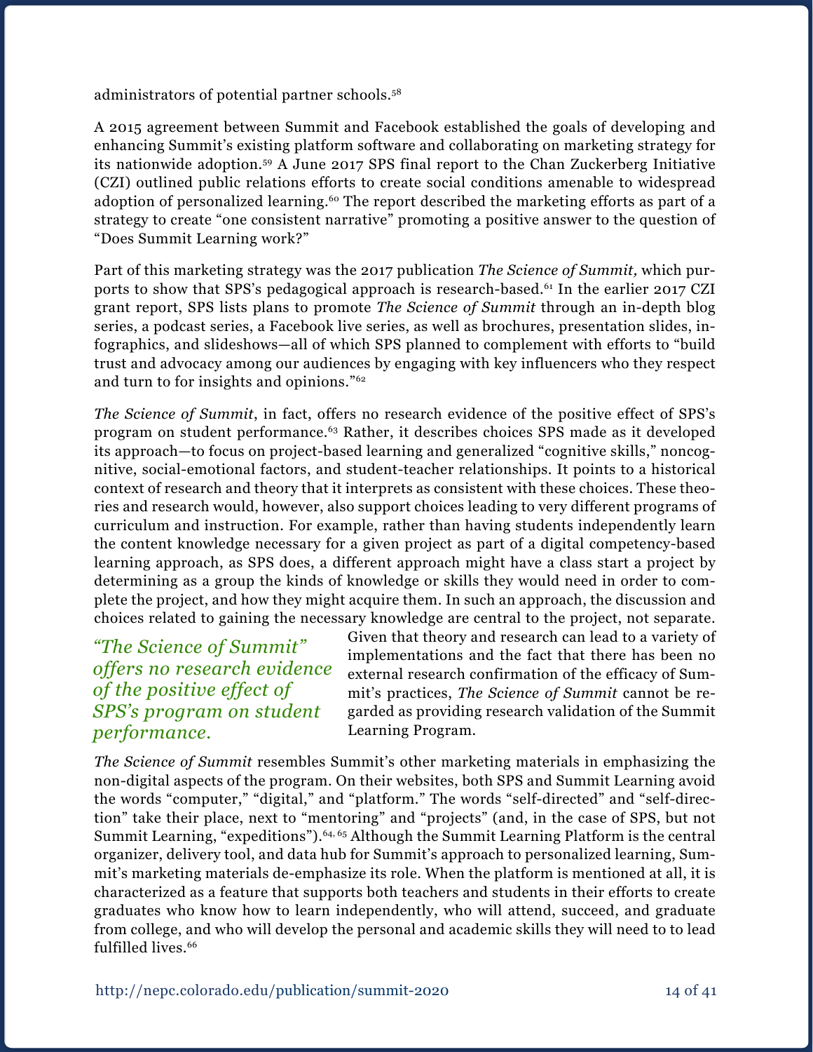administrators of potential partner schools.[58]

A 2015 agreement between Summit and Facebook established the goals of developing and enhancing Summit's existing platform software and collaborating on marketing strategy for its nationwide adoption.[59] A June 2017 SPS final report to the Chan Zuckerberg Initiative (CZI) outlined public relations efforts to create social conditions amenable to widespread adoption of personalized learning.[60] The report described the marketing efforts as part of a strategy to create "one consistent narrative" promoting a positive answer to the question of "Does Summit Learning work?"

Part of this marketing strategy was the 2017 publication *The Science of Summit,* which purports to show that SPS's pedagogical approach is research-based.[61] In the earlier 2017 CZI grant report, SPS lists plans to promote *The Science of Summit* through an in-depth blog series, a podcast series, a Facebook live series, as well as brochures, presentation slides, infographics, and slideshows—all of which SPS planned to complement with efforts to "build trust and advocacy among our audiences by engaging with key influencers who they respect and turn to for insights and opinions."[62]

*The Science of Summit*, in fact, offers no research evidence of the positive effect of SPS's program on student performance.[63] Rather, it describes choices SPS made as it developed its approach—to focus on project-based learning and generalized "cognitive skills," noncognitive, social-emotional factors, and student-teacher relationships. It points to a historical context of research and theory that it interprets as consistent with these choices. These theories and research would, however, also support choices leading to very different programs of curriculum and instruction. For example, rather than having students independently learn the content knowledge necessary for a given project as part of a digital competency-based learning approach, as SPS does, a different approach might have a class start a project by determining as a group the kinds of knowledge or skills they would need in order to complete the project, and how they might acquire them. In such an approach, the discussion and choices related to gaining the necessary knowledge are central to the project, not separate. Given that theory and research can lead to a variety of implementations and the fact that there has been no external research confirmation of the efficacy of Summit's practices, *The Science of Summit* cannot be regarded as providing research validation of the Summit Learning Program.

*"The Science of Summit" offers no research evidence of the positive effect of SPS's program on student performance.*

*The Science of Summit* resembles Summit's other marketing materials in emphasizing the non-digital aspects of the program. On their websites, both SPS and Summit Learning avoid the words "computer," "digital," and "platform." The words "self-directed" and "self-direction" take their place, next to "mentoring" and "projects" (and, in the case of SPS, but not Summit Learning, "expeditions").[64, 65] Although the Summit Learning Platform is the central organizer, delivery tool, and data hub for Summit's approach to personalized learning, Summit's marketing materials de-emphasize its role. When the platform is mentioned at all, it is characterized as a feature that supports both teachers and students in their efforts to create graduates who know how to learn independently, who will attend, succeed, and graduate from college, and who will develop the personal and academic skills they will need to to lead fulfilled lives.[66]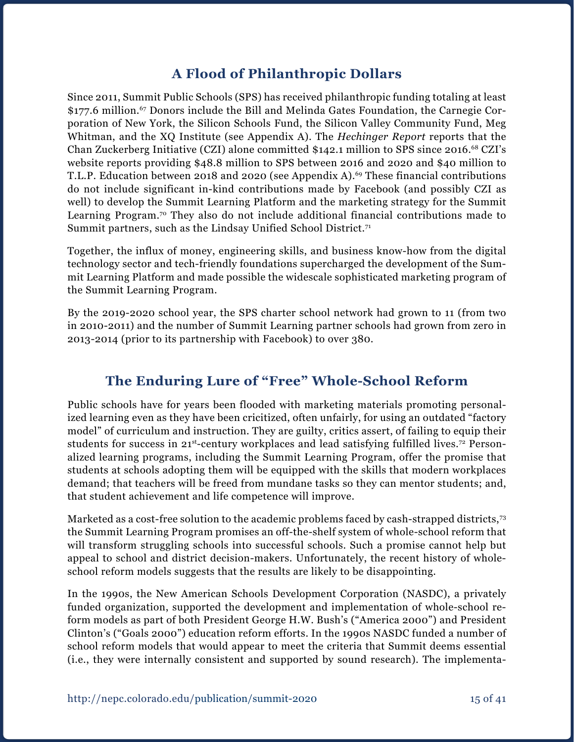## A Flood of Philanthropic Dollars

Since 2011, Summit Public Schools (SPS) has received philanthropic funding totaling at least \$177.6 million.[67] Donors include the Bill and Melinda Gates Foundation, the Carnegie Corporation of New York, the Silicon Schools Fund, the Silicon Valley Community Fund, Meg Whitman, and the XQ Institute (see Appendix A). The *Hechinger Report* reports that the Chan Zuckerberg Initiative (CZI) alone committed \$142.1 million to SPS since 2016.[68] CZI's website reports providing \$48.8 million to SPS between 2016 and 2020 and \$40 million to T.L.P. Education between 2018 and 2020 (see Appendix A).[69] These financial contributions do not include significant in-kind contributions made by Facebook (and possibly CZI as well) to develop the Summit Learning Platform and the marketing strategy for the Summit Learning Program.[70] They also do not include additional financial contributions made to Summit partners, such as the Lindsay Unified School District.[71]

Together, the influx of money, engineering skills, and business know-how from the digital technology sector and tech-friendly foundations supercharged the development of the Summit Learning Platform and made possible the widescale sophisticated marketing program of the Summit Learning Program.

By the 2019-2020 school year, the SPS charter school network had grown to 11 (from two in 2010-2011) and the number of Summit Learning partner schools had grown from zero in 2013-2014 (prior to its partnership with Facebook) to over 380.

## The Enduring Lure of "Free" Whole-School Reform

Public schools have for years been flooded with marketing materials promoting personalized learning even as they have been cricitized, often unfairly, for using an outdated "factory model" of curriculum and instruction. They are guilty, critics assert, of failing to equip their students for success in 21st-century workplaces and lead satisfying fulfilled lives.[72] Personalized learning programs, including the Summit Learning Program, offer the promise that students at schools adopting them will be equipped with the skills that modern workplaces demand; that teachers will be freed from mundane tasks so they can mentor students; and, that student achievement and life competence will improve.

Marketed as a cost-free solution to the academic problems faced by cash-strapped districts,[73] the Summit Learning Program promises an off-the-shelf system of whole-school reform that will transform struggling schools into successful schools. Such a promise cannot help but appeal to school and district decision-makers. Unfortunately, the recent history of whole-school reform models suggests that the results are likely to be disappointing.

In the 1990s, the New American Schools Development Corporation (NASDC), a privately funded organization, supported the development and implementation of whole-school reform models as part of both President George H.W. Bush's ("America 2000") and President Clinton's ("Goals 2000") education reform efforts. In the 1990s NASDC funded a number of school reform models that would appear to meet the criteria that Summit deems essential (i.e., they were internally consistent and supported by sound research). The implementa-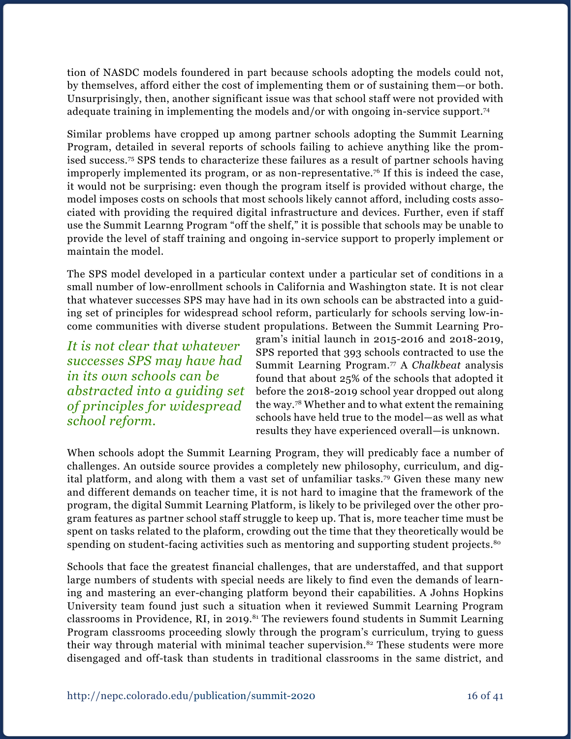tion of NASDC models foundered in part because schools adopting the models could not, by themselves, afford either the cost of implementing them or of sustaining them—or both. Unsurprisingly, then, another significant issue was that school staff were not provided with adequate training in implementing the models and/or with ongoing in-service support.[74]

Similar problems have cropped up among partner schools adopting the Summit Learning Program, detailed in several reports of schools failing to achieve anything like the promised success.[75] SPS tends to characterize these failures as a result of partner schools having improperly implemented its program, or as non-representative.[76] If this is indeed the case, it would not be surprising: even though the program itself is provided without charge, the model imposes costs on schools that most schools likely cannot afford, including costs associated with providing the required digital infrastructure and devices. Further, even if staff use the Summit Learnng Program "off the shelf," it is possible that schools may be unable to provide the level of staff training and ongoing in-service support to properly implement or maintain the model.

The SPS model developed in a particular context under a particular set of conditions in a small number of low-enrollment schools in California and Washington state. It is not clear that whatever successes SPS may have had in its own schools can be abstracted into a guiding set of principles for widespread school reform, particularly for schools serving low-income communities with diverse student propulations. Between the Summit Learning Program's initial launch in 2015-2016 and 2018-2019, SPS reported that 393 schools contracted to use the Summit Learning Program.[77] A *Chalkbeat* analysis found that about 25% of the schools that adopted it before the 2018-2019 school year dropped out along the way.[78] Whether and to what extent the remaining schools have held true to the model—as well as what results they have experienced overall—is unknown.

*It is not clear that whatever successes SPS may have had in its own schools can be abstracted into a guiding set of principles for widespread school reform.*

When schools adopt the Summit Learning Program, they will predicably face a number of challenges. An outside source provides a completely new philosophy, curriculum, and digital platform, and along with them a vast set of unfamiliar tasks.[79] Given these many new and different demands on teacher time, it is not hard to imagine that the framework of the program, the digital Summit Learning Platform, is likely to be privileged over the other program features as partner school staff struggle to keep up. That is, more teacher time must be spent on tasks related to the plaform, crowding out the time that they theoretically would be spending on student-facing activities such as mentoring and supporting student projects.[80]

Schools that face the greatest financial challenges, that are understaffed, and that support large numbers of students with special needs are likely to find even the demands of learning and mastering an ever-changing platform beyond their capabilities. A Johns Hopkins University team found just such a situation when it reviewed Summit Learning Program classrooms in Providence, RI, in 2019.[81] The reviewers found students in Summit Learning Program classrooms proceeding slowly through the program's curriculum, trying to guess their way through material with minimal teacher supervision.[82] These students were more disengaged and off-task than students in traditional classrooms in the same district, and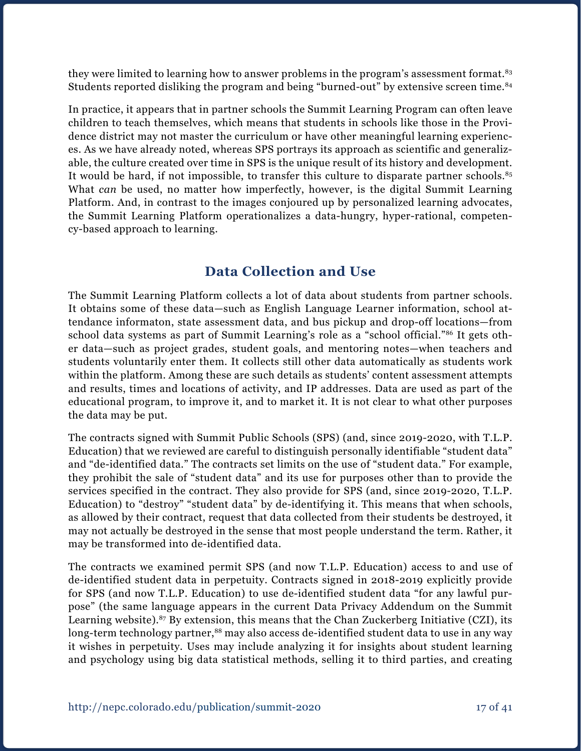they were limited to learning how to answer problems in the program's assessment format.[83] Students reported disliking the program and being "burned-out" by extensive screen time.[84]

In practice, it appears that in partner schools the Summit Learning Program can often leave children to teach themselves, which means that students in schools like those in the Providence district may not master the curriculum or have other meaningful learning experiences. As we have already noted, whereas SPS portrays its approach as scientific and generalizable, the culture created over time in SPS is the unique result of its history and development. It would be hard, if not impossible, to transfer this culture to disparate partner schools.[85] What *can* be used, no matter how imperfectly, however, is the digital Summit Learning Platform. And, in contrast to the images conjoured up by personalized learning advocates, the Summit Learning Platform operationalizes a data-hungry, hyper-rational, competency-based approach to learning.

## Data Collection and Use

The Summit Learning Platform collects a lot of data about students from partner schools. It obtains some of these data—such as English Language Learner information, school attendance informaton, state assessment data, and bus pickup and drop-off locations—from school data systems as part of Summit Learning's role as a "school official."[86] It gets other data—such as project grades, student goals, and mentoring notes—when teachers and students voluntarily enter them. It collects still other data automatically as students work within the platform. Among these are such details as students' content assessment attempts and results, times and locations of activity, and IP addresses. Data are used as part of the educational program, to improve it, and to market it. It is not clear to what other purposes the data may be put.

The contracts signed with Summit Public Schools (SPS) (and, since 2019-2020, with T.L.P. Education) that we reviewed are careful to distinguish personally identifiable "student data" and "de-identified data." The contracts set limits on the use of "student data." For example, they prohibit the sale of "student data" and its use for purposes other than to provide the services specified in the contract. They also provide for SPS (and, since 2019-2020, T.L.P. Education) to "destroy" "student data" by de-identifying it. This means that when schools, as allowed by their contract, request that data collected from their students be destroyed, it may not actually be destroyed in the sense that most people understand the term. Rather, it may be transformed into de-identified data.

The contracts we examined permit SPS (and now T.L.P. Education) access to and use of de-identified student data in perpetuity. Contracts signed in 2018-2019 explicitly provide for SPS (and now T.L.P. Education) to use de-identified student data "for any lawful purpose" (the same language appears in the current Data Privacy Addendum on the Summit Learning website).[87] By extension, this means that the Chan Zuckerberg Initiative (CZI), its long-term technology partner,[88] may also access de-identified student data to use in any way it wishes in perpetuity. Uses may include analyzing it for insights about student learning and psychology using big data statistical methods, selling it to third parties, and creating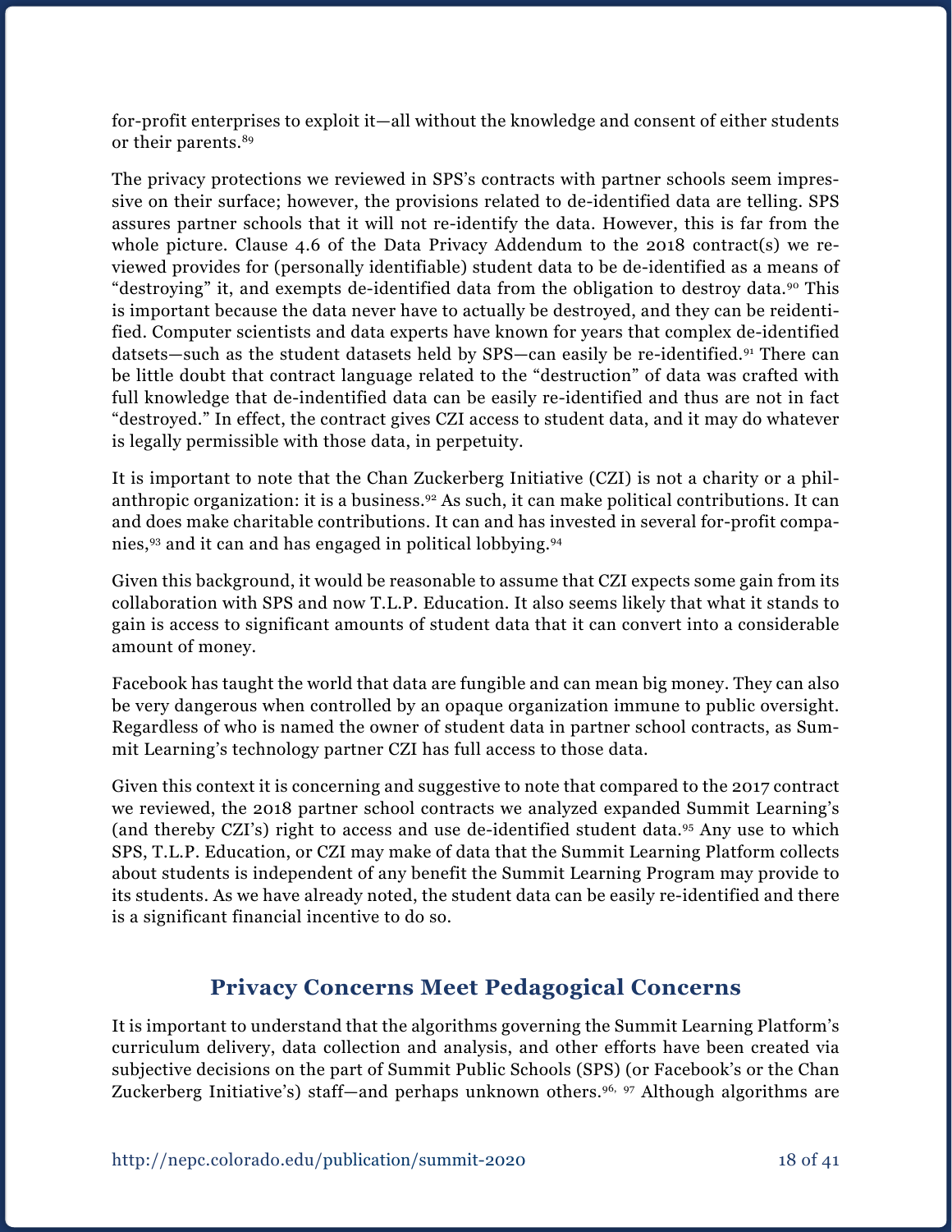for-profit enterprises to exploit it—all without the knowledge and consent of either students or their parents.[89]

The privacy protections we reviewed in SPS's contracts with partner schools seem impressive on their surface; however, the provisions related to de-identified data are telling. SPS assures partner schools that it will not re-identify the data. However, this is far from the whole picture. Clause 4.6 of the Data Privacy Addendum to the 2018 contract(s) we reviewed provides for (personally identifiable) student data to be de-identified as a means of "destroying" it, and exempts de-identified data from the obligation to destroy data.[90] This is important because the data never have to actually be destroyed, and they can be reidentified. Computer scientists and data experts have known for years that complex de-identified datsets—such as the student datasets held by SPS—can easily be re-identified.[91] There can be little doubt that contract language related to the "destruction" of data was crafted with full knowledge that de-indentified data can be easily re-identified and thus are not in fact "destroyed." In effect, the contract gives CZI access to student data, and it may do whatever is legally permissible with those data, in perpetuity.

It is important to note that the Chan Zuckerberg Initiative (CZI) is not a charity or a philanthropic organization: it is a business.[92] As such, it can make political contributions. It can and does make charitable contributions. It can and has invested in several for-profit companies,[93] and it can and has engaged in political lobbying.[94]

Given this background, it would be reasonable to assume that CZI expects some gain from its collaboration with SPS and now T.L.P. Education. It also seems likely that what it stands to gain is access to significant amounts of student data that it can convert into a considerable amount of money.

Facebook has taught the world that data are fungible and can mean big money. They can also be very dangerous when controlled by an opaque organization immune to public oversight. Regardless of who is named the owner of student data in partner school contracts, as Summit Learning's technology partner CZI has full access to those data.

Given this context it is concerning and suggestive to note that compared to the 2017 contract we reviewed, the 2018 partner school contracts we analyzed expanded Summit Learning's (and thereby CZI's) right to access and use de-identified student data.[95] Any use to which SPS, T.L.P. Education, or CZI may make of data that the Summit Learning Platform collects about students is independent of any benefit the Summit Learning Program may provide to its students. As we have already noted, the student data can be easily re-identified and there is a significant financial incentive to do so.

## Privacy Concerns Meet Pedagogical Concerns

It is important to understand that the algorithms governing the Summit Learning Platform's curriculum delivery, data collection and analysis, and other efforts have been created via subjective decisions on the part of Summit Public Schools (SPS) (or Facebook's or the Chan Zuckerberg Initiative's) staff—and perhaps unknown others.[96, 97] Although algorithms are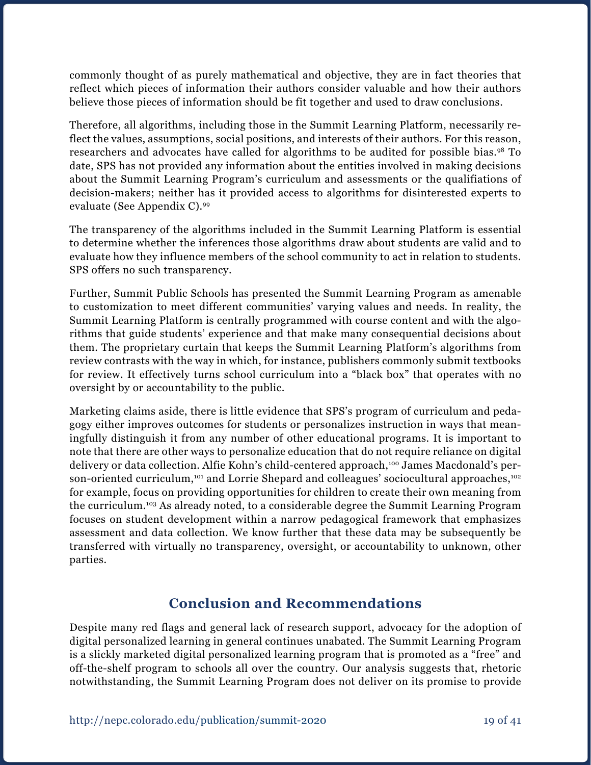commonly thought of as purely mathematical and objective, they are in fact theories that reflect which pieces of information their authors consider valuable and how their authors believe those pieces of information should be fit together and used to draw conclusions.

Therefore, all algorithms, including those in the Summit Learning Platform, necessarily reflect the values, assumptions, social positions, and interests of their authors. For this reason, researchers and advocates have called for algorithms to be audited for possible bias.[98] To date, SPS has not provided any information about the entities involved in making decisions about the Summit Learning Program's curriculum and assessments or the qualifiations of decision-makers; neither has it provided access to algorithms for disinterested experts to evaluate (See Appendix C).[99]

The transparency of the algorithms included in the Summit Learning Platform is essential to determine whether the inferences those algorithms draw about students are valid and to evaluate how they influence members of the school community to act in relation to students. SPS offers no such transparency.

Further, Summit Public Schools has presented the Summit Learning Program as amenable to customization to meet different communities' varying values and needs. In reality, the Summit Learning Platform is centrally programmed with course content and with the algorithms that guide students' experience and that make many consequential decisions about them. The proprietary curtain that keeps the Summit Learning Platform's algorithms from review contrasts with the way in which, for instance, publishers commonly submit textbooks for review. It effectively turns school curriculum into a "black box" that operates with no oversight by or accountability to the public.

Marketing claims aside, there is little evidence that SPS's program of curriculum and pedagogy either improves outcomes for students or personalizes instruction in ways that meaningfully distinguish it from any number of other educational programs. It is important to note that there are other ways to personalize education that do not require reliance on digital delivery or data collection. Alfie Kohn's child-centered approach,[100] James Macdonald's person-oriented curriculum,[101] and Lorrie Shepard and colleagues' sociocultural approaches,[102] for example, focus on providing opportunities for children to create their own meaning from the curriculum.[103] As already noted, to a considerable degree the Summit Learning Program focuses on student development within a narrow pedagogical framework that emphasizes assessment and data collection. We know further that these data may be subsequently be transferred with virtually no transparency, oversight, or accountability to unknown, other parties.

## Conclusion and Recommendations

Despite many red flags and general lack of research support, advocacy for the adoption of digital personalized learning in general continues unabated. The Summit Learning Program is a slickly marketed digital personalized learning program that is promoted as a "free" and off-the-shelf program to schools all over the country. Our analysis suggests that, rhetoric notwithstanding, the Summit Learning Program does not deliver on its promise to provide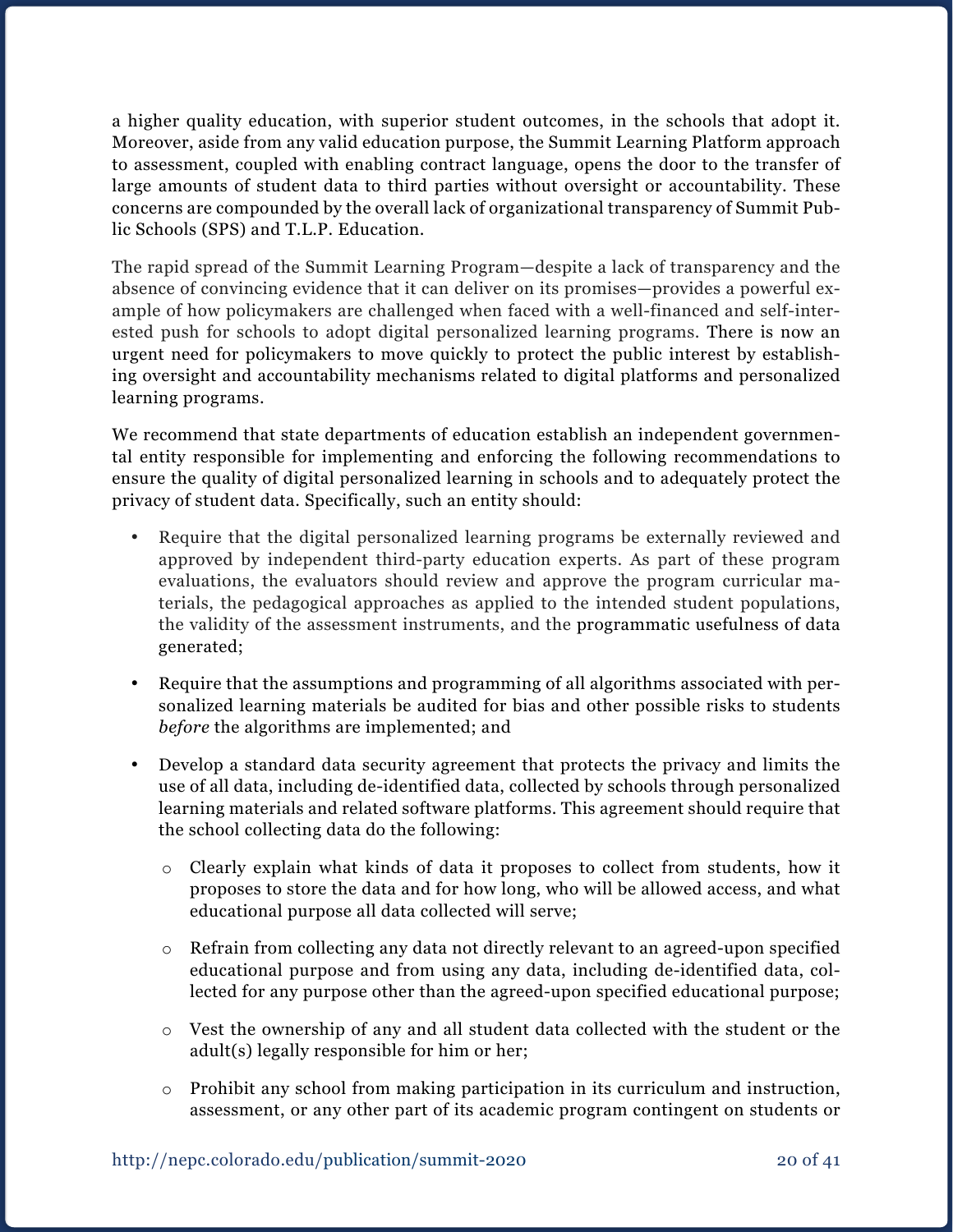a higher quality education, with superior student outcomes, in the schools that adopt it. Moreover, aside from any valid education purpose, the Summit Learning Platform approach to assessment, coupled with enabling contract language, opens the door to the transfer of large amounts of student data to third parties without oversight or accountability. These concerns are compounded by the overall lack of organizational transparency of Summit Public Schools (SPS) and T.L.P. Education.

The rapid spread of the Summit Learning Program—despite a lack of transparency and the absence of convincing evidence that it can deliver on its promises—provides a powerful example of how policymakers are challenged when faced with a well-financed and self-interested push for schools to adopt digital personalized learning programs. There is now an urgent need for policymakers to move quickly to protect the public interest by establishing oversight and accountability mechanisms related to digital platforms and personalized learning programs.

We recommend that state departments of education establish an independent governmental entity responsible for implementing and enforcing the following recommendations to ensure the quality of digital personalized learning in schools and to adequately protect the privacy of student data. Specifically, such an entity should:

- Require that the digital personalized learning programs be externally reviewed and approved by independent third-party education experts. As part of these program evaluations, the evaluators should review and approve the program curricular materials, the pedagogical approaches as applied to the intended student populations, the validity of the assessment instruments, and the programmatic usefulness of data generated;
- Require that the assumptions and programming of all algorithms associated with personalized learning materials be audited for bias and other possible risks to students *before* the algorithms are implemented; and
- Develop a standard data security agreement that protects the privacy and limits the use of all data, including de-identified data, collected by schools through personalized learning materials and related software platforms. This agreement should require that the school collecting data do the following:
    - Clearly explain what kinds of data it proposes to collect from students, how it proposes to store the data and for how long, who will be allowed access, and what educational purpose all data collected will serve;
    - Refrain from collecting any data not directly relevant to an agreed-upon specified educational purpose and from using any data, including de-identified data, collected for any purpose other than the agreed-upon specified educational purpose;
    - Vest the ownership of any and all student data collected with the student or the adult(s) legally responsible for him or her;
    - Prohibit any school from making participation in its curriculum and instruction, assessment, or any other part of its academic program contingent on students or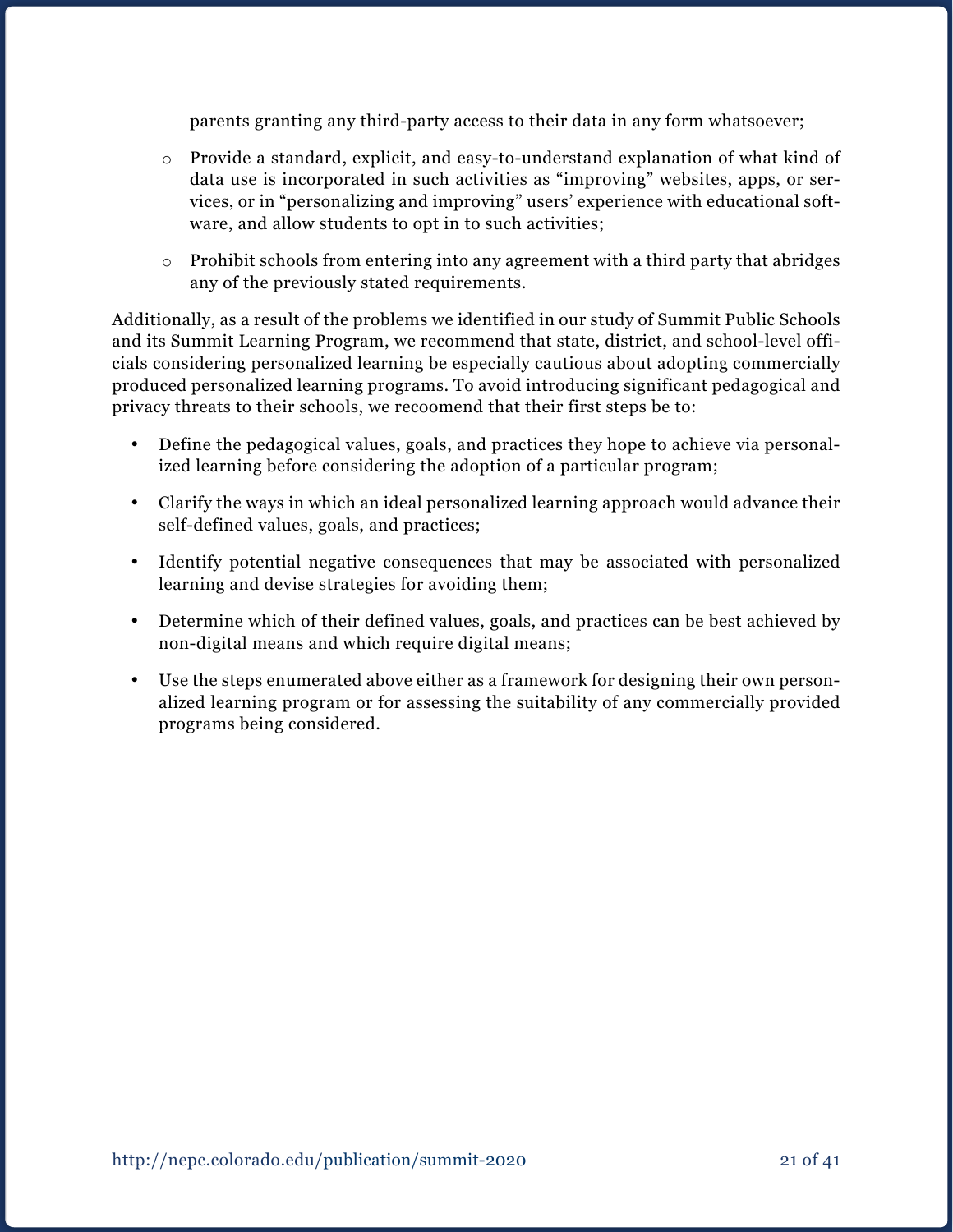parents granting any third-party access to their data in any form whatsoever;

  - Provide a standard, explicit, and easy-to-understand explanation of what kind of data use is incorporated in such activities as "improving" websites, apps, or services, or in "personalizing and improving" users' experience with educational software, and allow students to opt in to such activities;

  - Prohibit schools from entering into any agreement with a third party that abridges any of the previously stated requirements.

Additionally, as a result of the problems we identified in our study of Summit Public Schools and its Summit Learning Program, we recommend that state, district, and school-level officials considering personalized learning be especially cautious about adopting commercially produced personalized learning programs. To avoid introducing significant pedagogical and privacy threats to their schools, we recoomend that their first steps be to:

- Define the pedagogical values, goals, and practices they hope to achieve via personalized learning before considering the adoption of a particular program;

- Clarify the ways in which an ideal personalized learning approach would advance their self-defined values, goals, and practices;

- Identify potential negative consequences that may be associated with personalized learning and devise strategies for avoiding them;

- Determine which of their defined values, goals, and practices can be best achieved by non-digital means and which require digital means;

- Use the steps enumerated above either as a framework for designing their own personalized learning program or for assessing the suitability of any commercially provided programs being considered.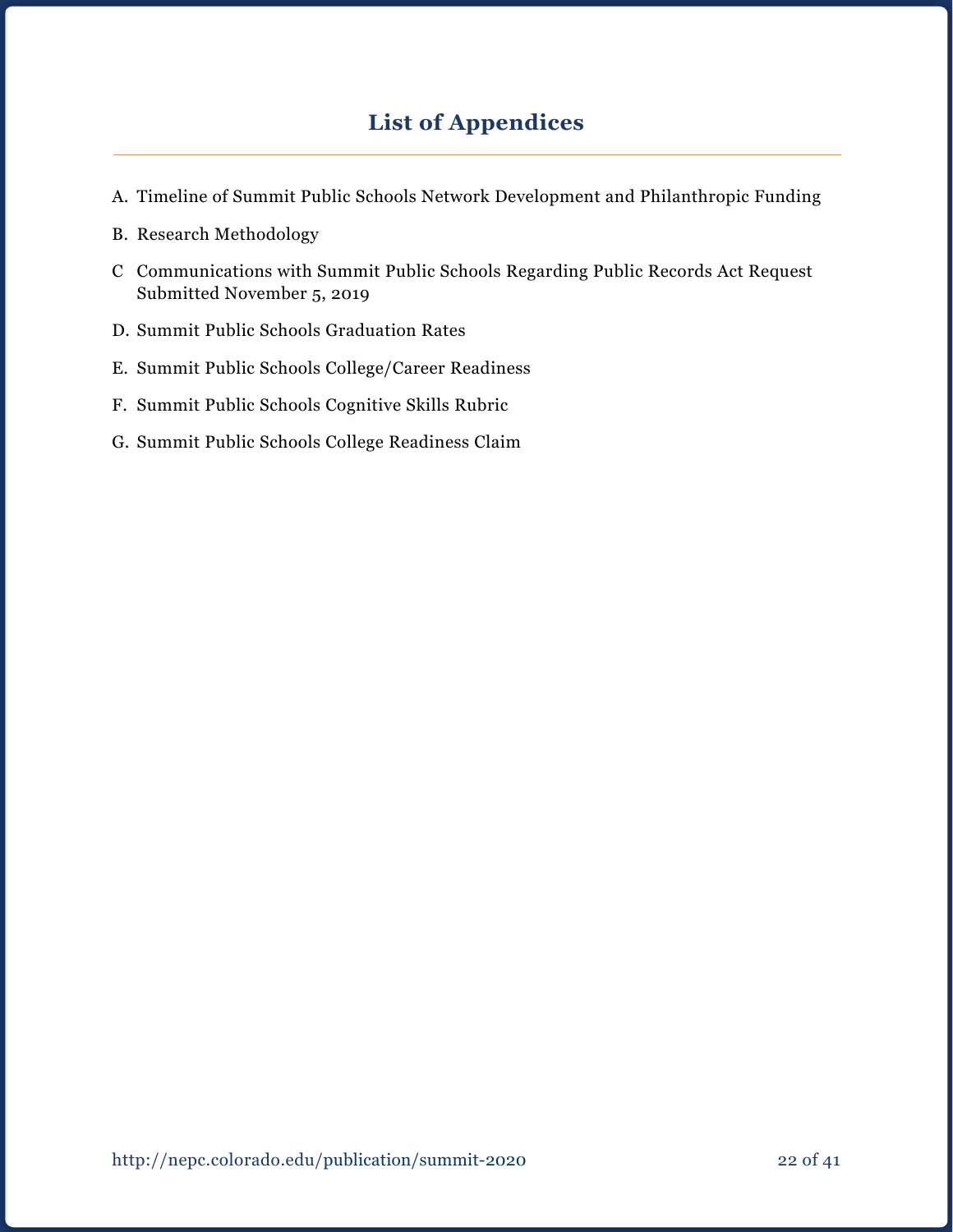# List of Appendices

A. Timeline of Summit Public Schools Network Development and Philanthropic Funding

B. Research Methodology

C Communications with Summit Public Schools Regarding Public Records Act Request Submitted November 5, 2019

D. Summit Public Schools Graduation Rates

E. Summit Public Schools College/Career Readiness

F. Summit Public Schools Cognitive Skills Rubric

G. Summit Public Schools College Readiness Claim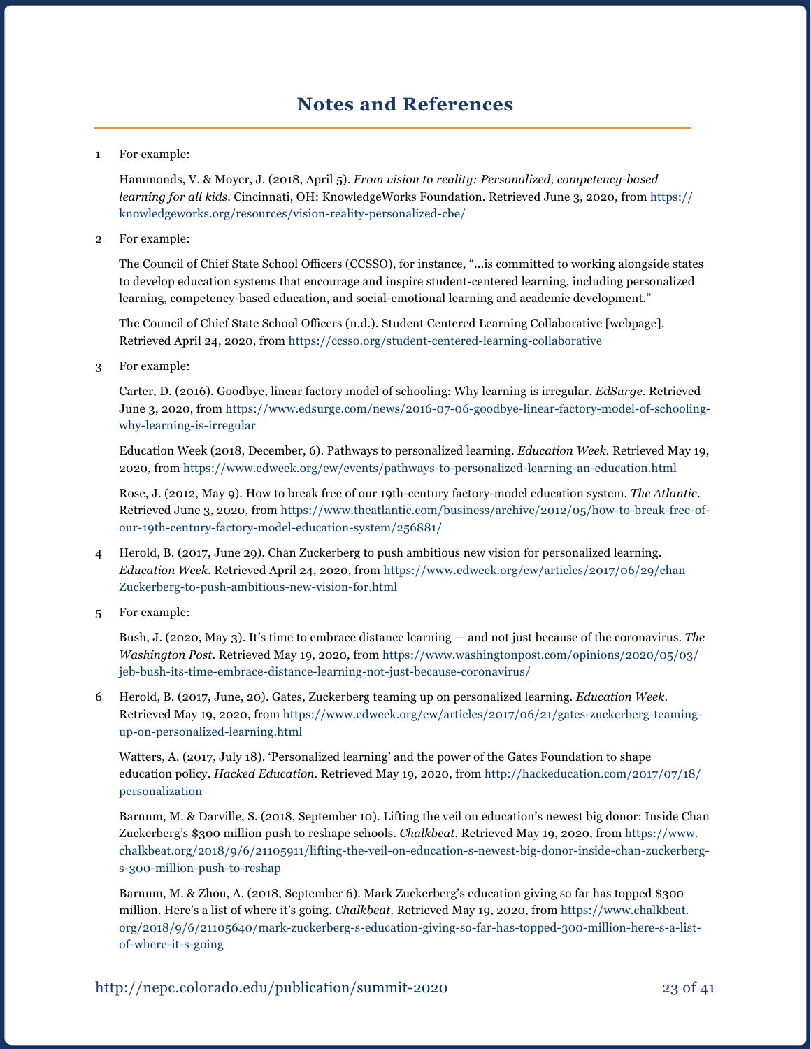# Notes and References

1 For example:

Hammonds, V. & Moyer, J. (2018, April 5). *From vision to reality: Personalized, competency-based learning for all kids*. Cincinnati, OH: KnowledgeWorks Foundation. Retrieved June 3, 2020, from https://knowledgeworks.org/resources/vision-reality-personalized-cbe/

2 For example:

The Council of Chief State School Officers (CCSSO), for instance, "…is committed to working alongside states to develop education systems that encourage and inspire student-centered learning, including personalized learning, competency-based education, and social-emotional learning and academic development."

The Council of Chief State School Officers (n.d.). Student Centered Learning Collaborative [webpage]. Retrieved April 24, 2020, from https://ccsso.org/student-centered-learning-collaborative

3 For example:

Carter, D. (2016). Goodbye, linear factory model of schooling: Why learning is irregular. *EdSurge*. Retrieved June 3, 2020, from https://www.edsurge.com/news/2016-07-06-goodbye-linear-factory-model-of-schooling-why-learning-is-irregular

Education Week (2018, December, 6). Pathways to personalized learning. *Education Week*. Retrieved May 19, 2020, from https://www.edweek.org/ew/events/pathways-to-personalized-learning-an-education.html

Rose, J. (2012, May 9). How to break free of our 19th-century factory-model education system. *The Atlantic*. Retrieved June 3, 2020, from https://www.theatlantic.com/business/archive/2012/05/how-to-break-free-of-our-19th-century-factory-model-education-system/256881/

4 Herold, B. (2017, June 29). Chan Zuckerberg to push ambitious new vision for personalized learning. *Education Week*. Retrieved April 24, 2020, from https://www.edweek.org/ew/articles/2017/06/29/chan Zuckerberg-to-push-ambitious-new-vision-for.html

5 For example:

Bush, J. (2020, May 3). It's time to embrace distance learning — and not just because of the coronavirus. *The Washington Post*. Retrieved May 19, 2020, from https://www.washingtonpost.com/opinions/2020/05/03/jeb-bush-its-time-embrace-distance-learning-not-just-because-coronavirus/

6 Herold, B. (2017, June, 20). Gates, Zuckerberg teaming up on personalized learning. *Education Week*. Retrieved May 19, 2020, from https://www.edweek.org/ew/articles/2017/06/21/gates-zuckerberg-teaming-up-on-personalized-learning.html

Watters, A. (2017, July 18). 'Personalized learning' and the power of the Gates Foundation to shape education policy. *Hacked Education*. Retrieved May 19, 2020, from http://hackeducation.com/2017/07/18/personalization

Barnum, M. & Darville, S. (2018, September 10). Lifting the veil on education's newest big donor: Inside Chan Zuckerberg's $300 million push to reshape schools. *Chalkbeat*. Retrieved May 19, 2020, from https://www.chalkbeat.org/2018/9/6/21105911/lifting-the-veil-on-education-s-newest-big-donor-inside-chan-zuckerberg-s-300-million-push-to-reshap

Barnum, M. & Zhou, A. (2018, September 6). Mark Zuckerberg's education giving so far has topped $300 million. Here's a list of where it's going. *Chalkbeat*. Retrieved May 19, 2020, from https://www.chalkbeat.org/2018/9/6/21105640/mark-zuckerberg-s-education-giving-so-far-has-topped-300-million-here-s-a-list-of-where-it-s-going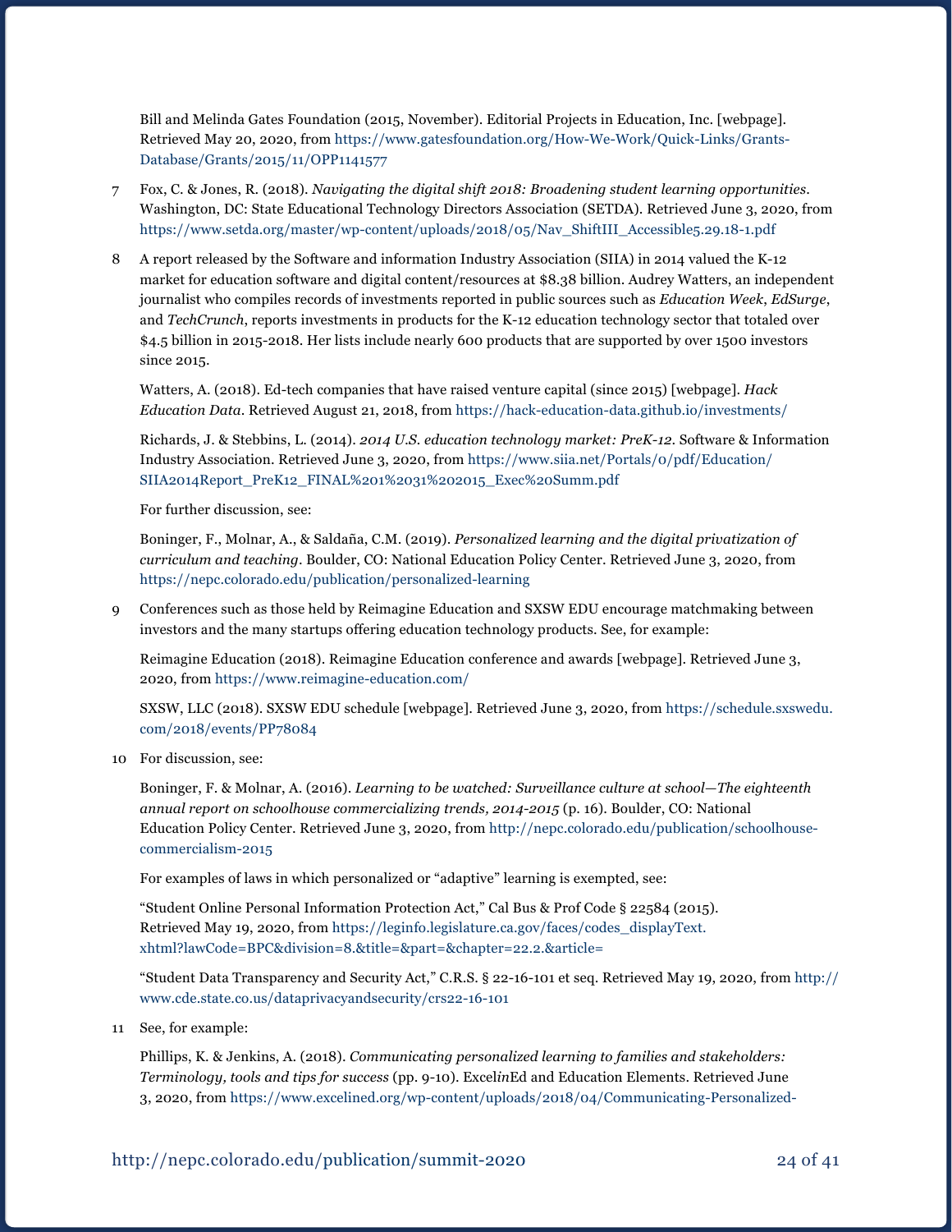Bill and Melinda Gates Foundation (2015, November). Editorial Projects in Education, Inc. [webpage]. Retrieved May 20, 2020, from https://www.gatesfoundation.org/How-We-Work/Quick-Links/Grants-Database/Grants/2015/11/OPP1141577

7 Fox, C. & Jones, R. (2018). *Navigating the digital shift 2018: Broadening student learning opportunities*. Washington, DC: State Educational Technology Directors Association (SETDA). Retrieved June 3, 2020, from https://www.setda.org/master/wp-content/uploads/2018/05/Nav_ShiftIII_Accessible5.29.18-1.pdf

8 A report released by the Software and information Industry Association (SIIA) in 2014 valued the K-12 market for education software and digital content/resources at $8.38 billion. Audrey Watters, an independent journalist who compiles records of investments reported in public sources such as *Education Week*, *EdSurge*, and *TechCrunch*, reports investments in products for the K-12 education technology sector that totaled over $4.5 billion in 2015-2018. Her lists include nearly 600 products that are supported by over 1500 investors since 2015.

Watters, A. (2018). Ed-tech companies that have raised venture capital (since 2015) [webpage]. *Hack Education Data*. Retrieved August 21, 2018, from https://hack-education-data.github.io/investments/

Richards, J. & Stebbins, L. (2014). *2014 U.S. education technology market: PreK-12*. Software & Information Industry Association. Retrieved June 3, 2020, from https://www.siia.net/Portals/0/pdf/Education/SIIA2014Report_PreK12_FINAL%201%2031%202015_Exec%20Summ.pdf

For further discussion, see:

Boninger, F., Molnar, A., & Saldaña, C.M. (2019). *Personalized learning and the digital privatization of curriculum and teaching*. Boulder, CO: National Education Policy Center. Retrieved June 3, 2020, from https://nepc.colorado.edu/publication/personalized-learning

9 Conferences such as those held by Reimagine Education and SXSW EDU encourage matchmaking between investors and the many startups offering education technology products. See, for example:

Reimagine Education (2018). Reimagine Education conference and awards [webpage]. Retrieved June 3, 2020, from https://www.reimagine-education.com/

SXSW, LLC (2018). SXSW EDU schedule [webpage]. Retrieved June 3, 2020, from https://schedule.sxswedu.com/2018/events/PP78084

10 For discussion, see:

Boninger, F. & Molnar, A. (2016). *Learning to be watched: Surveillance culture at school—The eighteenth annual report on schoolhouse commercializing trends, 2014-2015* (p. 16). Boulder, CO: National Education Policy Center. Retrieved June 3, 2020, from http://nepc.colorado.edu/publication/schoolhouse-commercialism-2015

For examples of laws in which personalized or "adaptive" learning is exempted, see:

"Student Online Personal Information Protection Act," Cal Bus & Prof Code § 22584 (2015). Retrieved May 19, 2020, from https://leginfo.legislature.ca.gov/faces/codes_displayText.xhtml?lawCode=BPC&division=8.&title=&part=&chapter=22.2.&article=

"Student Data Transparency and Security Act," C.R.S. § 22-16-101 et seq. Retrieved May 19, 2020, from http://www.cde.state.co.us/dataprivacyandsecurity/crs22-16-101

11 See, for example:

Phillips, K. & Jenkins, A. (2018). *Communicating personalized learning to families and stakeholders: Terminology, tools and tips for success* (pp. 9-10). Excel*in*Ed and Education Elements. Retrieved June 3, 2020, from https://www.excelined.org/wp-content/uploads/2018/04/Communicating-Personalized-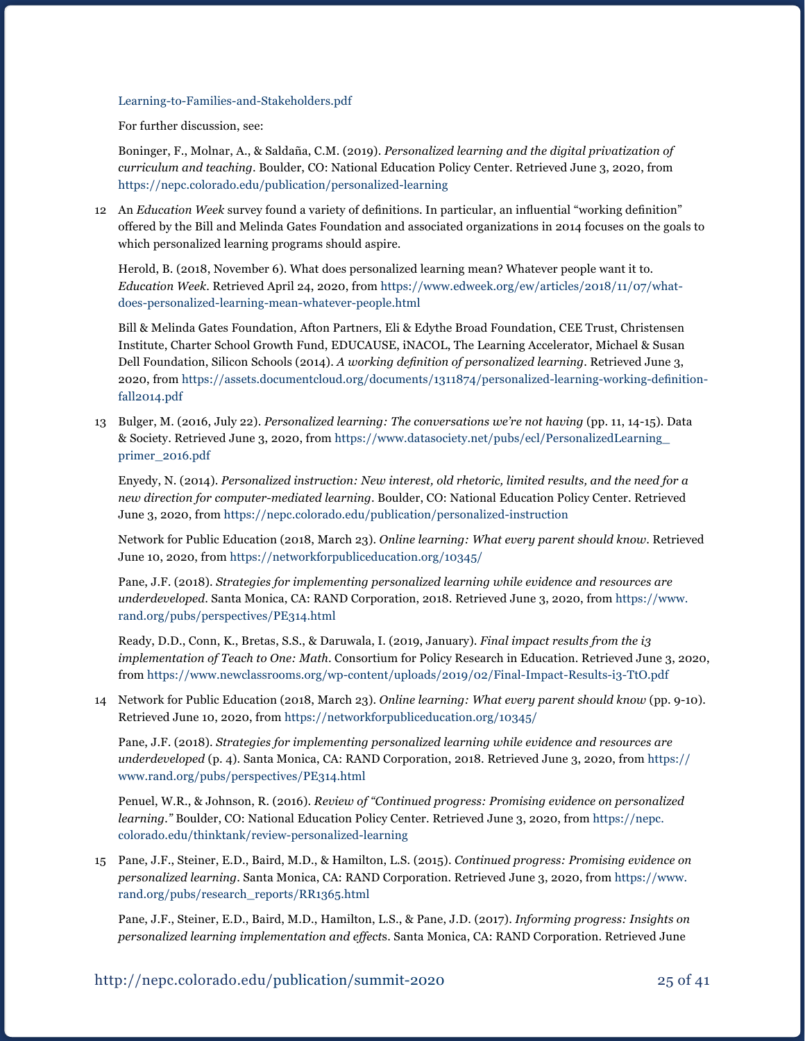Learning-to-Families-and-Stakeholders.pdf

For further discussion, see:

Boninger, F., Molnar, A., & Saldaña, C.M. (2019). *Personalized learning and the digital privatization of curriculum and teaching*. Boulder, CO: National Education Policy Center. Retrieved June 3, 2020, from https://nepc.colorado.edu/publication/personalized-learning

12 An *Education Week* survey found a variety of definitions. In particular, an influential "working definition" offered by the Bill and Melinda Gates Foundation and associated organizations in 2014 focuses on the goals to which personalized learning programs should aspire.

Herold, B. (2018, November 6). What does personalized learning mean? Whatever people want it to. *Education Week*. Retrieved April 24, 2020, from https://www.edweek.org/ew/articles/2018/11/07/what-does-personalized-learning-mean-whatever-people.html

Bill & Melinda Gates Foundation, Afton Partners, Eli & Edythe Broad Foundation, CEE Trust, Christensen Institute, Charter School Growth Fund, EDUCAUSE, iNACOL, The Learning Accelerator, Michael & Susan Dell Foundation, Silicon Schools (2014). *A working definition of personalized learning*. Retrieved June 3, 2020, from https://assets.documentcloud.org/documents/1311874/personalized-learning-working-definition-fall2014.pdf

13 Bulger, M. (2016, July 22). *Personalized learning: The conversations we're not having* (pp. 11, 14-15). Data & Society. Retrieved June 3, 2020, from https://www.datasociety.net/pubs/ecl/PersonalizedLearning_primer_2016.pdf

Enyedy, N. (2014). *Personalized instruction: New interest, old rhetoric, limited results, and the need for a new direction for computer-mediated learning*. Boulder, CO: National Education Policy Center. Retrieved June 3, 2020, from https://nepc.colorado.edu/publication/personalized-instruction

Network for Public Education (2018, March 23). *Online learning: What every parent should know*. Retrieved June 10, 2020, from https://networkforpubliceducation.org/10345/

Pane, J.F. (2018). *Strategies for implementing personalized learning while evidence and resources are underdeveloped*. Santa Monica, CA: RAND Corporation, 2018. Retrieved June 3, 2020, from https://www.rand.org/pubs/perspectives/PE314.html

Ready, D.D., Conn, K., Bretas, S.S., & Daruwala, I. (2019, January). *Final impact results from the i3 implementation of Teach to One: Math*. Consortium for Policy Research in Education. Retrieved June 3, 2020, from https://www.newclassrooms.org/wp-content/uploads/2019/02/Final-Impact-Results-i3-TtO.pdf

14 Network for Public Education (2018, March 23). *Online learning: What every parent should know* (pp. 9-10). Retrieved June 10, 2020, from https://networkforpubliceducation.org/10345/

Pane, J.F. (2018). *Strategies for implementing personalized learning while evidence and resources are underdeveloped* (p. 4). Santa Monica, CA: RAND Corporation, 2018. Retrieved June 3, 2020, from https://www.rand.org/pubs/perspectives/PE314.html

Penuel, W.R., & Johnson, R. (2016). *Review of "Continued progress: Promising evidence on personalized learning."* Boulder, CO: National Education Policy Center. Retrieved June 3, 2020, from https://nepc.colorado.edu/thinktank/review-personalized-learning

15 Pane, J.F., Steiner, E.D., Baird, M.D., & Hamilton, L.S. (2015). *Continued progress: Promising evidence on personalized learning*. Santa Monica, CA: RAND Corporation. Retrieved June 3, 2020, from https://www.rand.org/pubs/research_reports/RR1365.html

Pane, J.F., Steiner, E.D., Baird, M.D., Hamilton, L.S., & Pane, J.D. (2017). *Informing progress: Insights on personalized learning implementation and effects*. Santa Monica, CA: RAND Corporation. Retrieved June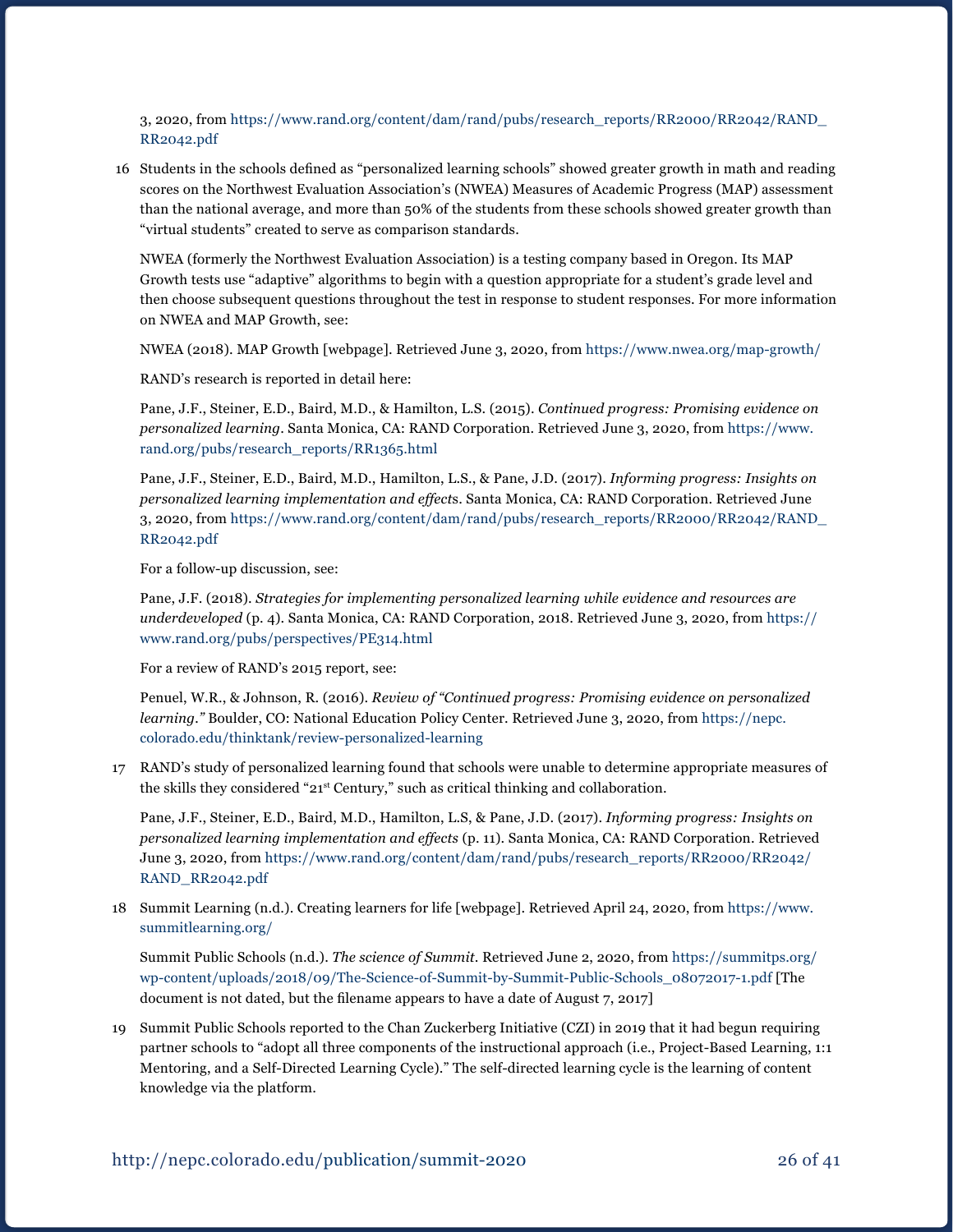3, 2020, from https://www.rand.org/content/dam/rand/pubs/research_reports/RR2000/RR2042/RAND_RR2042.pdf

16 Students in the schools defined as "personalized learning schools" showed greater growth in math and reading scores on the Northwest Evaluation Association's (NWEA) Measures of Academic Progress (MAP) assessment than the national average, and more than 50% of the students from these schools showed greater growth than "virtual students" created to serve as comparison standards.

NWEA (formerly the Northwest Evaluation Association) is a testing company based in Oregon. Its MAP Growth tests use "adaptive" algorithms to begin with a question appropriate for a student's grade level and then choose subsequent questions throughout the test in response to student responses. For more information on NWEA and MAP Growth, see:

NWEA (2018). MAP Growth [webpage]. Retrieved June 3, 2020, from https://www.nwea.org/map-growth/

RAND's research is reported in detail here:

Pane, J.F., Steiner, E.D., Baird, M.D., & Hamilton, L.S. (2015). *Continued progress: Promising evidence on personalized learning*. Santa Monica, CA: RAND Corporation. Retrieved June 3, 2020, from https://www.rand.org/pubs/research_reports/RR1365.html

Pane, J.F., Steiner, E.D., Baird, M.D., Hamilton, L.S., & Pane, J.D. (2017). *Informing progress: Insights on personalized learning implementation and effects*. Santa Monica, CA: RAND Corporation. Retrieved June 3, 2020, from https://www.rand.org/content/dam/rand/pubs/research_reports/RR2000/RR2042/RAND_RR2042.pdf

For a follow-up discussion, see:

Pane, J.F. (2018). *Strategies for implementing personalized learning while evidence and resources are underdeveloped* (p. 4). Santa Monica, CA: RAND Corporation, 2018. Retrieved June 3, 2020, from https://www.rand.org/pubs/perspectives/PE314.html

For a review of RAND's 2015 report, see:

Penuel, W.R., & Johnson, R. (2016). *Review of "Continued progress: Promising evidence on personalized learning."* Boulder, CO: National Education Policy Center. Retrieved June 3, 2020, from https://nepc.colorado.edu/thinktank/review-personalized-learning

17 RAND's study of personalized learning found that schools were unable to determine appropriate measures of the skills they considered "21st Century," such as critical thinking and collaboration.

Pane, J.F., Steiner, E.D., Baird, M.D., Hamilton, L.S, & Pane, J.D. (2017). *Informing progress: Insights on personalized learning implementation and effects* (p. 11). Santa Monica, CA: RAND Corporation. Retrieved June 3, 2020, from https://www.rand.org/content/dam/rand/pubs/research_reports/RR2000/RR2042/RAND_RR2042.pdf

18 Summit Learning (n.d.). Creating learners for life [webpage]. Retrieved April 24, 2020, from https://www.summitlearning.org/

Summit Public Schools (n.d.). *The science of Summit*. Retrieved June 2, 2020, from https://summitps.org/wp-content/uploads/2018/09/The-Science-of-Summit-by-Summit-Public-Schools_08072017-1.pdf [The document is not dated, but the filename appears to have a date of August 7, 2017]

19 Summit Public Schools reported to the Chan Zuckerberg Initiative (CZI) in 2019 that it had begun requiring partner schools to "adopt all three components of the instructional approach (i.e., Project-Based Learning, 1:1 Mentoring, and a Self-Directed Learning Cycle)." The self-directed learning cycle is the learning of content knowledge via the platform.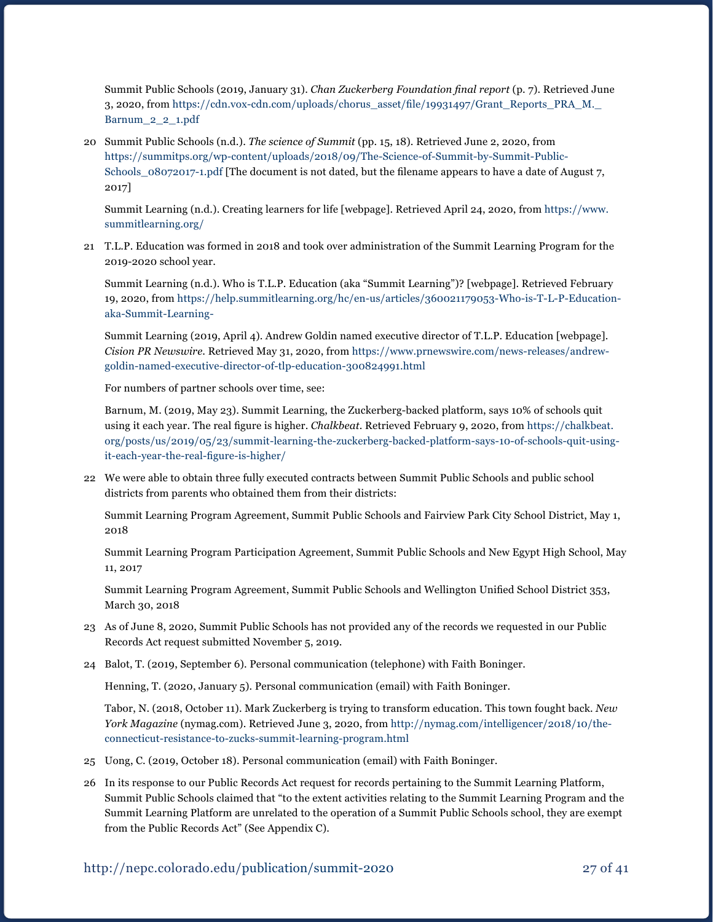Summit Public Schools (2019, January 31). *Chan Zuckerberg Foundation final report* (p. 7). Retrieved June 3, 2020, from https://cdn.vox-cdn.com/uploads/chorus_asset/file/19931497/Grant_Reports_PRA_M._Barnum_2_2_1.pdf

20 Summit Public Schools (n.d.). *The science of Summit* (pp. 15, 18). Retrieved June 2, 2020, from https://summitps.org/wp-content/uploads/2018/09/The-Science-of-Summit-by-Summit-Public-Schools_08072017-1.pdf [The document is not dated, but the filename appears to have a date of August 7, 2017]

Summit Learning (n.d.). Creating learners for life [webpage]. Retrieved April 24, 2020, from https://www.summitlearning.org/

21 T.L.P. Education was formed in 2018 and took over administration of the Summit Learning Program for the 2019-2020 school year.

Summit Learning (n.d.). Who is T.L.P. Education (aka "Summit Learning")? [webpage]. Retrieved February 19, 2020, from https://help.summitlearning.org/hc/en-us/articles/360021179053-Who-is-T-L-P-Education-aka-Summit-Learning-

Summit Learning (2019, April 4). Andrew Goldin named executive director of T.L.P. Education [webpage]. *Cision PR Newswire*. Retrieved May 31, 2020, from https://www.prnewswire.com/news-releases/andrew-goldin-named-executive-director-of-tlp-education-300824991.html

For numbers of partner schools over time, see:

Barnum, M. (2019, May 23). Summit Learning, the Zuckerberg-backed platform, says 10% of schools quit using it each year. The real figure is higher. *Chalkbeat*. Retrieved February 9, 2020, from https://chalkbeat.org/posts/us/2019/05/23/summit-learning-the-zuckerberg-backed-platform-says-10-of-schools-quit-using-it-each-year-the-real-figure-is-higher/

22 We were able to obtain three fully executed contracts between Summit Public Schools and public school districts from parents who obtained them from their districts:

Summit Learning Program Agreement, Summit Public Schools and Fairview Park City School District, May 1, 2018

Summit Learning Program Participation Agreement, Summit Public Schools and New Egypt High School, May 11, 2017

Summit Learning Program Agreement, Summit Public Schools and Wellington Unified School District 353, March 30, 2018

23 As of June 8, 2020, Summit Public Schools has not provided any of the records we requested in our Public Records Act request submitted November 5, 2019.

24 Balot, T. (2019, September 6). Personal communication (telephone) with Faith Boninger.

Henning, T. (2020, January 5). Personal communication (email) with Faith Boninger.

Tabor, N. (2018, October 11). Mark Zuckerberg is trying to transform education. This town fought back. *New York Magazine* (nymag.com). Retrieved June 3, 2020, from http://nymag.com/intelligencer/2018/10/the-connecticut-resistance-to-zucks-summit-learning-program.html

25 Uong, C. (2019, October 18). Personal communication (email) with Faith Boninger.

26 In its response to our Public Records Act request for records pertaining to the Summit Learning Platform, Summit Public Schools claimed that "to the extent activities relating to the Summit Learning Program and the Summit Learning Platform are unrelated to the operation of a Summit Public Schools school, they are exempt from the Public Records Act" (See Appendix C).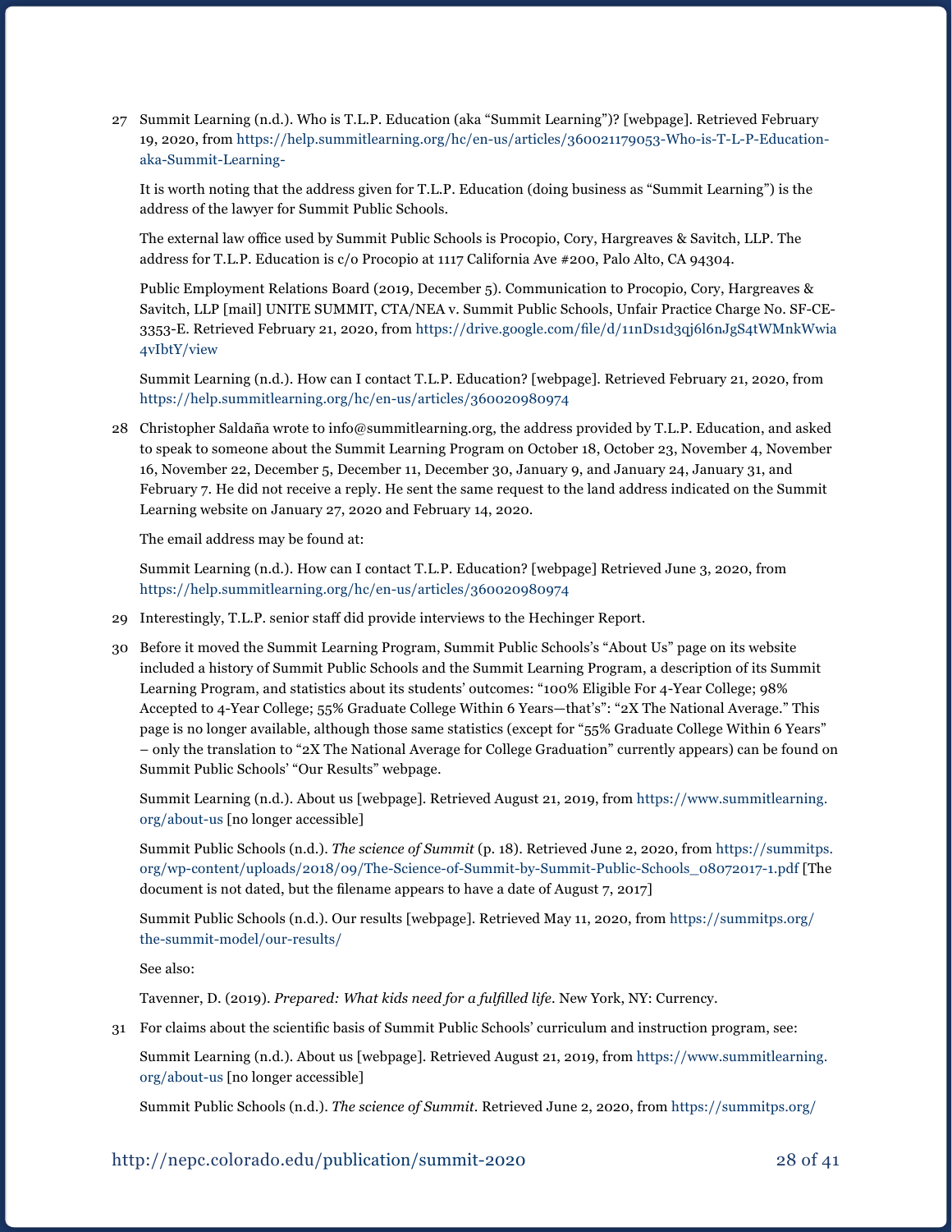27 Summit Learning (n.d.). Who is T.L.P. Education (aka "Summit Learning")? [webpage]. Retrieved February 19, 2020, from https://help.summitlearning.org/hc/en-us/articles/360021179053-Who-is-T-L-P-Education-aka-Summit-Learning-

It is worth noting that the address given for T.L.P. Education (doing business as "Summit Learning") is the address of the lawyer for Summit Public Schools.

The external law office used by Summit Public Schools is Procopio, Cory, Hargreaves & Savitch, LLP. The address for T.L.P. Education is c/o Procopio at 1117 California Ave #200, Palo Alto, CA 94304.

Public Employment Relations Board (2019, December 5). Communication to Procopio, Cory, Hargreaves & Savitch, LLP [mail] UNITE SUMMIT, CTA/NEA v. Summit Public Schools, Unfair Practice Charge No. SF-CE-3353-E. Retrieved February 21, 2020, from https://drive.google.com/file/d/11nDs1d3qj6l6nJgS4tWMnkWwia4vIbtY/view

Summit Learning (n.d.). How can I contact T.L.P. Education? [webpage]. Retrieved February 21, 2020, from https://help.summitlearning.org/hc/en-us/articles/360020980974

28 Christopher Saldaña wrote to info@summitlearning.org, the address provided by T.L.P. Education, and asked to speak to someone about the Summit Learning Program on October 18, October 23, November 4, November 16, November 22, December 5, December 11, December 30, January 9, and January 24, January 31, and February 7. He did not receive a reply. He sent the same request to the land address indicated on the Summit Learning website on January 27, 2020 and February 14, 2020.

The email address may be found at:

Summit Learning (n.d.). How can I contact T.L.P. Education? [webpage] Retrieved June 3, 2020, from https://help.summitlearning.org/hc/en-us/articles/360020980974

29 Interestingly, T.L.P. senior staff did provide interviews to the Hechinger Report.

30 Before it moved the Summit Learning Program, Summit Public Schools's "About Us" page on its website included a history of Summit Public Schools and the Summit Learning Program, a description of its Summit Learning Program, and statistics about its students' outcomes: "100% Eligible For 4-Year College; 98% Accepted to 4-Year College; 55% Graduate College Within 6 Years—that's": "2X The National Average." This page is no longer available, although those same statistics (except for "55% Graduate College Within 6 Years" – only the translation to "2X The National Average for College Graduation" currently appears) can be found on Summit Public Schools' "Our Results" webpage.

Summit Learning (n.d.). About us [webpage]. Retrieved August 21, 2019, from https://www.summitlearning.org/about-us [no longer accessible]

Summit Public Schools (n.d.). *The science of Summit* (p. 18). Retrieved June 2, 2020, from https://summitps.org/wp-content/uploads/2018/09/The-Science-of-Summit-by-Summit-Public-Schools_08072017-1.pdf [The document is not dated, but the filename appears to have a date of August 7, 2017]

Summit Public Schools (n.d.). Our results [webpage]. Retrieved May 11, 2020, from https://summitps.org/the-summit-model/our-results/

See also:

Tavenner, D. (2019). *Prepared: What kids need for a fulfilled life*. New York, NY: Currency.

31 For claims about the scientific basis of Summit Public Schools' curriculum and instruction program, see:

Summit Learning (n.d.). About us [webpage]. Retrieved August 21, 2019, from https://www.summitlearning.org/about-us [no longer accessible]

Summit Public Schools (n.d.). *The science of Summit*. Retrieved June 2, 2020, from https://summitps.org/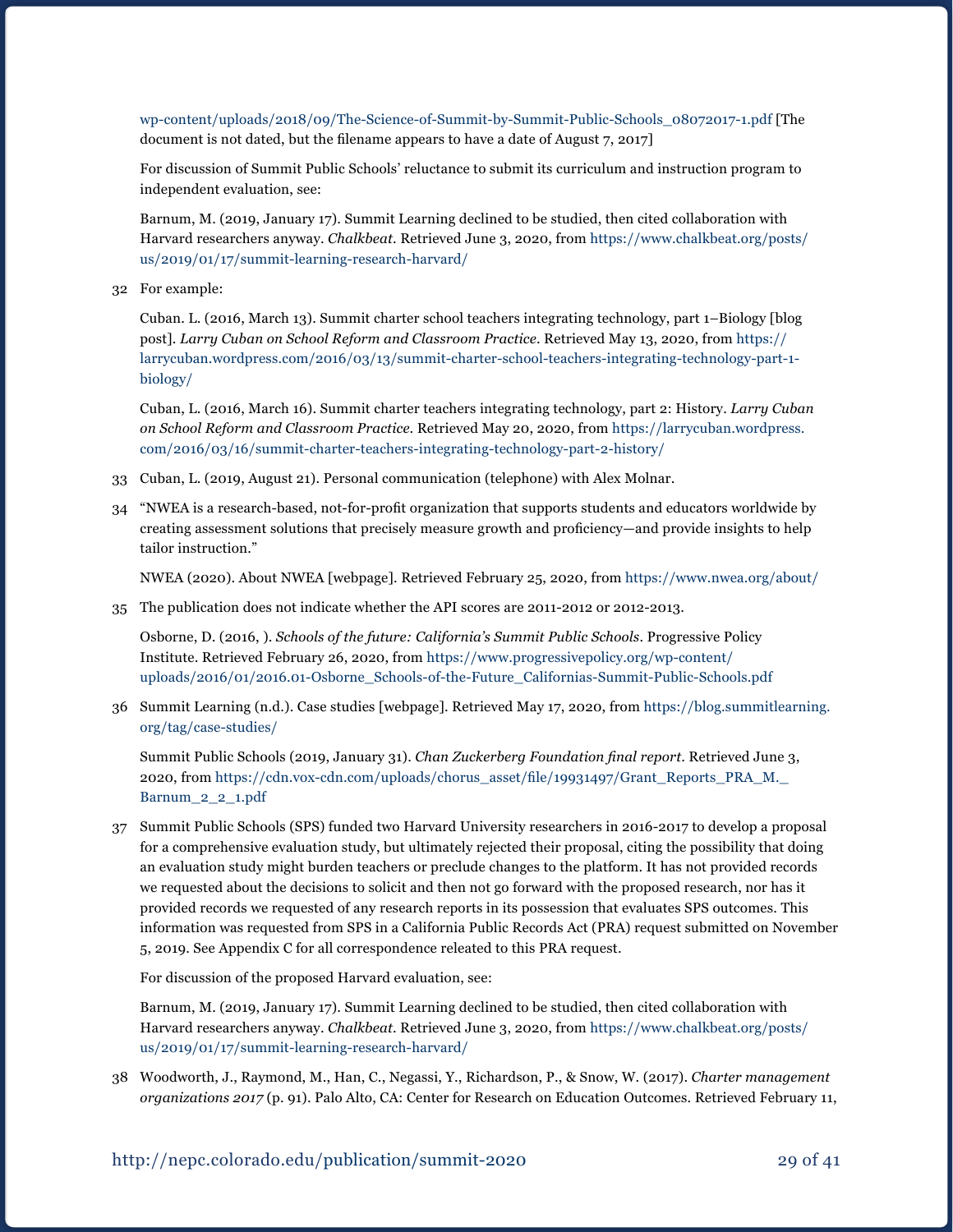wp-content/uploads/2018/09/The-Science-of-Summit-by-Summit-Public-Schools_08072017-1.pdf [The document is not dated, but the filename appears to have a date of August 7, 2017]

For discussion of Summit Public Schools' reluctance to submit its curriculum and instruction program to independent evaluation, see:

Barnum, M. (2019, January 17). Summit Learning declined to be studied, then cited collaboration with Harvard researchers anyway. *Chalkbeat*. Retrieved June 3, 2020, from https://www.chalkbeat.org/posts/us/2019/01/17/summit-learning-research-harvard/

32 For example:

Cuban. L. (2016, March 13). Summit charter school teachers integrating technology, part 1–Biology [blog post]. *Larry Cuban on School Reform and Classroom Practice*. Retrieved May 13, 2020, from https://larrycuban.wordpress.com/2016/03/13/summit-charter-school-teachers-integrating-technology-part-1-biology/

Cuban, L. (2016, March 16). Summit charter teachers integrating technology, part 2: History. *Larry Cuban on School Reform and Classroom Practice*. Retrieved May 20, 2020, from https://larrycuban.wordpress.com/2016/03/16/summit-charter-teachers-integrating-technology-part-2-history/

33 Cuban, L. (2019, August 21). Personal communication (telephone) with Alex Molnar.

34 "NWEA is a research-based, not-for-profit organization that supports students and educators worldwide by creating assessment solutions that precisely measure growth and proficiency—and provide insights to help tailor instruction."

NWEA (2020). About NWEA [webpage]. Retrieved February 25, 2020, from https://www.nwea.org/about/

35 The publication does not indicate whether the API scores are 2011-2012 or 2012-2013.

Osborne, D. (2016, ). *Schools of the future: California's Summit Public Schools*. Progressive Policy Institute. Retrieved February 26, 2020, from https://www.progressivepolicy.org/wp-content/uploads/2016/01/2016.01-Osborne_Schools-of-the-Future_Californias-Summit-Public-Schools.pdf

36 Summit Learning (n.d.). Case studies [webpage]. Retrieved May 17, 2020, from https://blog.summitlearning.org/tag/case-studies/

Summit Public Schools (2019, January 31). *Chan Zuckerberg Foundation final report*. Retrieved June 3, 2020, from https://cdn.vox-cdn.com/uploads/chorus_asset/file/19931497/Grant_Reports_PRA_M._Barnum_2_2_1.pdf

37 Summit Public Schools (SPS) funded two Harvard University researchers in 2016-2017 to develop a proposal for a comprehensive evaluation study, but ultimately rejected their proposal, citing the possibility that doing an evaluation study might burden teachers or preclude changes to the platform. It has not provided records we requested about the decisions to solicit and then not go forward with the proposed research, nor has it provided records we requested of any research reports in its possession that evaluates SPS outcomes. This information was requested from SPS in a California Public Records Act (PRA) request submitted on November 5, 2019. See Appendix C for all correspondence releated to this PRA request.

For discussion of the proposed Harvard evaluation, see:

Barnum, M. (2019, January 17). Summit Learning declined to be studied, then cited collaboration with Harvard researchers anyway. *Chalkbeat*. Retrieved June 3, 2020, from https://www.chalkbeat.org/posts/us/2019/01/17/summit-learning-research-harvard/

38 Woodworth, J., Raymond, M., Han, C., Negassi, Y., Richardson, P., & Snow, W. (2017). *Charter management organizations 2017* (p. 91). Palo Alto, CA: Center for Research on Education Outcomes. Retrieved February 11,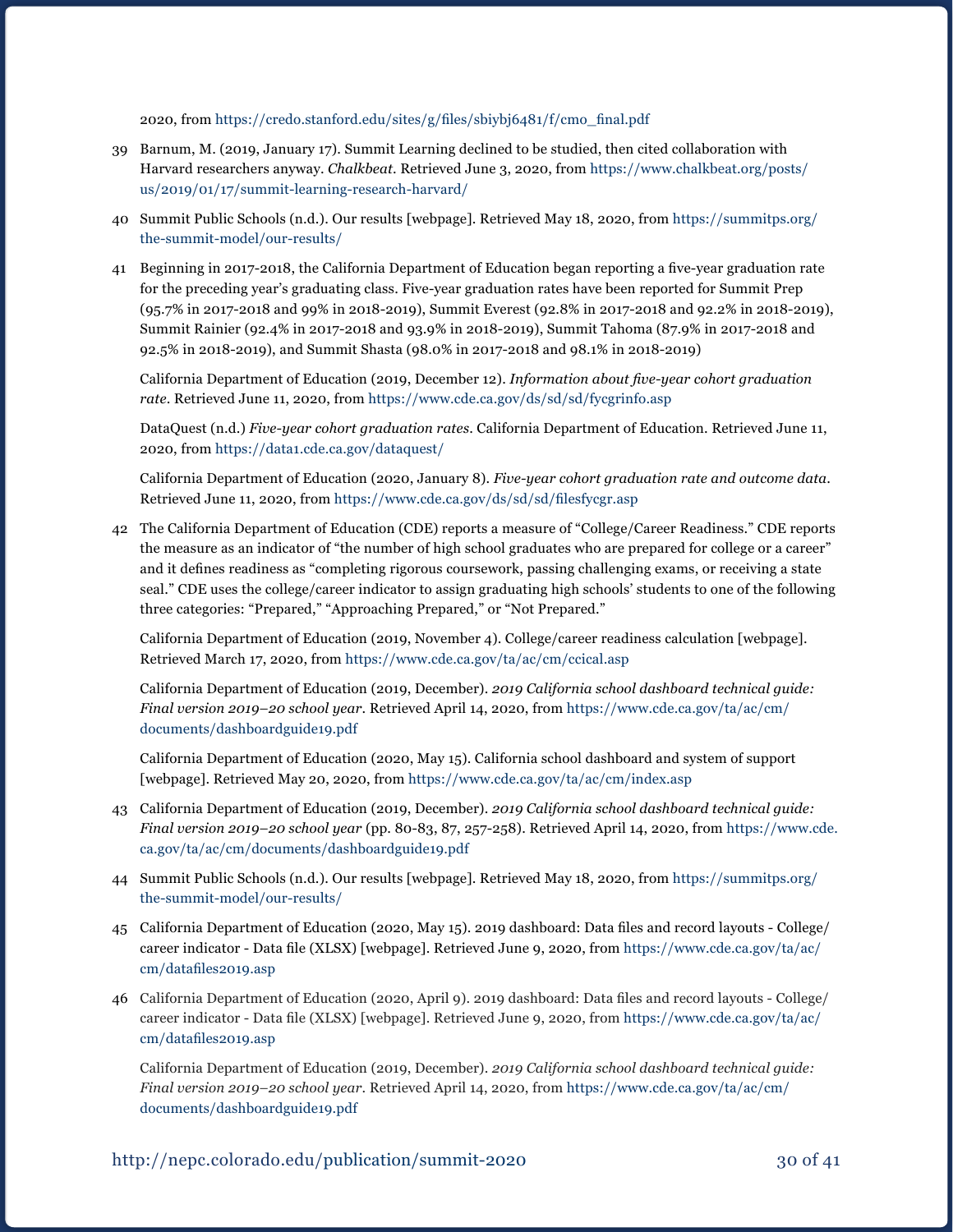2020, from https://credo.stanford.edu/sites/g/files/sbiybj6481/f/cmo_final.pdf

39 Barnum, M. (2019, January 17). Summit Learning declined to be studied, then cited collaboration with Harvard researchers anyway. *Chalkbeat*. Retrieved June 3, 2020, from https://www.chalkbeat.org/posts/us/2019/01/17/summit-learning-research-harvard/

40 Summit Public Schools (n.d.). Our results [webpage]. Retrieved May 18, 2020, from https://summitps.org/the-summit-model/our-results/

41 Beginning in 2017-2018, the California Department of Education began reporting a five-year graduation rate for the preceding year's graduating class. Five-year graduation rates have been reported for Summit Prep (95.7% in 2017-2018 and 99% in 2018-2019), Summit Everest (92.8% in 2017-2018 and 92.2% in 2018-2019), Summit Rainier (92.4% in 2017-2018 and 93.9% in 2018-2019), Summit Tahoma (87.9% in 2017-2018 and 92.5% in 2018-2019), and Summit Shasta (98.0% in 2017-2018 and 98.1% in 2018-2019)

California Department of Education (2019, December 12). *Information about five-year cohort graduation rate*. Retrieved June 11, 2020, from https://www.cde.ca.gov/ds/sd/sd/fycgrinfo.asp

DataQuest (n.d.) *Five-year cohort graduation rates*. California Department of Education. Retrieved June 11, 2020, from https://data1.cde.ca.gov/dataquest/

California Department of Education (2020, January 8). *Five-year cohort graduation rate and outcome data*. Retrieved June 11, 2020, from https://www.cde.ca.gov/ds/sd/sd/filesfycgr.asp

42 The California Department of Education (CDE) reports a measure of "College/Career Readiness." CDE reports the measure as an indicator of "the number of high school graduates who are prepared for college or a career" and it defines readiness as "completing rigorous coursework, passing challenging exams, or receiving a state seal." CDE uses the college/career indicator to assign graduating high schools' students to one of the following three categories: "Prepared," "Approaching Prepared," or "Not Prepared."

California Department of Education (2019, November 4). College/career readiness calculation [webpage]. Retrieved March 17, 2020, from https://www.cde.ca.gov/ta/ac/cm/ccical.asp

California Department of Education (2019, December). *2019 California school dashboard technical guide: Final version 2019–20 school year*. Retrieved April 14, 2020, from https://www.cde.ca.gov/ta/ac/cm/documents/dashboardguide19.pdf

California Department of Education (2020, May 15). California school dashboard and system of support [webpage]. Retrieved May 20, 2020, from https://www.cde.ca.gov/ta/ac/cm/index.asp

43 California Department of Education (2019, December). *2019 California school dashboard technical guide: Final version 2019–20 school year* (pp. 80-83, 87, 257-258). Retrieved April 14, 2020, from https://www.cde.ca.gov/ta/ac/cm/documents/dashboardguide19.pdf

44 Summit Public Schools (n.d.). Our results [webpage]. Retrieved May 18, 2020, from https://summitps.org/the-summit-model/our-results/

45 California Department of Education (2020, May 15). 2019 dashboard: Data files and record layouts - College/career indicator - Data file (XLSX) [webpage]. Retrieved June 9, 2020, from https://www.cde.ca.gov/ta/ac/cm/datafiles2019.asp

46 California Department of Education (2020, April 9). 2019 dashboard: Data files and record layouts - College/career indicator - Data file (XLSX) [webpage]. Retrieved June 9, 2020, from https://www.cde.ca.gov/ta/ac/cm/datafiles2019.asp

California Department of Education (2019, December). *2019 California school dashboard technical guide: Final version 2019–20 school year*. Retrieved April 14, 2020, from https://www.cde.ca.gov/ta/ac/cm/documents/dashboardguide19.pdf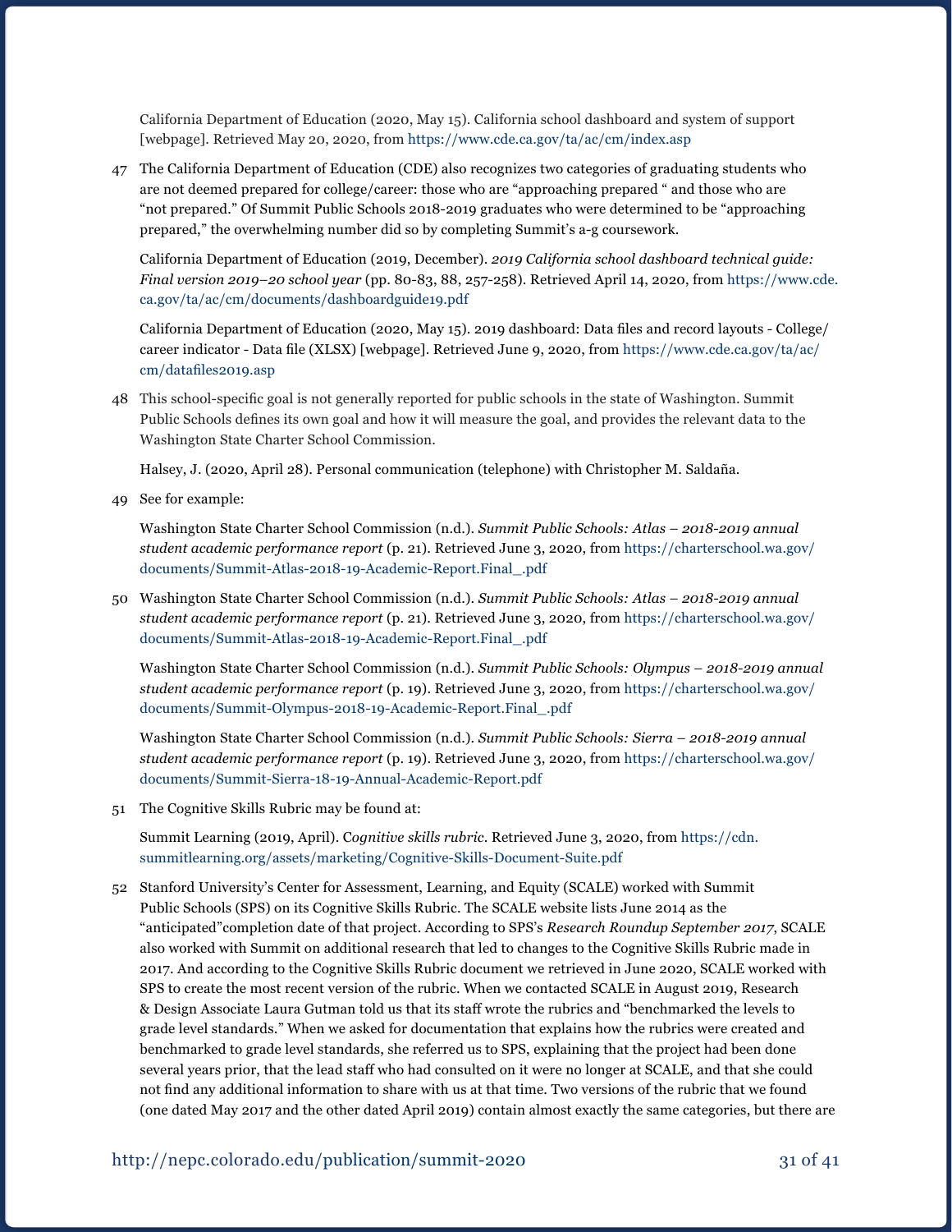California Department of Education (2020, May 15). California school dashboard and system of support [webpage]. Retrieved May 20, 2020, from https://www.cde.ca.gov/ta/ac/cm/index.asp

47 The California Department of Education (CDE) also recognizes two categories of graduating students who are not deemed prepared for college/career: those who are "approaching prepared " and those who are "not prepared." Of Summit Public Schools 2018-2019 graduates who were determined to be "approaching prepared," the overwhelming number did so by completing Summit's a-g coursework.

California Department of Education (2019, December). *2019 California school dashboard technical guide: Final version 2019–20 school year* (pp. 80-83, 88, 257-258). Retrieved April 14, 2020, from https://www.cde.ca.gov/ta/ac/cm/documents/dashboardguide19.pdf

California Department of Education (2020, May 15). 2019 dashboard: Data files and record layouts - College/career indicator - Data file (XLSX) [webpage]. Retrieved June 9, 2020, from https://www.cde.ca.gov/ta/ac/cm/datafiles2019.asp

48 This school-specific goal is not generally reported for public schools in the state of Washington. Summit Public Schools defines its own goal and how it will measure the goal, and provides the relevant data to the Washington State Charter School Commission.

Halsey, J. (2020, April 28). Personal communication (telephone) with Christopher M. Saldaña.

49 See for example:

Washington State Charter School Commission (n.d.). *Summit Public Schools: Atlas – 2018-2019 annual student academic performance report* (p. 21). Retrieved June 3, 2020, from https://charterschool.wa.gov/documents/Summit-Atlas-2018-19-Academic-Report.Final_.pdf

50 Washington State Charter School Commission (n.d.). *Summit Public Schools: Atlas – 2018-2019 annual student academic performance report* (p. 21). Retrieved June 3, 2020, from https://charterschool.wa.gov/documents/Summit-Atlas-2018-19-Academic-Report.Final_.pdf

Washington State Charter School Commission (n.d.). *Summit Public Schools: Olympus – 2018-2019 annual student academic performance report* (p. 19). Retrieved June 3, 2020, from https://charterschool.wa.gov/documents/Summit-Olympus-2018-19-Academic-Report.Final_.pdf

Washington State Charter School Commission (n.d.). *Summit Public Schools: Sierra – 2018-2019 annual student academic performance report* (p. 19). Retrieved June 3, 2020, from https://charterschool.wa.gov/documents/Summit-Sierra-18-19-Annual-Academic-Report.pdf

51 The Cognitive Skills Rubric may be found at:

Summit Learning (2019, April). C*ognitive skills rubric*. Retrieved June 3, 2020, from https://cdn.summitlearning.org/assets/marketing/Cognitive-Skills-Document-Suite.pdf

52 Stanford University's Center for Assessment, Learning, and Equity (SCALE) worked with Summit Public Schools (SPS) on its Cognitive Skills Rubric. The SCALE website lists June 2014 as the "anticipated"completion date of that project. According to SPS's *Research Roundup September 2017*, SCALE also worked with Summit on additional research that led to changes to the Cognitive Skills Rubric made in 2017. And according to the Cognitive Skills Rubric document we retrieved in June 2020, SCALE worked with SPS to create the most recent version of the rubric. When we contacted SCALE in August 2019, Research & Design Associate Laura Gutman told us that its staff wrote the rubrics and "benchmarked the levels to grade level standards." When we asked for documentation that explains how the rubrics were created and benchmarked to grade level standards, she referred us to SPS, explaining that the project had been done several years prior, that the lead staff who had consulted on it were no longer at SCALE, and that she could not find any additional information to share with us at that time. Two versions of the rubric that we found (one dated May 2017 and the other dated April 2019) contain almost exactly the same categories, but there are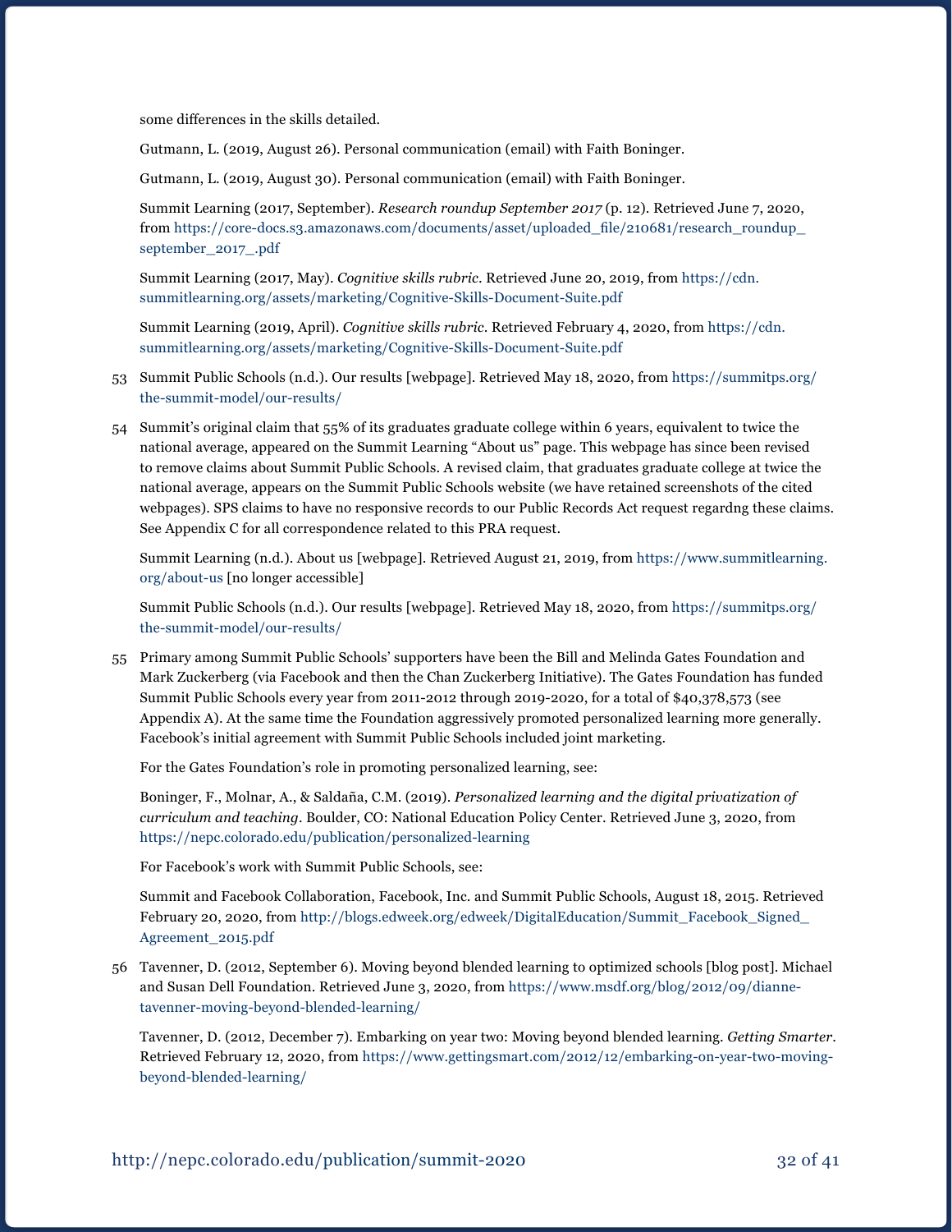some differences in the skills detailed.

Gutmann, L. (2019, August 26). Personal communication (email) with Faith Boninger.

Gutmann, L. (2019, August 30). Personal communication (email) with Faith Boninger.

Summit Learning (2017, September). *Research roundup September 2017* (p. 12). Retrieved June 7, 2020, from https://core-docs.s3.amazonaws.com/documents/asset/uploaded_file/210681/research_roundup_september_2017_.pdf

Summit Learning (2017, May). *Cognitive skills rubric*. Retrieved June 20, 2019, from https://cdn.summitlearning.org/assets/marketing/Cognitive-Skills-Document-Suite.pdf

Summit Learning (2019, April). *Cognitive skills rubric*. Retrieved February 4, 2020, from https://cdn.summitlearning.org/assets/marketing/Cognitive-Skills-Document-Suite.pdf

53 Summit Public Schools (n.d.). Our results [webpage]. Retrieved May 18, 2020, from https://summitps.org/the-summit-model/our-results/

54 Summit's original claim that 55% of its graduates graduate college within 6 years, equivalent to twice the national average, appeared on the Summit Learning "About us" page. This webpage has since been revised to remove claims about Summit Public Schools. A revised claim, that graduates graduate college at twice the national average, appears on the Summit Public Schools website (we have retained screenshots of the cited webpages). SPS claims to have no responsive records to our Public Records Act request regardng these claims. See Appendix C for all correspondence related to this PRA request.

Summit Learning (n.d.). About us [webpage]. Retrieved August 21, 2019, from https://www.summitlearning.org/about-us [no longer accessible]

Summit Public Schools (n.d.). Our results [webpage]. Retrieved May 18, 2020, from https://summitps.org/the-summit-model/our-results/

55 Primary among Summit Public Schools' supporters have been the Bill and Melinda Gates Foundation and Mark Zuckerberg (via Facebook and then the Chan Zuckerberg Initiative). The Gates Foundation has funded Summit Public Schools every year from 2011-2012 through 2019-2020, for a total of $40,378,573 (see Appendix A). At the same time the Foundation aggressively promoted personalized learning more generally. Facebook's initial agreement with Summit Public Schools included joint marketing.

For the Gates Foundation's role in promoting personalized learning, see:

Boninger, F., Molnar, A., & Saldaña, C.M. (2019). *Personalized learning and the digital privatization of curriculum and teaching*. Boulder, CO: National Education Policy Center. Retrieved June 3, 2020, from https://nepc.colorado.edu/publication/personalized-learning

For Facebook's work with Summit Public Schools, see:

Summit and Facebook Collaboration, Facebook, Inc. and Summit Public Schools, August 18, 2015. Retrieved February 20, 2020, from http://blogs.edweek.org/edweek/DigitalEducation/Summit_Facebook_Signed_Agreement_2015.pdf

56 Tavenner, D. (2012, September 6). Moving beyond blended learning to optimized schools [blog post]. Michael and Susan Dell Foundation. Retrieved June 3, 2020, from https://www.msdf.org/blog/2012/09/dianne-tavenner-moving-beyond-blended-learning/

Tavenner, D. (2012, December 7). Embarking on year two: Moving beyond blended learning. *Getting Smarter*. Retrieved February 12, 2020, from https://www.gettingsmart.com/2012/12/embarking-on-year-two-moving-beyond-blended-learning/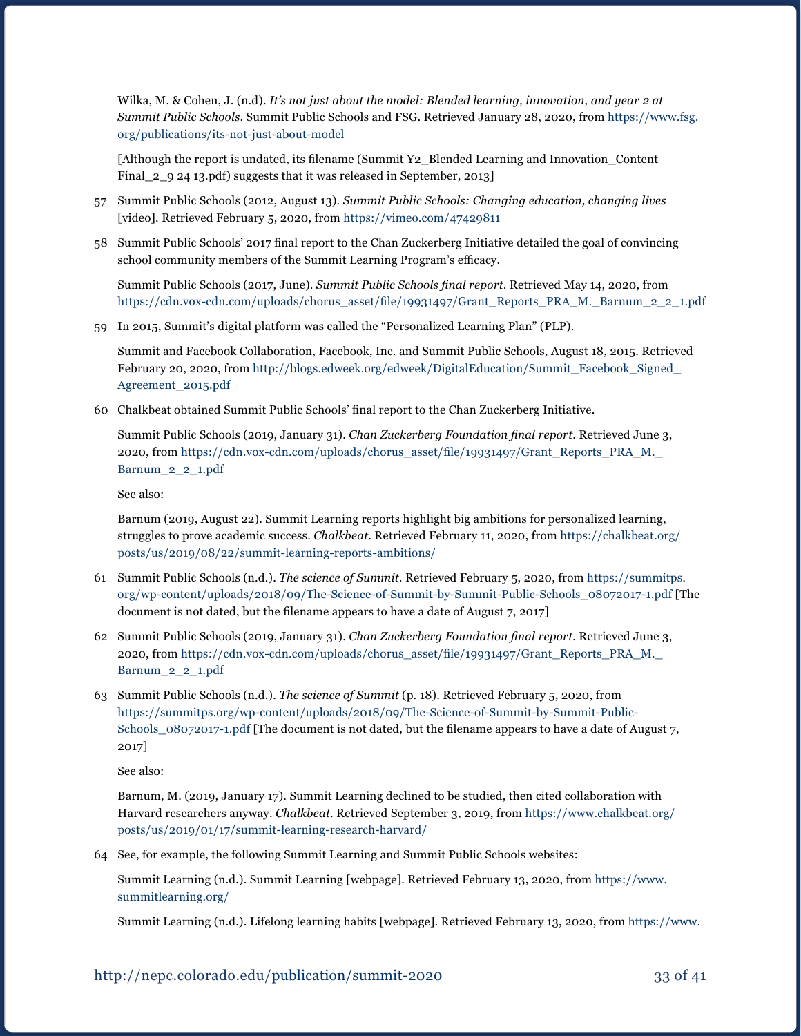Wilka, M. & Cohen, J. (n.d.). *It's not just about the model: Blended learning, innovation, and year 2 at Summit Public Schools.* Summit Public Schools and FSG. Retrieved January 28, 2020, from https://www.fsg.org/publications/its-not-just-about-model

[Although the report is undated, its filename (Summit Y2_Blended Learning and Innovation_Content Final_2_9 24 13.pdf) suggests that it was released in September, 2013]

57 Summit Public Schools (2012, August 13). *Summit Public Schools: Changing education, changing lives* [video]. Retrieved February 5, 2020, from https://vimeo.com/47429811

58 Summit Public Schools' 2017 final report to the Chan Zuckerberg Initiative detailed the goal of convincing school community members of the Summit Learning Program's efficacy.

Summit Public Schools (2017, June). *Summit Public Schools final report.* Retrieved May 14, 2020, from https://cdn.vox-cdn.com/uploads/chorus_asset/file/19931497/Grant_Reports_PRA_M._Barnum_2_2_1.pdf

59 In 2015, Summit's digital platform was called the "Personalized Learning Plan" (PLP).

Summit and Facebook Collaboration, Facebook, Inc. and Summit Public Schools, August 18, 2015. Retrieved February 20, 2020, from http://blogs.edweek.org/edweek/DigitalEducation/Summit_Facebook_Signed_Agreement_2015.pdf

60 Chalkbeat obtained Summit Public Schools' final report to the Chan Zuckerberg Initiative.

Summit Public Schools (2019, January 31). *Chan Zuckerberg Foundation final report.* Retrieved June 3, 2020, from https://cdn.vox-cdn.com/uploads/chorus_asset/file/19931497/Grant_Reports_PRA_M._Barnum_2_2_1.pdf

See also:

Barnum (2019, August 22). Summit Learning reports highlight big ambitions for personalized learning, struggles to prove academic success. *Chalkbeat.* Retrieved February 11, 2020, from https://chalkbeat.org/posts/us/2019/08/22/summit-learning-reports-ambitions/

61 Summit Public Schools (n.d.). *The science of Summit.* Retrieved February 5, 2020, from https://summitps.org/wp-content/uploads/2018/09/The-Science-of-Summit-by-Summit-Public-Schools_08072017-1.pdf [The document is not dated, but the filename appears to have a date of August 7, 2017]

62 Summit Public Schools (2019, January 31). *Chan Zuckerberg Foundation final report.* Retrieved June 3, 2020, from https://cdn.vox-cdn.com/uploads/chorus_asset/file/19931497/Grant_Reports_PRA_M._Barnum_2_2_1.pdf

63 Summit Public Schools (n.d.). *The science of Summit* (p. 18). Retrieved February 5, 2020, from https://summitps.org/wp-content/uploads/2018/09/The-Science-of-Summit-by-Summit-Public-Schools_08072017-1.pdf [The document is not dated, but the filename appears to have a date of August 7, 2017]

See also:

Barnum, M. (2019, January 17). Summit Learning declined to be studied, then cited collaboration with Harvard researchers anyway. *Chalkbeat.* Retrieved September 3, 2019, from https://www.chalkbeat.org/posts/us/2019/01/17/summit-learning-research-harvard/

64 See, for example, the following Summit Learning and Summit Public Schools websites:

Summit Learning (n.d.). Summit Learning [webpage]. Retrieved February 13, 2020, from https://www.summitlearning.org/

Summit Learning (n.d.). Lifelong learning habits [webpage]. Retrieved February 13, 2020, from https://www.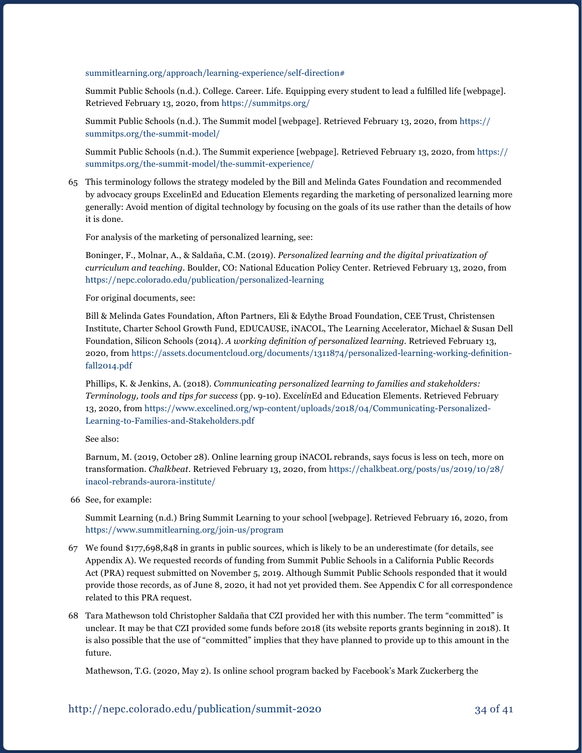summitlearning.org/approach/learning-experience/self-direction#

Summit Public Schools (n.d.). College. Career. Life. Equipping every student to lead a fulfilled life [webpage]. Retrieved February 13, 2020, from https://summitps.org/

Summit Public Schools (n.d.). The Summit model [webpage]. Retrieved February 13, 2020, from https://summitps.org/the-summit-model/

Summit Public Schools (n.d.). The Summit experience [webpage]. Retrieved February 13, 2020, from https://summitps.org/the-summit-model/the-summit-experience/

65 This terminology follows the strategy modeled by the Bill and Melinda Gates Foundation and recommended by advocacy groups ExcelinEd and Education Elements regarding the marketing of personalized learning more generally: Avoid mention of digital technology by focusing on the goals of its use rather than the details of how it is done.

For analysis of the marketing of personalized learning, see:

Boninger, F., Molnar, A., & Saldaña, C.M. (2019). *Personalized learning and the digital privatization of curriculum and teaching*. Boulder, CO: National Education Policy Center. Retrieved February 13, 2020, from https://nepc.colorado.edu/publication/personalized-learning

For original documents, see:

Bill & Melinda Gates Foundation, Afton Partners, Eli & Edythe Broad Foundation, CEE Trust, Christensen Institute, Charter School Growth Fund, EDUCAUSE, iNACOL, The Learning Accelerator, Michael & Susan Dell Foundation, Silicon Schools (2014). *A working definition of personalized learning*. Retrieved February 13, 2020, from https://assets.documentcloud.org/documents/1311874/personalized-learning-working-definition-fall2014.pdf

Phillips, K. & Jenkins, A. (2018). *Communicating personalized learning to families and stakeholders: Terminology, tools and tips for success* (pp. 9-10). ExcelinEd and Education Elements. Retrieved February 13, 2020, from https://www.excelined.org/wp-content/uploads/2018/04/Communicating-Personalized-Learning-to-Families-and-Stakeholders.pdf

See also:

Barnum, M. (2019, October 28). Online learning group iNACOL rebrands, says focus is less on tech, more on transformation. *Chalkbeat*. Retrieved February 13, 2020, from https://chalkbeat.org/posts/us/2019/10/28/inacol-rebrands-aurora-institute/

66 See, for example:

Summit Learning (n.d.) Bring Summit Learning to your school [webpage]. Retrieved February 16, 2020, from https://www.summitlearning.org/join-us/program

67 We found $177,698,848 in grants in public sources, which is likely to be an underestimate (for details, see Appendix A). We requested records of funding from Summit Public Schools in a California Public Records Act (PRA) request submitted on November 5, 2019. Although Summit Public Schools responded that it would provide those records, as of June 8, 2020, it had not yet provided them. See Appendix C for all correspondence related to this PRA request.

68 Tara Mathewson told Christopher Saldaña that CZI provided her with this number. The term "committed" is unclear. It may be that CZI provided some funds before 2018 (its website reports grants beginning in 2018). It is also possible that the use of "committed" implies that they have planned to provide up to this amount in the future.

Mathewson, T.G. (2020, May 2). Is online school program backed by Facebook's Mark Zuckerberg the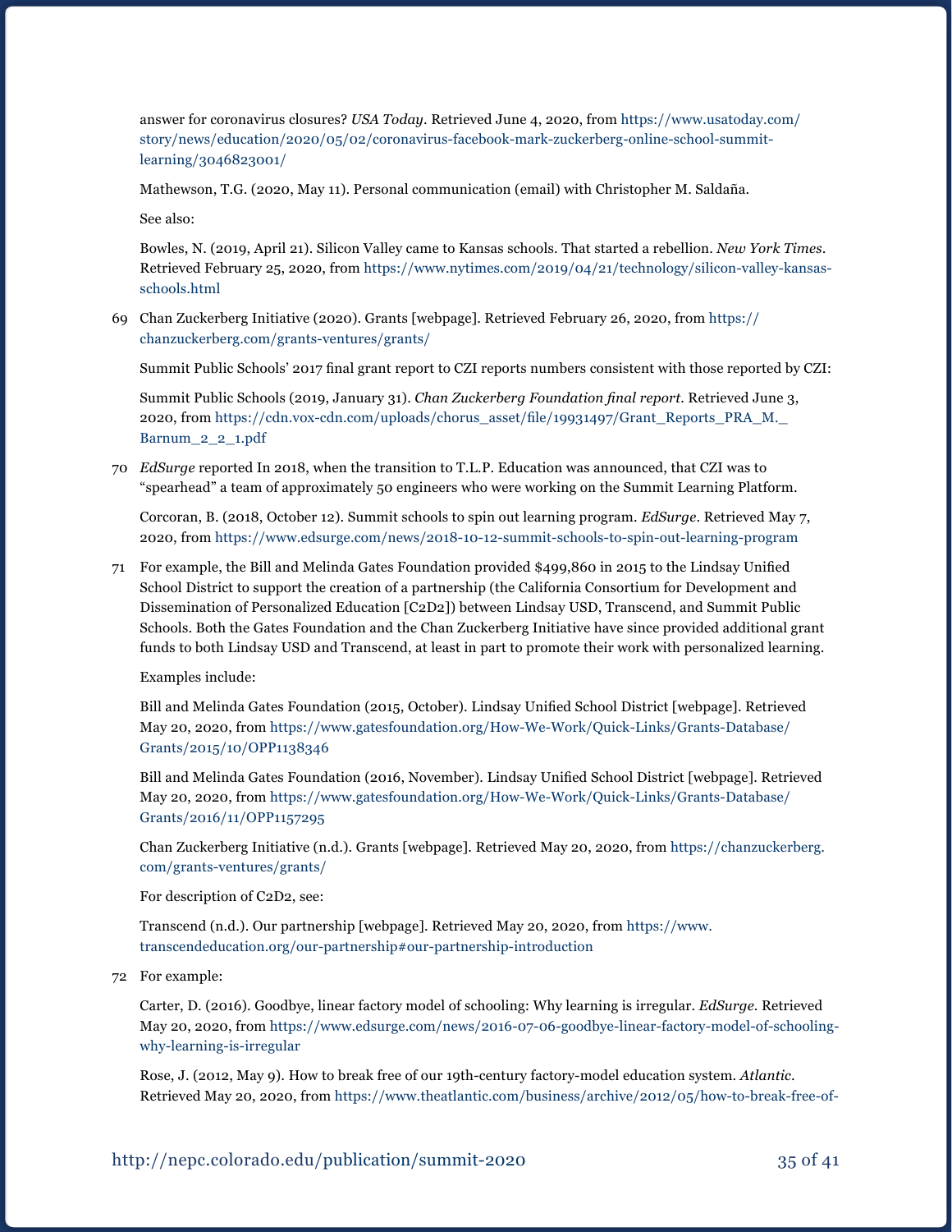answer for coronavirus closures? *USA Today*. Retrieved June 4, 2020, from https://www.usatoday.com/story/news/education/2020/05/02/coronavirus-facebook-mark-zuckerberg-online-school-summit-learning/3046823001/

Mathewson, T.G. (2020, May 11). Personal communication (email) with Christopher M. Saldaña.

See also:

Bowles, N. (2019, April 21). Silicon Valley came to Kansas schools. That started a rebellion. *New York Times*. Retrieved February 25, 2020, from https://www.nytimes.com/2019/04/21/technology/silicon-valley-kansas-schools.html

69 Chan Zuckerberg Initiative (2020). Grants [webpage]. Retrieved February 26, 2020, from https://chanzuckerberg.com/grants-ventures/grants/

Summit Public Schools' 2017 final grant report to CZI reports numbers consistent with those reported by CZI:

Summit Public Schools (2019, January 31). *Chan Zuckerberg Foundation final report*. Retrieved June 3, 2020, from https://cdn.vox-cdn.com/uploads/chorus_asset/file/19931497/Grant_Reports_PRA_M._Barnum_2_2_1.pdf

70 *EdSurge* reported In 2018, when the transition to T.L.P. Education was announced, that CZI was to "spearhead" a team of approximately 50 engineers who were working on the Summit Learning Platform.

Corcoran, B. (2018, October 12). Summit schools to spin out learning program. *EdSurge*. Retrieved May 7, 2020, from https://www.edsurge.com/news/2018-10-12-summit-schools-to-spin-out-learning-program

71 For example, the Bill and Melinda Gates Foundation provided $499,860 in 2015 to the Lindsay Unified School District to support the creation of a partnership (the California Consortium for Development and Dissemination of Personalized Education [C2D2]) between Lindsay USD, Transcend, and Summit Public Schools. Both the Gates Foundation and the Chan Zuckerberg Initiative have since provided additional grant funds to both Lindsay USD and Transcend, at least in part to promote their work with personalized learning.

Examples include:

Bill and Melinda Gates Foundation (2015, October). Lindsay Unified School District [webpage]. Retrieved May 20, 2020, from https://www.gatesfoundation.org/How-We-Work/Quick-Links/Grants-Database/Grants/2015/10/OPP1138346

Bill and Melinda Gates Foundation (2016, November). Lindsay Unified School District [webpage]. Retrieved May 20, 2020, from https://www.gatesfoundation.org/How-We-Work/Quick-Links/Grants-Database/Grants/2016/11/OPP1157295

Chan Zuckerberg Initiative (n.d.). Grants [webpage]. Retrieved May 20, 2020, from https://chanzuckerberg.com/grants-ventures/grants/

For description of C2D2, see:

Transcend (n.d.). Our partnership [webpage]. Retrieved May 20, 2020, from https://www.transcendeducation.org/our-partnership#our-partnership-introduction

72 For example:

Carter, D. (2016). Goodbye, linear factory model of schooling: Why learning is irregular. *EdSurge*. Retrieved May 20, 2020, from https://www.edsurge.com/news/2016-07-06-goodbye-linear-factory-model-of-schooling-why-learning-is-irregular

Rose, J. (2012, May 9). How to break free of our 19th-century factory-model education system. *Atlantic*. Retrieved May 20, 2020, from https://www.theatlantic.com/business/archive/2012/05/how-to-break-free-of-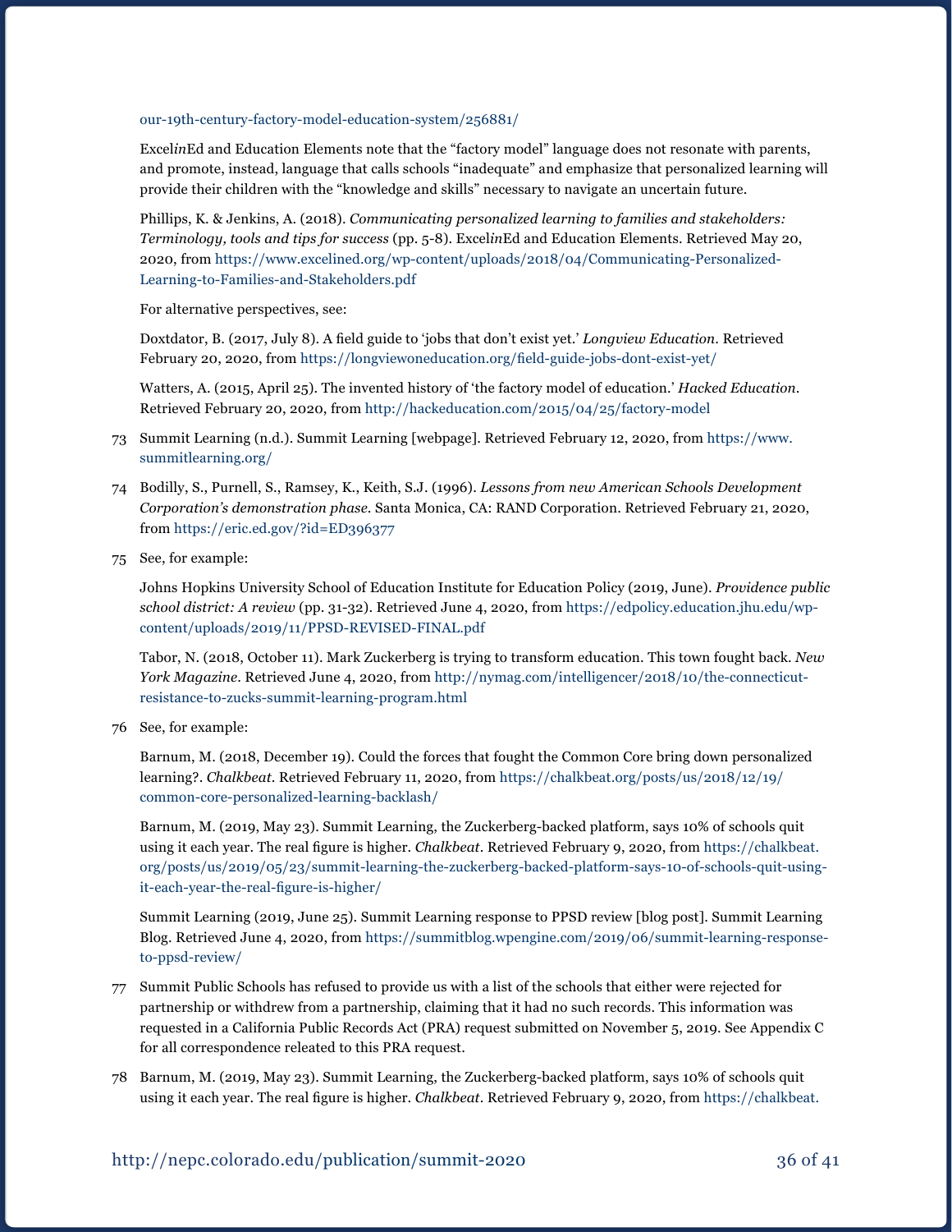our-19th-century-factory-model-education-system/256881/

Excel*in*Ed and Education Elements note that the "factory model" language does not resonate with parents, and promote, instead, language that calls schools "inadequate" and emphasize that personalized learning will provide their children with the "knowledge and skills" necessary to navigate an uncertain future.

Phillips, K. & Jenkins, A. (2018). *Communicating personalized learning to families and stakeholders: Terminology, tools and tips for success* (pp. 5-8). Excel*in*Ed and Education Elements. Retrieved May 20, 2020, from https://www.excelined.org/wp-content/uploads/2018/04/Communicating-Personalized-Learning-to-Families-and-Stakeholders.pdf

For alternative perspectives, see:

Doxtdator, B. (2017, July 8). A field guide to 'jobs that don't exist yet.' *Longview Education*. Retrieved February 20, 2020, from https://longviewoneducation.org/field-guide-jobs-dont-exist-yet/

Watters, A. (2015, April 25). The invented history of 'the factory model of education.' *Hacked Education*. Retrieved February 20, 2020, from http://hackeducation.com/2015/04/25/factory-model

73 Summit Learning (n.d.). Summit Learning [webpage]. Retrieved February 12, 2020, from https://www.summitlearning.org/

74 Bodilly, S., Purnell, S., Ramsey, K., Keith, S.J. (1996). *Lessons from new American Schools Development Corporation's demonstration phase*. Santa Monica, CA: RAND Corporation. Retrieved February 21, 2020, from https://eric.ed.gov/?id=ED396377

75 See, for example:

Johns Hopkins University School of Education Institute for Education Policy (2019, June). *Providence public school district: A review* (pp. 31-32). Retrieved June 4, 2020, from https://edpolicy.education.jhu.edu/wp-content/uploads/2019/11/PPSD-REVISED-FINAL.pdf

Tabor, N. (2018, October 11). Mark Zuckerberg is trying to transform education. This town fought back. *New York Magazine*. Retrieved June 4, 2020, from http://nymag.com/intelligencer/2018/10/the-connecticut-resistance-to-zucks-summit-learning-program.html

76 See, for example:

Barnum, M. (2018, December 19). Could the forces that fought the Common Core bring down personalized learning?. *Chalkbeat*. Retrieved February 11, 2020, from https://chalkbeat.org/posts/us/2018/12/19/common-core-personalized-learning-backlash/

Barnum, M. (2019, May 23). Summit Learning, the Zuckerberg-backed platform, says 10% of schools quit using it each year. The real figure is higher. *Chalkbeat*. Retrieved February 9, 2020, from https://chalkbeat.org/posts/us/2019/05/23/summit-learning-the-zuckerberg-backed-platform-says-10-of-schools-quit-using-it-each-year-the-real-figure-is-higher/

Summit Learning (2019, June 25). Summit Learning response to PPSD review [blog post]. Summit Learning Blog. Retrieved June 4, 2020, from https://summitblog.wpengine.com/2019/06/summit-learning-response-to-ppsd-review/

77 Summit Public Schools has refused to provide us with a list of the schools that either were rejected for partnership or withdrew from a partnership, claiming that it had no such records. This information was requested in a California Public Records Act (PRA) request submitted on November 5, 2019. See Appendix C for all correspondence releated to this PRA request.

78 Barnum, M. (2019, May 23). Summit Learning, the Zuckerberg-backed platform, says 10% of schools quit using it each year. The real figure is higher. *Chalkbeat*. Retrieved February 9, 2020, from https://chalkbeat.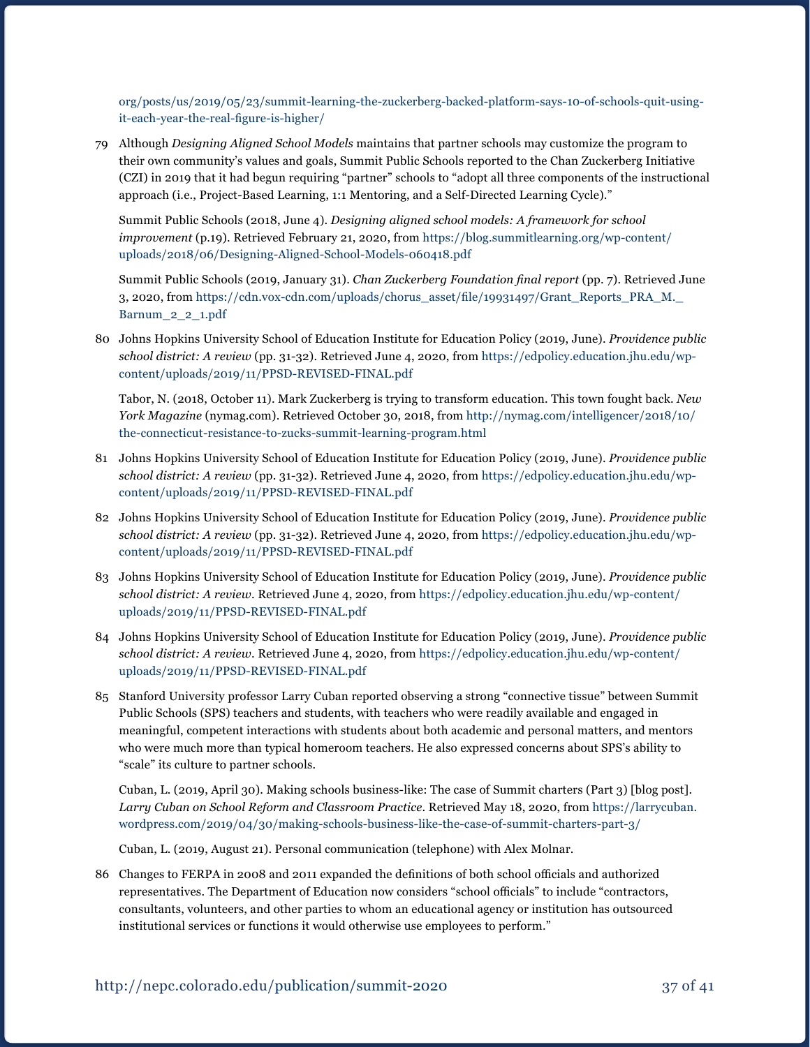org/posts/us/2019/05/23/summit-learning-the-zuckerberg-backed-platform-says-10-of-schools-quit-using-it-each-year-the-real-figure-is-higher/

79 Although *Designing Aligned School Models* maintains that partner schools may customize the program to their own community's values and goals, Summit Public Schools reported to the Chan Zuckerberg Initiative (CZI) in 2019 that it had begun requiring "partner" schools to "adopt all three components of the instructional approach (i.e., Project-Based Learning, 1:1 Mentoring, and a Self-Directed Learning Cycle)."

   Summit Public Schools (2018, June 4). *Designing aligned school models: A framework for school improvement* (p.19). Retrieved February 21, 2020, from https://blog.summitlearning.org/wp-content/uploads/2018/06/Designing-Aligned-School-Models-060418.pdf

   Summit Public Schools (2019, January 31). *Chan Zuckerberg Foundation final report* (pp. 7). Retrieved June 3, 2020, from https://cdn.vox-cdn.com/uploads/chorus_asset/file/19931497/Grant_Reports_PRA_M._Barnum_2_2_1.pdf

80 Johns Hopkins University School of Education Institute for Education Policy (2019, June). *Providence public school district: A review* (pp. 31-32). Retrieved June 4, 2020, from https://edpolicy.education.jhu.edu/wp-content/uploads/2019/11/PPSD-REVISED-FINAL.pdf

   Tabor, N. (2018, October 11). Mark Zuckerberg is trying to transform education. This town fought back. *New York Magazine* (nymag.com). Retrieved October 30, 2018, from http://nymag.com/intelligencer/2018/10/the-connecticut-resistance-to-zucks-summit-learning-program.html

81 Johns Hopkins University School of Education Institute for Education Policy (2019, June). *Providence public school district: A review* (pp. 31-32). Retrieved June 4, 2020, from https://edpolicy.education.jhu.edu/wp-content/uploads/2019/11/PPSD-REVISED-FINAL.pdf

82 Johns Hopkins University School of Education Institute for Education Policy (2019, June). *Providence public school district: A review* (pp. 31-32). Retrieved June 4, 2020, from https://edpolicy.education.jhu.edu/wp-content/uploads/2019/11/PPSD-REVISED-FINAL.pdf

83 Johns Hopkins University School of Education Institute for Education Policy (2019, June). *Providence public school district: A review*. Retrieved June 4, 2020, from https://edpolicy.education.jhu.edu/wp-content/uploads/2019/11/PPSD-REVISED-FINAL.pdf

84 Johns Hopkins University School of Education Institute for Education Policy (2019, June). *Providence public school district: A review*. Retrieved June 4, 2020, from https://edpolicy.education.jhu.edu/wp-content/uploads/2019/11/PPSD-REVISED-FINAL.pdf

85 Stanford University professor Larry Cuban reported observing a strong "connective tissue" between Summit Public Schools (SPS) teachers and students, with teachers who were readily available and engaged in meaningful, competent interactions with students about both academic and personal matters, and mentors who were much more than typical homeroom teachers. He also expressed concerns about SPS's ability to "scale" its culture to partner schools.

   Cuban, L. (2019, April 30). Making schools business-like: The case of Summit charters (Part 3) [blog post]. *Larry Cuban on School Reform and Classroom Practice*. Retrieved May 18, 2020, from https://larrycuban.wordpress.com/2019/04/30/making-schools-business-like-the-case-of-summit-charters-part-3/

   Cuban, L. (2019, August 21). Personal communication (telephone) with Alex Molnar.

86 Changes to FERPA in 2008 and 2011 expanded the definitions of both school officials and authorized representatives. The Department of Education now considers "school officials" to include "contractors, consultants, volunteers, and other parties to whom an educational agency or institution has outsourced institutional services or functions it would otherwise use employees to perform."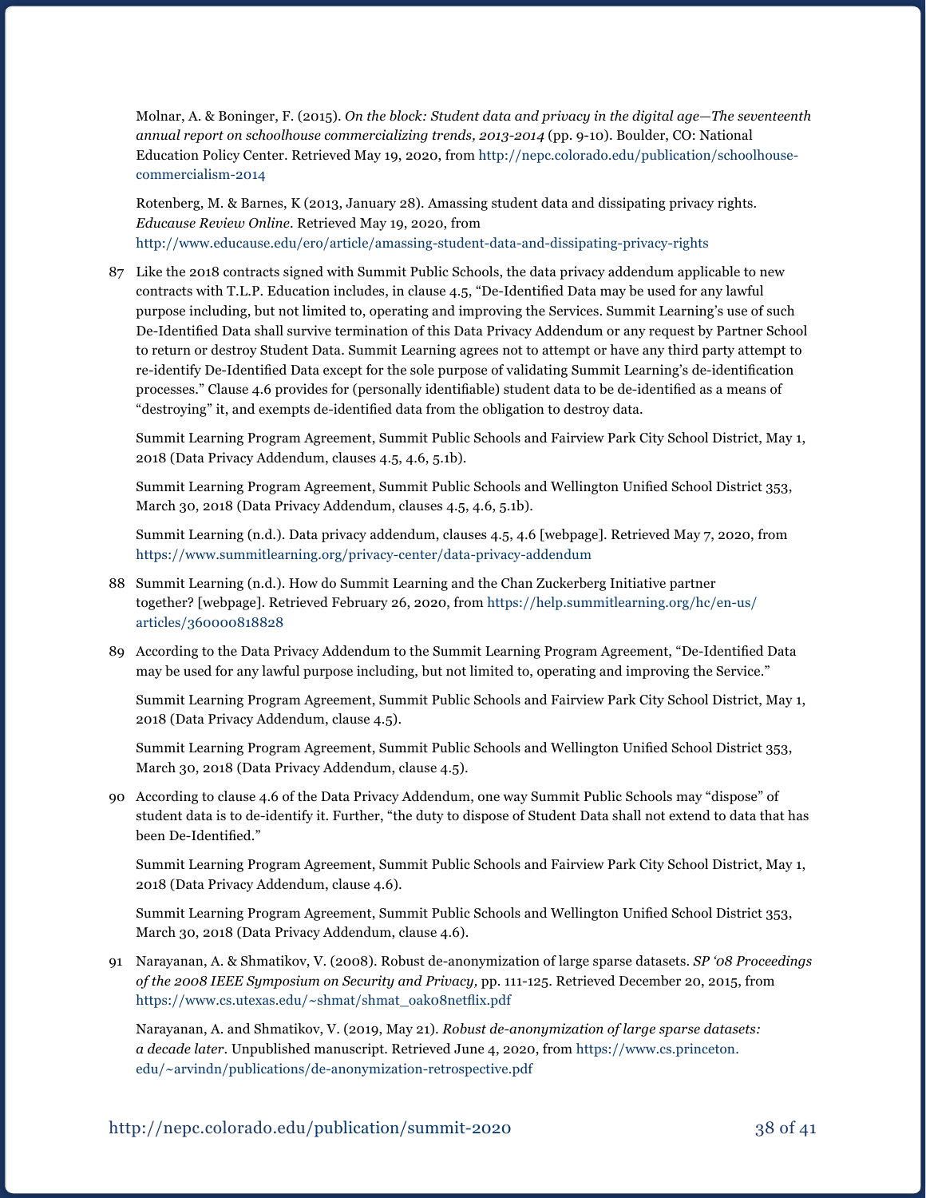Molnar, A. & Boninger, F. (2015). *On the block: Student data and privacy in the digital age—The seventeenth annual report on schoolhouse commercializing trends, 2013-2014* (pp. 9-10). Boulder, CO: National Education Policy Center. Retrieved May 19, 2020, from http://nepc.colorado.edu/publication/schoolhouse-commercialism-2014

Rotenberg, M. & Barnes, K (2013, January 28). Amassing student data and dissipating privacy rights. *Educause Review Online*. Retrieved May 19, 2020, from http://www.educause.edu/ero/article/amassing-student-data-and-dissipating-privacy-rights

87 Like the 2018 contracts signed with Summit Public Schools, the data privacy addendum applicable to new contracts with T.L.P. Education includes, in clause 4.5, "De-Identified Data may be used for any lawful purpose including, but not limited to, operating and improving the Services. Summit Learning's use of such De-Identified Data shall survive termination of this Data Privacy Addendum or any request by Partner School to return or destroy Student Data. Summit Learning agrees not to attempt or have any third party attempt to re-identify De-Identified Data except for the sole purpose of validating Summit Learning's de-identification processes." Clause 4.6 provides for (personally identifiable) student data to be de-identified as a means of "destroying" it, and exempts de-identified data from the obligation to destroy data.

Summit Learning Program Agreement, Summit Public Schools and Fairview Park City School District, May 1, 2018 (Data Privacy Addendum, clauses 4.5, 4.6, 5.1b).

Summit Learning Program Agreement, Summit Public Schools and Wellington Unified School District 353, March 30, 2018 (Data Privacy Addendum, clauses 4.5, 4.6, 5.1b).

Summit Learning (n.d.). Data privacy addendum, clauses 4.5, 4.6 [webpage]. Retrieved May 7, 2020, from https://www.summitlearning.org/privacy-center/data-privacy-addendum

88 Summit Learning (n.d.). How do Summit Learning and the Chan Zuckerberg Initiative partner together? [webpage]. Retrieved February 26, 2020, from https://help.summitlearning.org/hc/en-us/articles/360000818828

89 According to the Data Privacy Addendum to the Summit Learning Program Agreement, "De-Identified Data may be used for any lawful purpose including, but not limited to, operating and improving the Service."

Summit Learning Program Agreement, Summit Public Schools and Fairview Park City School District, May 1, 2018 (Data Privacy Addendum, clause 4.5).

Summit Learning Program Agreement, Summit Public Schools and Wellington Unified School District 353, March 30, 2018 (Data Privacy Addendum, clause 4.5).

90 According to clause 4.6 of the Data Privacy Addendum, one way Summit Public Schools may "dispose" of student data is to de-identify it. Further, "the duty to dispose of Student Data shall not extend to data that has been De-Identified."

Summit Learning Program Agreement, Summit Public Schools and Fairview Park City School District, May 1, 2018 (Data Privacy Addendum, clause 4.6).

Summit Learning Program Agreement, Summit Public Schools and Wellington Unified School District 353, March 30, 2018 (Data Privacy Addendum, clause 4.6).

91 Narayanan, A. & Shmatikov, V. (2008). Robust de-anonymization of large sparse datasets. *SP '08 Proceedings of the 2008 IEEE Symposium on Security and Privacy,* pp. 111-125. Retrieved December 20, 2015, from https://www.cs.utexas.edu/~shmat/shmat_oak08netflix.pdf

Narayanan, A. and Shmatikov, V. (2019, May 21). *Robust de-anonymization of large sparse datasets: a decade later*. Unpublished manuscript. Retrieved June 4, 2020, from https://www.cs.princeton.edu/~arvindn/publications/de-anonymization-retrospective.pdf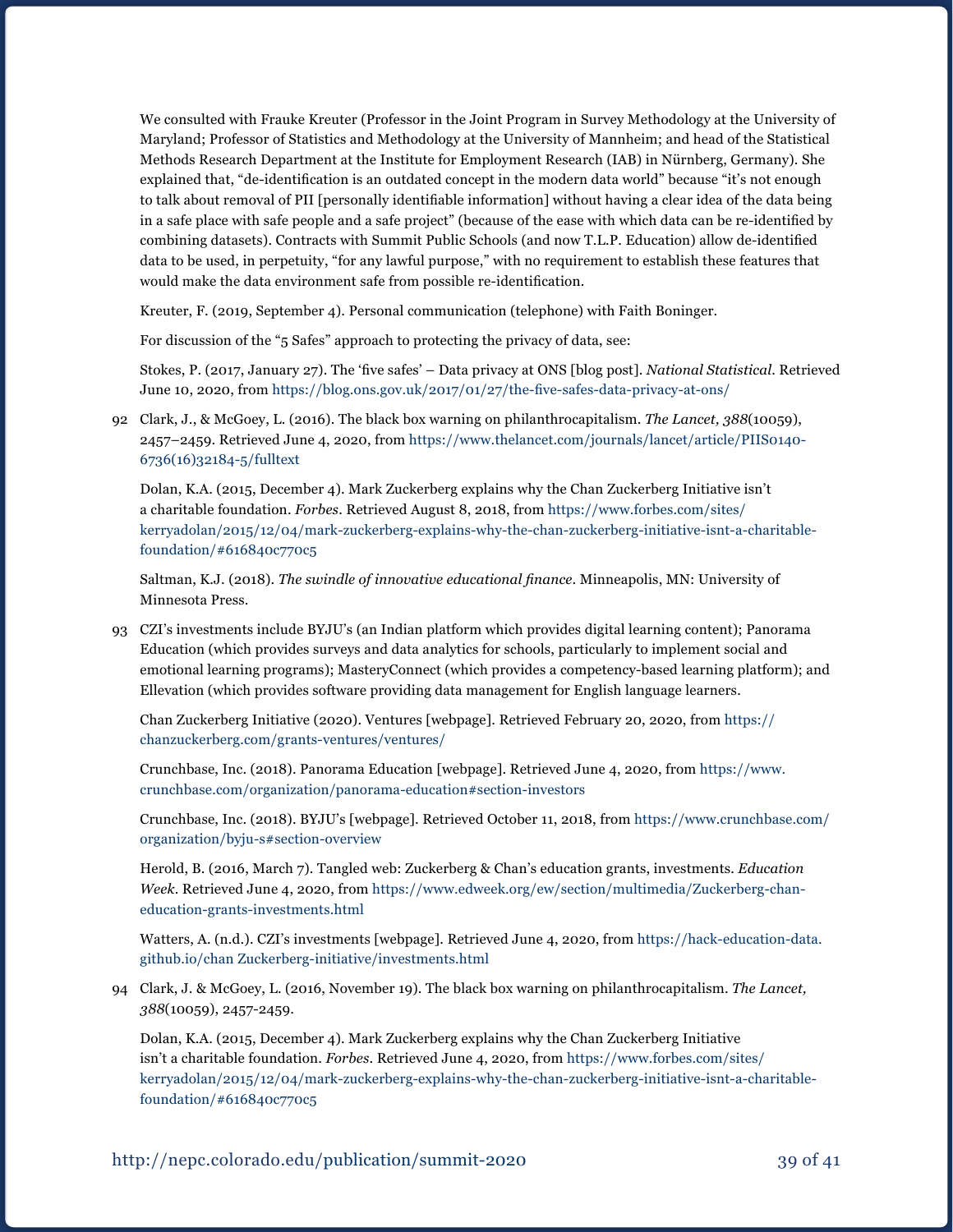We consulted with Frauke Kreuter (Professor in the Joint Program in Survey Methodology at the University of Maryland; Professor of Statistics and Methodology at the University of Mannheim; and head of the Statistical Methods Research Department at the Institute for Employment Research (IAB) in Nürnberg, Germany). She explained that, "de-identification is an outdated concept in the modern data world" because "it's not enough to talk about removal of PII [personally identifiable information] without having a clear idea of the data being in a safe place with safe people and a safe project" (because of the ease with which data can be re-identified by combining datasets). Contracts with Summit Public Schools (and now T.L.P. Education) allow de-identified data to be used, in perpetuity, "for any lawful purpose," with no requirement to establish these features that would make the data environment safe from possible re-identification.

Kreuter, F. (2019, September 4). Personal communication (telephone) with Faith Boninger.

For discussion of the "5 Safes" approach to protecting the privacy of data, see:

Stokes, P. (2017, January 27). The 'five safes' – Data privacy at ONS [blog post]. *National Statistical*. Retrieved June 10, 2020, from https://blog.ons.gov.uk/2017/01/27/the-five-safes-data-privacy-at-ons/

92 Clark, J., & McGoey, L. (2016). The black box warning on philanthrocapitalism. *The Lancet, 388*(10059), 2457–2459. Retrieved June 4, 2020, from https://www.thelancet.com/journals/lancet/article/PIIS0140-6736(16)32184-5/fulltext

Dolan, K.A. (2015, December 4). Mark Zuckerberg explains why the Chan Zuckerberg Initiative isn't a charitable foundation. *Forbes*. Retrieved August 8, 2018, from https://www.forbes.com/sites/kerryadolan/2015/12/04/mark-zuckerberg-explains-why-the-chan-zuckerberg-initiative-isnt-a-charitable-foundation/#616840c770c5

Saltman, K.J. (2018). *The swindle of innovative educational finance*. Minneapolis, MN: University of Minnesota Press.

93 CZI's investments include BYJU's (an Indian platform which provides digital learning content); Panorama Education (which provides surveys and data analytics for schools, particularly to implement social and emotional learning programs); MasteryConnect (which provides a competency-based learning platform); and Ellevation (which provides software providing data management for English language learners.

Chan Zuckerberg Initiative (2020). Ventures [webpage]. Retrieved February 20, 2020, from https://chanzuckerberg.com/grants-ventures/ventures/

Crunchbase, Inc. (2018). Panorama Education [webpage]. Retrieved June 4, 2020, from https://www.crunchbase.com/organization/panorama-education#section-investors

Crunchbase, Inc. (2018). BYJU's [webpage]. Retrieved October 11, 2018, from https://www.crunchbase.com/organization/byju-s#section-overview

Herold, B. (2016, March 7). Tangled web: Zuckerberg & Chan's education grants, investments. *Education Week*. Retrieved June 4, 2020, from https://www.edweek.org/ew/section/multimedia/Zuckerberg-chan-education-grants-investments.html

Watters, A. (n.d.). CZI's investments [webpage]. Retrieved June 4, 2020, from https://hack-education-data.github.io/chan Zuckerberg-initiative/investments.html

94 Clark, J. & McGoey, L. (2016, November 19). The black box warning on philanthrocapitalism. *The Lancet, 388*(10059), 2457-2459.

Dolan, K.A. (2015, December 4). Mark Zuckerberg explains why the Chan Zuckerberg Initiative isn't a charitable foundation. *Forbes*. Retrieved June 4, 2020, from https://www.forbes.com/sites/kerryadolan/2015/12/04/mark-zuckerberg-explains-why-the-chan-zuckerberg-initiative-isnt-a-charitable-foundation/#616840c770c5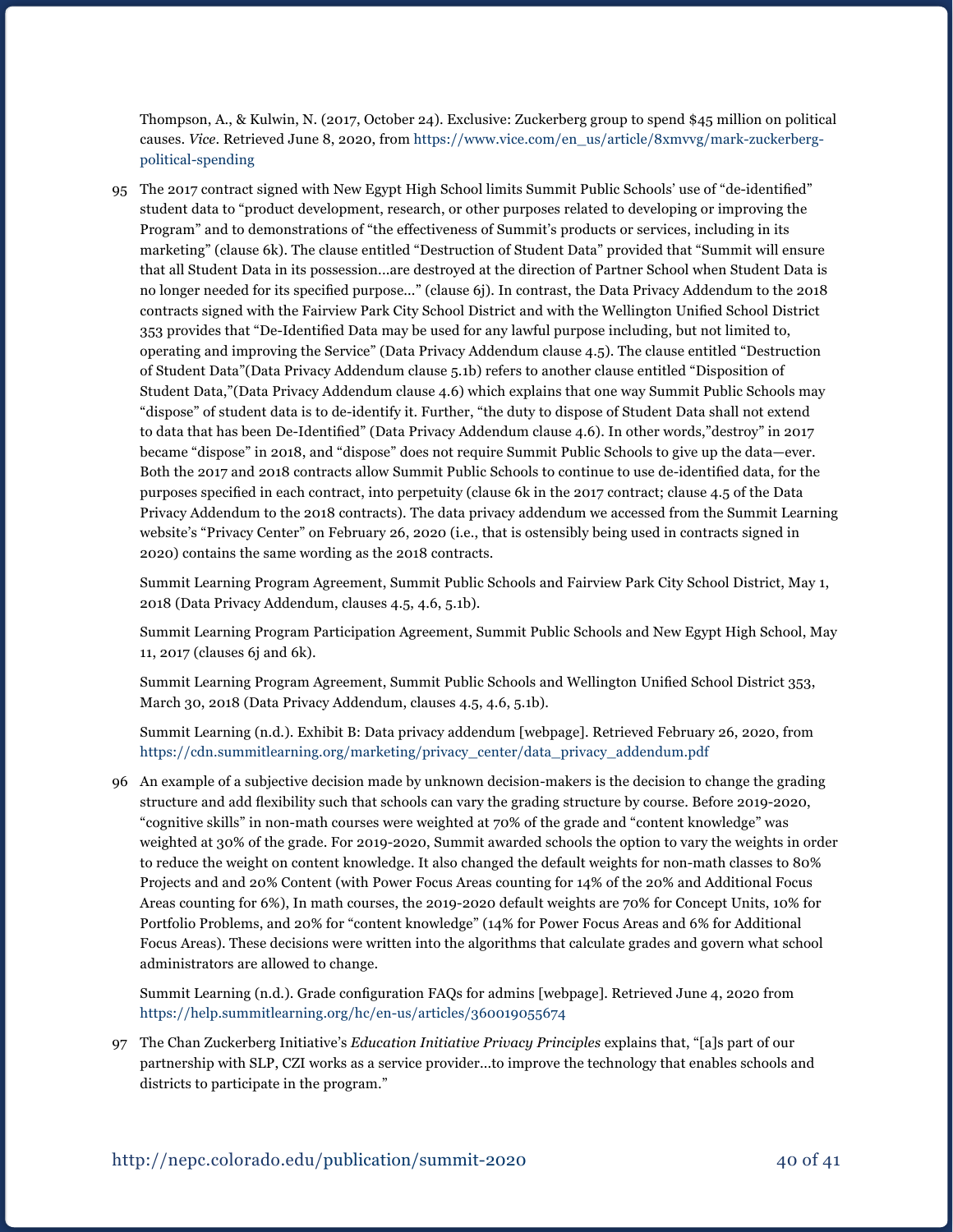Thompson, A., & Kulwin, N. (2017, October 24). Exclusive: Zuckerberg group to spend $45 million on political causes. *Vice*. Retrieved June 8, 2020, from https://www.vice.com/en_us/article/8xmvvg/mark-zuckerberg-political-spending

95 The 2017 contract signed with New Egypt High School limits Summit Public Schools' use of "de-identified" student data to "product development, research, or other purposes related to developing or improving the Program" and to demonstrations of "the effectiveness of Summit's products or services, including in its marketing" (clause 6k). The clause entitled "Destruction of Student Data" provided that "Summit will ensure that all Student Data in its possession...are destroyed at the direction of Partner School when Student Data is no longer needed for its specified purpose..." (clause 6j). In contrast, the Data Privacy Addendum to the 2018 contracts signed with the Fairview Park City School District and with the Wellington Unified School District 353 provides that "De-Identified Data may be used for any lawful purpose including, but not limited to, operating and improving the Service" (Data Privacy Addendum clause 4.5). The clause entitled "Destruction of Student Data"(Data Privacy Addendum clause 5.1b) refers to another clause entitled "Disposition of Student Data,"(Data Privacy Addendum clause 4.6) which explains that one way Summit Public Schools may "dispose" of student data is to de-identify it. Further, "the duty to dispose of Student Data shall not extend to data that has been De-Identified" (Data Privacy Addendum clause 4.6). In other words,"destroy" in 2017 became "dispose" in 2018, and "dispose" does not require Summit Public Schools to give up the data—ever. Both the 2017 and 2018 contracts allow Summit Public Schools to continue to use de-identified data, for the purposes specified in each contract, into perpetuity (clause 6k in the 2017 contract; clause 4.5 of the Data Privacy Addendum to the 2018 contracts). The data privacy addendum we accessed from the Summit Learning website's "Privacy Center" on February 26, 2020 (i.e., that is ostensibly being used in contracts signed in 2020) contains the same wording as the 2018 contracts.

Summit Learning Program Agreement, Summit Public Schools and Fairview Park City School District, May 1, 2018 (Data Privacy Addendum, clauses 4.5, 4.6, 5.1b).

Summit Learning Program Participation Agreement, Summit Public Schools and New Egypt High School, May 11, 2017 (clauses 6j and 6k).

Summit Learning Program Agreement, Summit Public Schools and Wellington Unified School District 353, March 30, 2018 (Data Privacy Addendum, clauses 4.5, 4.6, 5.1b).

Summit Learning (n.d.). Exhibit B: Data privacy addendum [webpage]. Retrieved February 26, 2020, from https://cdn.summitlearning.org/marketing/privacy_center/data_privacy_addendum.pdf

96 An example of a subjective decision made by unknown decision-makers is the decision to change the grading structure and add flexibility such that schools can vary the grading structure by course. Before 2019-2020, "cognitive skills" in non-math courses were weighted at 70% of the grade and "content knowledge" was weighted at 30% of the grade. For 2019-2020, Summit awarded schools the option to vary the weights in order to reduce the weight on content knowledge. It also changed the default weights for non-math classes to 80% Projects and and 20% Content (with Power Focus Areas counting for 14% of the 20% and Additional Focus Areas counting for 6%), In math courses, the 2019-2020 default weights are 70% for Concept Units, 10% for Portfolio Problems, and 20% for "content knowledge" (14% for Power Focus Areas and 6% for Additional Focus Areas). These decisions were written into the algorithms that calculate grades and govern what school administrators are allowed to change.

Summit Learning (n.d.). Grade configuration FAQs for admins [webpage]. Retrieved June 4, 2020 from https://help.summitlearning.org/hc/en-us/articles/360019055674

97 The Chan Zuckerberg Initiative's *Education Initiative Privacy Principles* explains that, "[a]s part of our partnership with SLP, CZI works as a service provider...to improve the technology that enables schools and districts to participate in the program."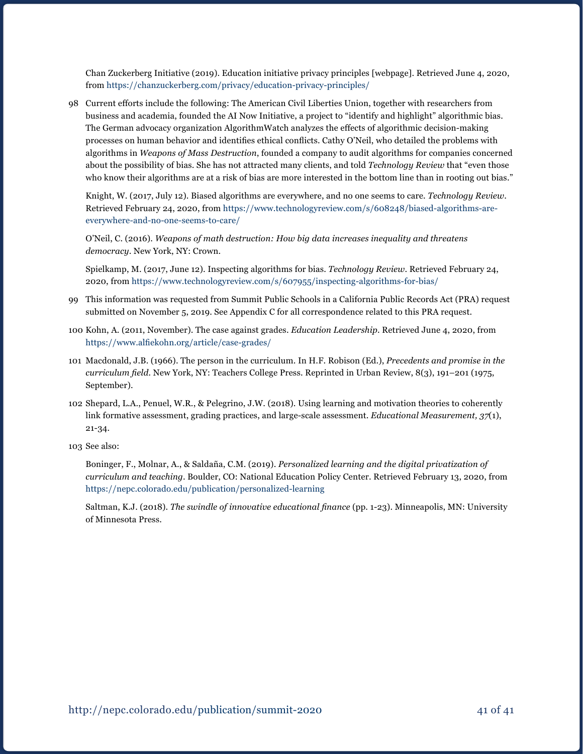Chan Zuckerberg Initiative (2019). Education initiative privacy principles [webpage]. Retrieved June 4, 2020, from https://chanzuckerberg.com/privacy/education-privacy-principles/

98 Current efforts include the following: The American Civil Liberties Union, together with researchers from business and academia, founded the AI Now Initiative, a project to "identify and highlight" algorithmic bias. The German advocacy organization AlgorithmWatch analyzes the effects of algorithmic decision-making processes on human behavior and identifies ethical conflicts. Cathy O'Neil, who detailed the problems with algorithms in *Weapons of Mass Destruction*, founded a company to audit algorithms for companies concerned about the possibility of bias. She has not attracted many clients, and told *Technology Review* that "even those who know their algorithms are at a risk of bias are more interested in the bottom line than in rooting out bias."

Knight, W. (2017, July 12). Biased algorithms are everywhere, and no one seems to care. *Technology Review*. Retrieved February 24, 2020, from https://www.technologyreview.com/s/608248/biased-algorithms-are-everywhere-and-no-one-seems-to-care/

O'Neil, C. (2016). *Weapons of math destruction: How big data increases inequality and threatens democracy*. New York, NY: Crown.

Spielkamp, M. (2017, June 12). Inspecting algorithms for bias. *Technology Review*. Retrieved February 24, 2020, from https://www.technologyreview.com/s/607955/inspecting-algorithms-for-bias/

99 This information was requested from Summit Public Schools in a California Public Records Act (PRA) request submitted on November 5, 2019. See Appendix C for all correspondence related to this PRA request.

100 Kohn, A. (2011, November). The case against grades. *Education Leadership*. Retrieved June 4, 2020, from https://www.alfiekohn.org/article/case-grades/

101 Macdonald, J.B. (1966). The person in the curriculum. In H.F. Robison (Ed.), *Precedents and promise in the curriculum field*. New York, NY: Teachers College Press. Reprinted in Urban Review, 8(3), 191–201 (1975, September).

102 Shepard, L.A., Penuel, W.R., & Pelegrino, J.W. (2018). Using learning and motivation theories to coherently link formative assessment, grading practices, and large-scale assessment. *Educational Measurement, 37*(1), 21-34.

103 See also:

Boninger, F., Molnar, A., & Saldaña, C.M. (2019). *Personalized learning and the digital privatization of curriculum and teaching*. Boulder, CO: National Education Policy Center. Retrieved February 13, 2020, from https://nepc.colorado.edu/publication/personalized-learning

Saltman, K.J. (2018). *The swindle of innovative educational finance* (pp. 1-23). Minneapolis, MN: University of Minnesota Press.